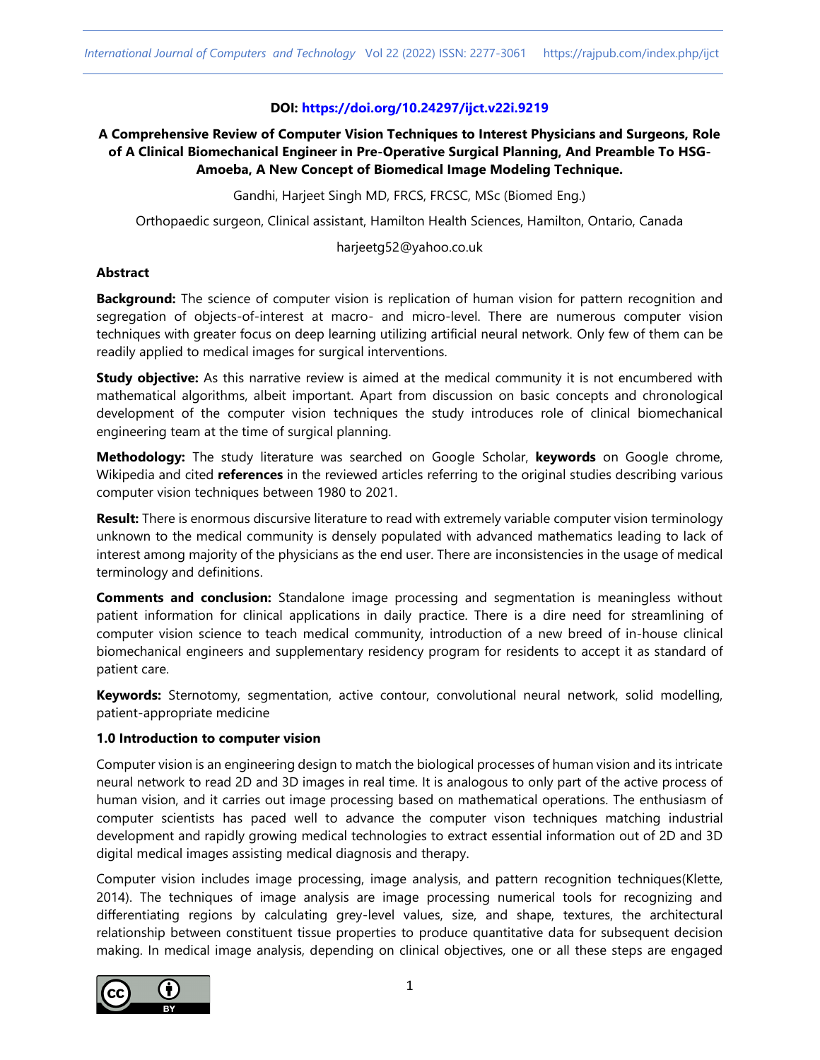**DOI: https://doi.org/10.24297/ijct.v22i.9219**

# A Comprehensive Review of Computer Vision Techniques to Interest Physicians and Surgeons, Role of A Clinical Biomechanical Engineer in Pre-Operative Surgical Planning, And Preamble To HSG-Amoeba, A New Concept of Biomedical Image Modeling Technique.

Gandhi, Harjeet Singh MD, FRCS, FRCSC, MSc (Biomed Eng.)

Orthopaedic surgeon, Clinical assistant, Hamilton Health Sciences, Hamilton, Ontario, Canada

harjeetg52@yahoo.co.uk

## Abstract

**Background:** The science of computer vision is replication of human vision for pattern recognition and segregation of objects-of-interest at macro- and micro-level. There are numerous computer vision techniques with greater focus on deep learning utilizing artificial neural network. Only few of them can be readily applied to medical images for surgical interventions.

**Study objective:** As this narrative review is aimed at the medical community it is not encumbered with mathematical algorithms, albeit important. Apart from discussion on basic concepts and chronological development of the computer vision techniques the study introduces role of clinical biomechanical engineering team at the time of surgical planning.

**Methodology:** The study literature was searched on Google Scholar, **keywords** on Google chrome, Wikipedia and cited **references** in the reviewed articles referring to the original studies describing various computer vision techniques between 1980 to 2021.

**Result:** There is enormous discursive literature to read with extremely variable computer vision terminology unknown to the medical community is densely populated with advanced mathematics leading to lack of interest among majority of the physicians as the end user. There are inconsistencies in the usage of medical terminology and definitions.

**Comments and conclusion:** Standalone image processing and segmentation is meaningless without patient information for clinical applications in daily practice. There is a dire need for streamlining of computer vision science to teach medical community, introduction of a new breed of in-house clinical biomechanical engineers and supplementary residency program for residents to accept it as standard of patient care.

**Keywords:** Sternotomy, segmentation, active contour, convolutional neural network, solid modelling, patient-appropriate medicine

## 1.0 Introduction to computer vision

Computer vision is an engineering design to match the biological processes of human vision and its intricate neural network to read 2D and 3D images in real time. It is analogous to only part of the active process of human vision, and it carries out image processing based on mathematical operations. The enthusiasm of computer scientists has paced well to advance the computer vison techniques matching industrial development and rapidly growing medical technologies to extract essential information out of 2D and 3D digital medical images assisting medical diagnosis and therapy.

Computer vision includes image processing, image analysis, and pattern recognition techniques(Klette, 2014). The techniques of image analysis are image processing numerical tools for recognizing and differentiating regions by calculating grey-level values, size, and shape, textures, the architectural relationship between constituent tissue properties to produce quantitative data for subsequent decision making. In medical image analysis, depending on clinical objectives, one or all these steps are engaged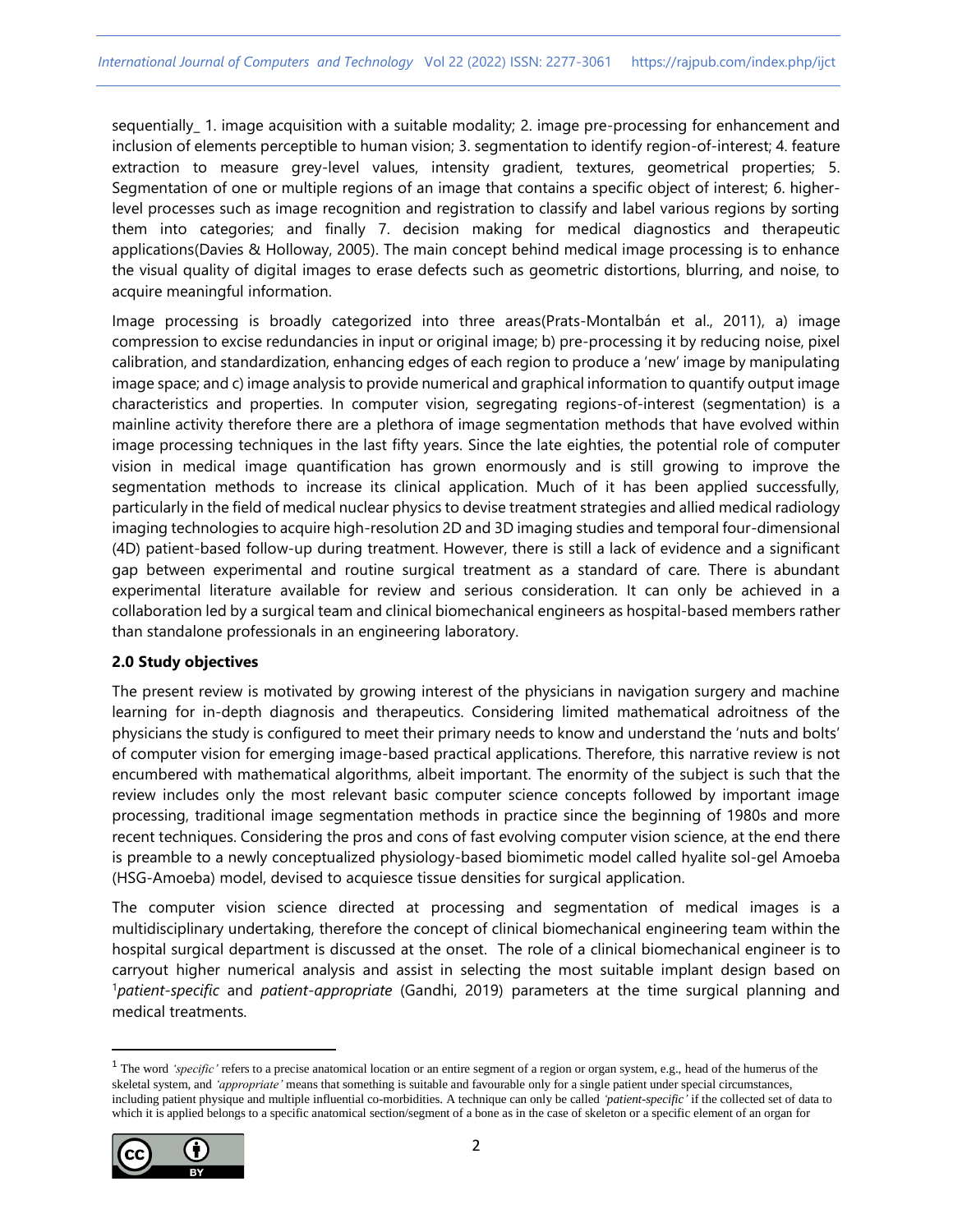sequentially_ 1. image acquisition with a suitable modality; 2. image pre-processing for enhancement and inclusion of elements perceptible to human vision; 3. segmentation to identify region-of-interest; 4. feature extraction to measure grey-level values, intensity gradient, textures, geometrical properties; 5. Segmentation of one or multiple regions of an image that contains a specific object of interest; 6. higher-level processes such as image recognition and registration to classify and label various regions by sorting them into categories; and finally 7. decision making for medical diagnostics and therapeutic applications(Davies & Holloway, 2005). The main concept behind medical image processing is to enhance the visual quality of digital images to erase defects such as geometric distortions, blurring, and noise, to acquire meaningful information.

Image processing is broadly categorized into three areas(Prats-Montalbán et al., 2011), a) image compression to excise redundancies in input or original image; b) pre-processing it by reducing noise, pixel calibration, and standardization, enhancing edges of each region to produce a 'new' image by manipulating image space; and c) image analysis to provide numerical and graphical information to quantify output image characteristics and properties. In computer vision, segregating regions-of-interest (segmentation) is a mainline activity therefore there are a plethora of image segmentation methods that have evolved within image processing techniques in the last fifty years. Since the late eighties, the potential role of computer vision in medical image quantification has grown enormously and is still growing to improve the segmentation methods to increase its clinical application. Much of it has been applied successfully, particularly in the field of medical nuclear physics to devise treatment strategies and allied medical radiology imaging technologies to acquire high-resolution 2D and 3D imaging studies and temporal four-dimensional (4D) patient-based follow-up during treatment. However, there is still a lack of evidence and a significant gap between experimental and routine surgical treatment as a standard of care. There is abundant experimental literature available for review and serious consideration. It can only be achieved in a collaboration led by a surgical team and clinical biomechanical engineers as hospital-based members rather than standalone professionals in an engineering laboratory.

**2.0 Study objectives**

The present review is motivated by growing interest of the physicians in navigation surgery and machine learning for in-depth diagnosis and therapeutics. Considering limited mathematical adroitness of the physicians the study is configured to meet their primary needs to know and understand the 'nuts and bolts' of computer vision for emerging image-based practical applications. Therefore, this narrative review is not encumbered with mathematical algorithms, albeit important. The enormity of the subject is such that the review includes only the most relevant basic computer science concepts followed by important image processing, traditional image segmentation methods in practice since the beginning of 1980s and more recent techniques. Considering the pros and cons of fast evolving computer vision science, at the end there is preamble to a newly conceptualized physiology-based biomimetic model called hyalite sol-gel Amoeba (HSG-Amoeba) model, devised to acquiesce tissue densities for surgical application.

The computer vision science directed at processing and segmentation of medical images is a multidisciplinary undertaking, therefore the concept of clinical biomechanical engineering team within the hospital surgical department is discussed at the onset. The role of a clinical biomechanical engineer is to carryout higher numerical analysis and assist in selecting the most suitable implant design based on [1]*patient-specific* and *patient-appropriate* (Gandhi, 2019) parameters at the time surgical planning and medical treatments.

[1] The word *'specific'* refers to a precise anatomical location or an entire segment of a region or organ system, e.g., head of the humerus of the skeletal system, and *'appropriate'* means that something is suitable and favourable only for a single patient under special circumstances, including patient physique and multiple influential co-morbidities. A technique can only be called *'patient-specific'* if the collected set of data to which it is applied belongs to a specific anatomical section/segment of a bone as in the case of skeleton or a specific element of an organ for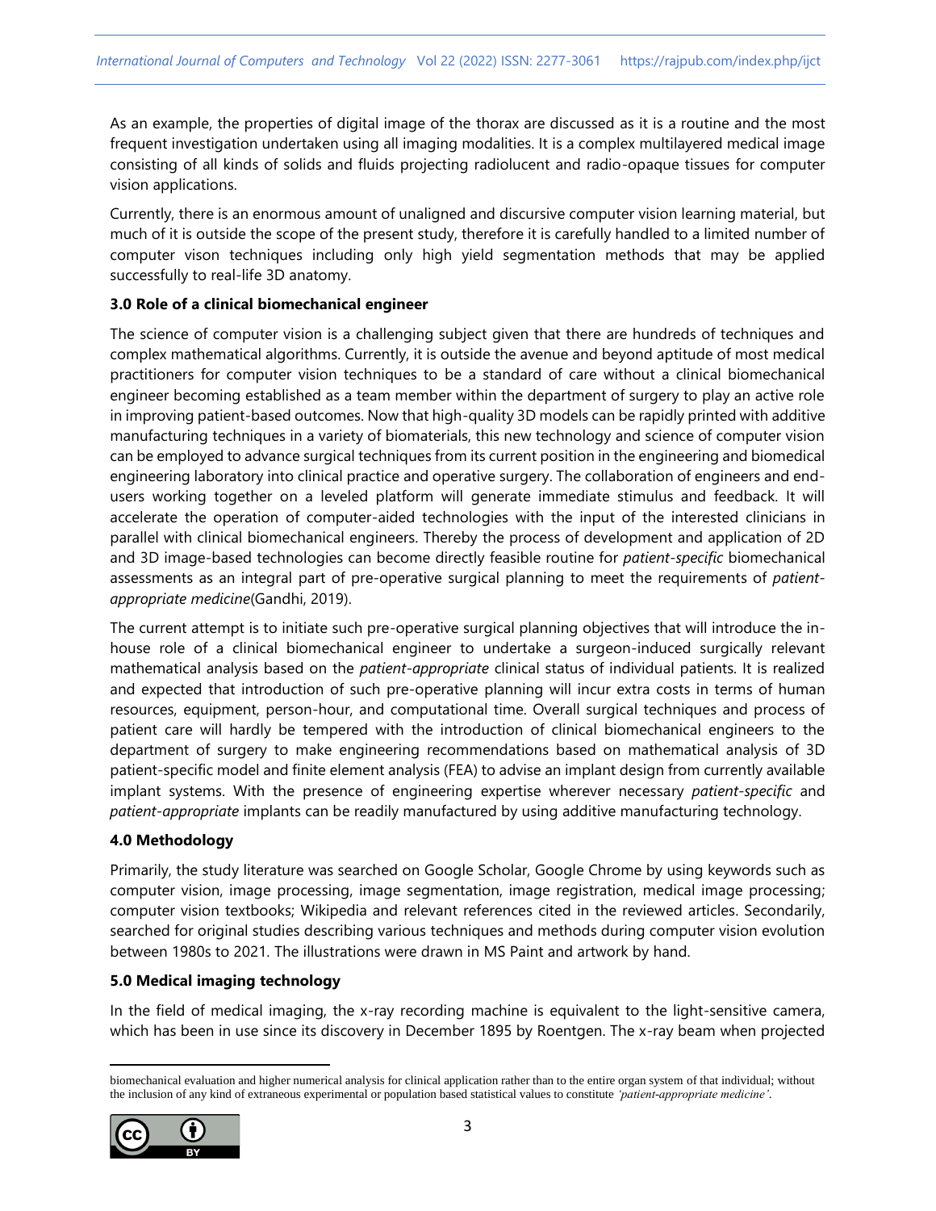As an example, the properties of digital image of the thorax are discussed as it is a routine and the most frequent investigation undertaken using all imaging modalities. It is a complex multilayered medical image consisting of all kinds of solids and fluids projecting radiolucent and radio-opaque tissues for computer vision applications.

Currently, there is an enormous amount of unaligned and discursive computer vision learning material, but much of it is outside the scope of the present study, therefore it is carefully handled to a limited number of computer vison techniques including only high yield segmentation methods that may be applied successfully to real-life 3D anatomy.

### 3.0 Role of a clinical biomechanical engineer

The science of computer vision is a challenging subject given that there are hundreds of techniques and complex mathematical algorithms. Currently, it is outside the avenue and beyond aptitude of most medical practitioners for computer vision techniques to be a standard of care without a clinical biomechanical engineer becoming established as a team member within the department of surgery to play an active role in improving patient-based outcomes. Now that high-quality 3D models can be rapidly printed with additive manufacturing techniques in a variety of biomaterials, this new technology and science of computer vision can be employed to advance surgical techniques from its current position in the engineering and biomedical engineering laboratory into clinical practice and operative surgery. The collaboration of engineers and end-users working together on a leveled platform will generate immediate stimulus and feedback. It will accelerate the operation of computer-aided technologies with the input of the interested clinicians in parallel with clinical biomechanical engineers. Thereby the process of development and application of 2D and 3D image-based technologies can become directly feasible routine for *patient-specific* biomechanical assessments as an integral part of pre-operative surgical planning to meet the requirements of *patient-appropriate medicine*(Gandhi, 2019).

The current attempt is to initiate such pre-operative surgical planning objectives that will introduce the in-house role of a clinical biomechanical engineer to undertake a surgeon-induced surgically relevant mathematical analysis based on the *patient-appropriate* clinical status of individual patients. It is realized and expected that introduction of such pre-operative planning will incur extra costs in terms of human resources, equipment, person-hour, and computational time. Overall surgical techniques and process of patient care will hardly be tempered with the introduction of clinical biomechanical engineers to the department of surgery to make engineering recommendations based on mathematical analysis of 3D patient-specific model and finite element analysis (FEA) to advise an implant design from currently available implant systems. With the presence of engineering expertise wherever necessary *patient-specific* and *patient-appropriate* implants can be readily manufactured by using additive manufacturing technology.

### 4.0 Methodology

Primarily, the study literature was searched on Google Scholar, Google Chrome by using keywords such as computer vision, image processing, image segmentation, image registration, medical image processing; computer vision textbooks; Wikipedia and relevant references cited in the reviewed articles. Secondarily, searched for original studies describing various techniques and methods during computer vision evolution between 1980s to 2021. The illustrations were drawn in MS Paint and artwork by hand.

### 5.0 Medical imaging technology

In the field of medical imaging, the x-ray recording machine is equivalent to the light-sensitive camera, which has been in use since its discovery in December 1895 by Roentgen. The x-ray beam when projected

---

biomechanical evaluation and higher numerical analysis for clinical application rather than to the entire organ system of that individual; without the inclusion of any kind of extraneous experimental or population based statistical values to constitute *'patient-appropriate medicine'*.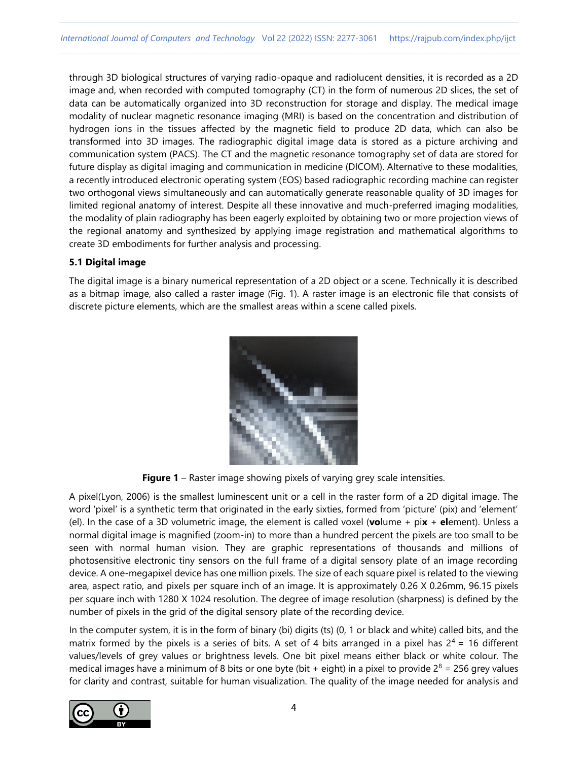through 3D biological structures of varying radio-opaque and radiolucent densities, it is recorded as a 2D image and, when recorded with computed tomography (CT) in the form of numerous 2D slices, the set of data can be automatically organized into 3D reconstruction for storage and display. The medical image modality of nuclear magnetic resonance imaging (MRI) is based on the concentration and distribution of hydrogen ions in the tissues affected by the magnetic field to produce 2D data, which can also be transformed into 3D images. The radiographic digital image data is stored as a picture archiving and communication system (PACS). The CT and the magnetic resonance tomography set of data are stored for future display as digital imaging and communication in medicine (DICOM). Alternative to these modalities, a recently introduced electronic operating system (EOS) based radiographic recording machine can register two orthogonal views simultaneously and can automatically generate reasonable quality of 3D images for limited regional anatomy of interest. Despite all these innovative and much-preferred imaging modalities, the modality of plain radiography has been eagerly exploited by obtaining two or more projection views of the regional anatomy and synthesized by applying image registration and mathematical algorithms to create 3D embodiments for further analysis and processing.

### 5.1 Digital image

The digital image is a binary numerical representation of a 2D object or a scene. Technically it is described as a bitmap image, also called a raster image (Fig. 1). A raster image is an electronic file that consists of discrete picture elements, which are the smallest areas within a scene called pixels.

**Figure 1** – Raster image showing pixels of varying grey scale intensities.

A pixel(Lyon, 2006) is the smallest luminescent unit or a cell in the raster form of a 2D digital image. The word 'pixel' is a synthetic term that originated in the early sixties, formed from 'picture' (pix) and 'element' (el). In the case of a 3D volumetric image, the element is called voxel (**vo**lume + pi**x** + **el**ement). Unless a normal digital image is magnified (zoom-in) to more than a hundred percent the pixels are too small to be seen with normal human vision. They are graphic representations of thousands and millions of photosensitive electronic tiny sensors on the full frame of a digital sensory plate of an image recording device. A one-megapixel device has one million pixels. The size of each square pixel is related to the viewing area, aspect ratio, and pixels per square inch of an image. It is approximately 0.26 X 0.26mm, 96.15 pixels per square inch with 1280 X 1024 resolution. The degree of image resolution (sharpness) is defined by the number of pixels in the grid of the digital sensory plate of the recording device.

In the computer system, it is in the form of binary (bi) digits (ts) (0, 1 or black and white) called bits, and the matrix formed by the pixels is a series of bits. A set of 4 bits arranged in a pixel has $2^4 = 16$ different values/levels of grey values or brightness levels. One bit pixel means either black or white colour. The medical images have a minimum of 8 bits or one byte (bit + eight) in a pixel to provide $2^8 = 256$ grey values for clarity and contrast, suitable for human visualization. The quality of the image needed for analysis and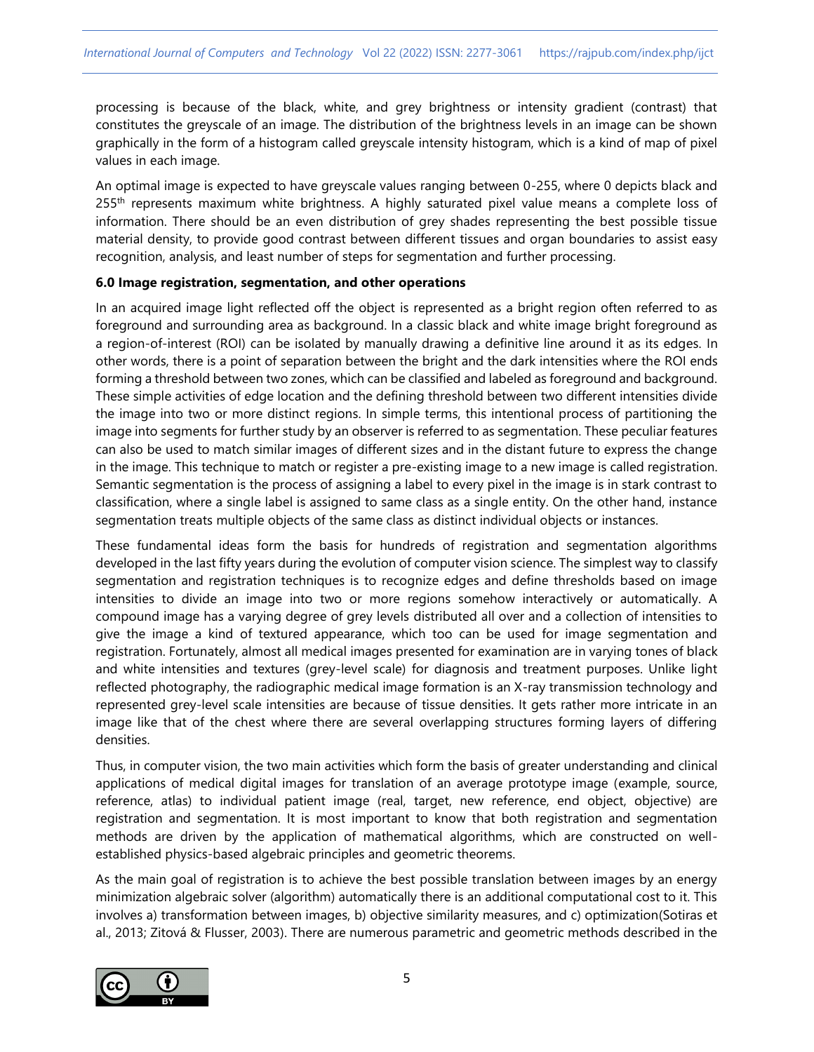processing is because of the black, white, and grey brightness or intensity gradient (contrast) that constitutes the greyscale of an image. The distribution of the brightness levels in an image can be shown graphically in the form of a histogram called greyscale intensity histogram, which is a kind of map of pixel values in each image.

An optimal image is expected to have greyscale values ranging between 0-255, where 0 depicts black and 255$^{th}$ represents maximum white brightness. A highly saturated pixel value means a complete loss of information. There should be an even distribution of grey shades representing the best possible tissue material density, to provide good contrast between different tissues and organ boundaries to assist easy recognition, analysis, and least number of steps for segmentation and further processing.

**6.0 Image registration, segmentation, and other operations**

In an acquired image light reflected off the object is represented as a bright region often referred to as foreground and surrounding area as background. In a classic black and white image bright foreground as a region-of-interest (ROI) can be isolated by manually drawing a definitive line around it as its edges. In other words, there is a point of separation between the bright and the dark intensities where the ROI ends forming a threshold between two zones, which can be classified and labeled as foreground and background. These simple activities of edge location and the defining threshold between two different intensities divide the image into two or more distinct regions. In simple terms, this intentional process of partitioning the image into segments for further study by an observer is referred to as segmentation. These peculiar features can also be used to match similar images of different sizes and in the distant future to express the change in the image. This technique to match or register a pre-existing image to a new image is called registration. Semantic segmentation is the process of assigning a label to every pixel in the image is in stark contrast to classification, where a single label is assigned to same class as a single entity. On the other hand, instance segmentation treats multiple objects of the same class as distinct individual objects or instances.

These fundamental ideas form the basis for hundreds of registration and segmentation algorithms developed in the last fifty years during the evolution of computer vision science. The simplest way to classify segmentation and registration techniques is to recognize edges and define thresholds based on image intensities to divide an image into two or more regions somehow interactively or automatically. A compound image has a varying degree of grey levels distributed all over and a collection of intensities to give the image a kind of textured appearance, which too can be used for image segmentation and registration. Fortunately, almost all medical images presented for examination are in varying tones of black and white intensities and textures (grey-level scale) for diagnosis and treatment purposes. Unlike light reflected photography, the radiographic medical image formation is an X-ray transmission technology and represented grey-level scale intensities are because of tissue densities. It gets rather more intricate in an image like that of the chest where there are several overlapping structures forming layers of differing densities.

Thus, in computer vision, the two main activities which form the basis of greater understanding and clinical applications of medical digital images for translation of an average prototype image (example, source, reference, atlas) to individual patient image (real, target, new reference, end object, objective) are registration and segmentation. It is most important to know that both registration and segmentation methods are driven by the application of mathematical algorithms, which are constructed on well-established physics-based algebraic principles and geometric theorems.

As the main goal of registration is to achieve the best possible translation between images by an energy minimization algebraic solver (algorithm) automatically there is an additional computational cost to it. This involves a) transformation between images, b) objective similarity measures, and c) optimization(Sotiras et al., 2013; Zitová & Flusser, 2003). There are numerous parametric and geometric methods described in the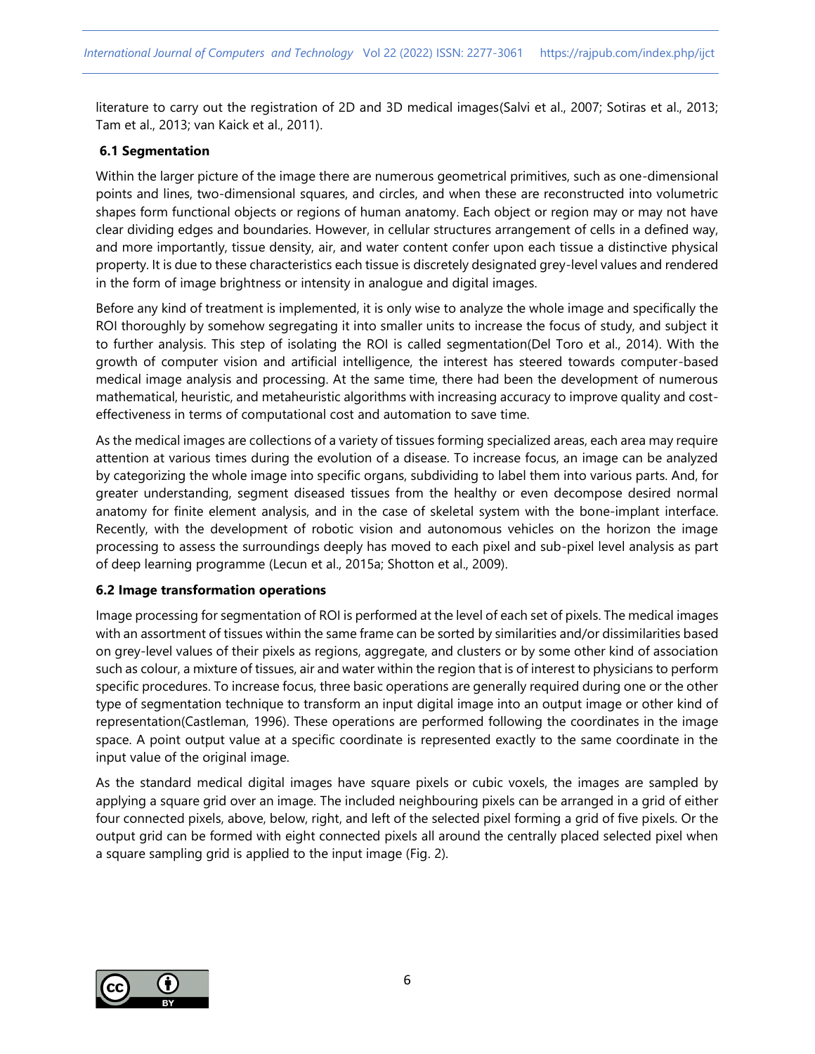literature to carry out the registration of 2D and 3D medical images(Salvi et al., 2007; Sotiras et al., 2013; Tam et al., 2013; van Kaick et al., 2011).

### 6.1 Segmentation

Within the larger picture of the image there are numerous geometrical primitives, such as one-dimensional points and lines, two-dimensional squares, and circles, and when these are reconstructed into volumetric shapes form functional objects or regions of human anatomy. Each object or region may or may not have clear dividing edges and boundaries. However, in cellular structures arrangement of cells in a defined way, and more importantly, tissue density, air, and water content confer upon each tissue a distinctive physical property. It is due to these characteristics each tissue is discretely designated grey-level values and rendered in the form of image brightness or intensity in analogue and digital images.

Before any kind of treatment is implemented, it is only wise to analyze the whole image and specifically the ROI thoroughly by somehow segregating it into smaller units to increase the focus of study, and subject it to further analysis. This step of isolating the ROI is called segmentation(Del Toro et al., 2014). With the growth of computer vision and artificial intelligence, the interest has steered towards computer-based medical image analysis and processing. At the same time, there had been the development of numerous mathematical, heuristic, and metaheuristic algorithms with increasing accuracy to improve quality and cost-effectiveness in terms of computational cost and automation to save time.

As the medical images are collections of a variety of tissues forming specialized areas, each area may require attention at various times during the evolution of a disease. To increase focus, an image can be analyzed by categorizing the whole image into specific organs, subdividing to label them into various parts. And, for greater understanding, segment diseased tissues from the healthy or even decompose desired normal anatomy for finite element analysis, and in the case of skeletal system with the bone-implant interface. Recently, with the development of robotic vision and autonomous vehicles on the horizon the image processing to assess the surroundings deeply has moved to each pixel and sub-pixel level analysis as part of deep learning programme (Lecun et al., 2015a; Shotton et al., 2009).

### 6.2 Image transformation operations

Image processing for segmentation of ROI is performed at the level of each set of pixels. The medical images with an assortment of tissues within the same frame can be sorted by similarities and/or dissimilarities based on grey-level values of their pixels as regions, aggregate, and clusters or by some other kind of association such as colour, a mixture of tissues, air and water within the region that is of interest to physicians to perform specific procedures. To increase focus, three basic operations are generally required during one or the other type of segmentation technique to transform an input digital image into an output image or other kind of representation(Castleman, 1996). These operations are performed following the coordinates in the image space. A point output value at a specific coordinate is represented exactly to the same coordinate in the input value of the original image.

As the standard medical digital images have square pixels or cubic voxels, the images are sampled by applying a square grid over an image. The included neighbouring pixels can be arranged in a grid of either four connected pixels, above, below, right, and left of the selected pixel forming a grid of five pixels. Or the output grid can be formed with eight connected pixels all around the centrally placed selected pixel when a square sampling grid is applied to the input image (Fig. 2).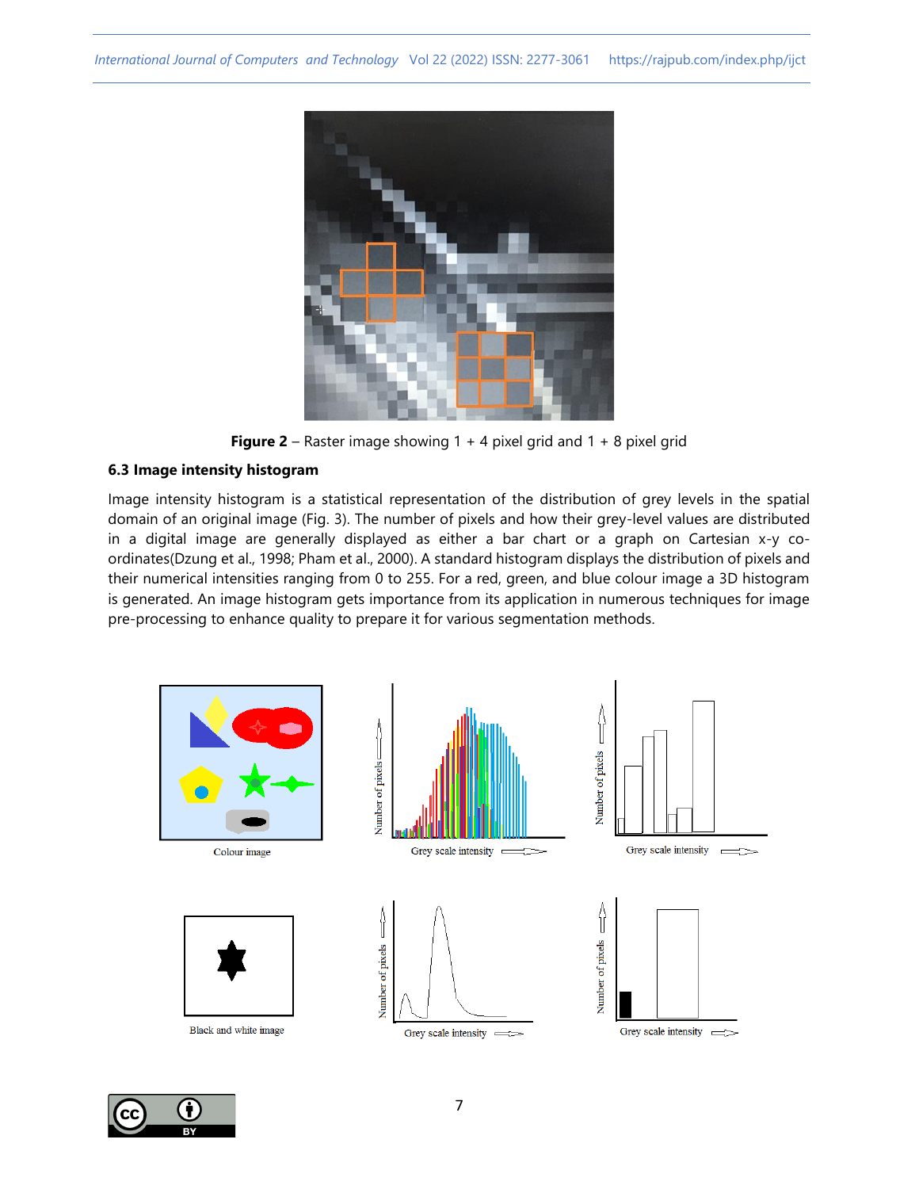**Figure 2** – Raster image showing 1 + 4 pixel grid and 1 + 8 pixel grid

### 6.3 Image intensity histogram

Image intensity histogram is a statistical representation of the distribution of grey levels in the spatial domain of an original image (Fig. 3). The number of pixels and how their grey-level values are distributed in a digital image are generally displayed as either a bar chart or a graph on Cartesian x-y co-ordinates(Dzung et al., 1998; Pham et al., 2000). A standard histogram displays the distribution of pixels and their numerical intensities ranging from 0 to 255. For a red, green, and blue colour image a 3D histogram is generated. An image histogram gets importance from its application in numerous techniques for image pre-processing to enhance quality to prepare it for various segmentation methods.

Colour image

Black and white image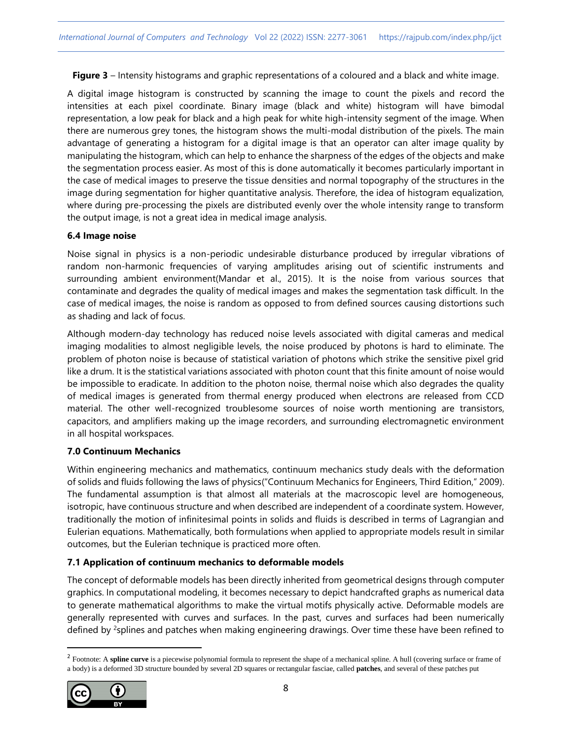**Figure 3** – Intensity histograms and graphic representations of a coloured and a black and white image.

A digital image histogram is constructed by scanning the image to count the pixels and record the intensities at each pixel coordinate. Binary image (black and white) histogram will have bimodal representation, a low peak for black and a high peak for white high-intensity segment of the image. When there are numerous grey tones, the histogram shows the multi-modal distribution of the pixels. The main advantage of generating a histogram for a digital image is that an operator can alter image quality by manipulating the histogram, which can help to enhance the sharpness of the edges of the objects and make the segmentation process easier. As most of this is done automatically it becomes particularly important in the case of medical images to preserve the tissue densities and normal topography of the structures in the image during segmentation for higher quantitative analysis. Therefore, the idea of histogram equalization, where during pre-processing the pixels are distributed evenly over the whole intensity range to transform the output image, is not a great idea in medical image analysis.

### 6.4 Image noise

Noise signal in physics is a non-periodic undesirable disturbance produced by irregular vibrations of random non-harmonic frequencies of varying amplitudes arising out of scientific instruments and surrounding ambient environment(Mandar et al., 2015). It is the noise from various sources that contaminate and degrades the quality of medical images and makes the segmentation task difficult. In the case of medical images, the noise is random as opposed to from defined sources causing distortions such as shading and lack of focus.

Although modern-day technology has reduced noise levels associated with digital cameras and medical imaging modalities to almost negligible levels, the noise produced by photons is hard to eliminate. The problem of photon noise is because of statistical variation of photons which strike the sensitive pixel grid like a drum. It is the statistical variations associated with photon count that this finite amount of noise would be impossible to eradicate. In addition to the photon noise, thermal noise which also degrades the quality of medical images is generated from thermal energy produced when electrons are released from CCD material. The other well-recognized troublesome sources of noise worth mentioning are transistors, capacitors, and amplifiers making up the image recorders, and surrounding electromagnetic environment in all hospital workspaces.

## 7.0 Continuum Mechanics

Within engineering mechanics and mathematics, continuum mechanics study deals with the deformation of solids and fluids following the laws of physics("Continuum Mechanics for Engineers, Third Edition," 2009). The fundamental assumption is that almost all materials at the macroscopic level are homogeneous, isotropic, have continuous structure and when described are independent of a coordinate system. However, traditionally the motion of infinitesimal points in solids and fluids is described in terms of Lagrangian and Eulerian equations. Mathematically, both formulations when applied to appropriate models result in similar outcomes, but the Eulerian technique is practiced more often.

### 7.1 Application of continuum mechanics to deformable models

The concept of deformable models has been directly inherited from geometrical designs through computer graphics. In computational modeling, it becomes necessary to depict handcrafted graphs as numerical data to generate mathematical algorithms to make the virtual motifs physically active. Deformable models are generally represented with curves and surfaces. In the past, curves and surfaces had been numerically defined by [2]splines and patches when making engineering drawings. Over time these have been refined to

[2] Footnote: A **spline curve** is a piecewise polynomial formula to represent the shape of a mechanical spline. A hull (covering surface or frame of a body) is a deformed 3D structure bounded by several 2D squares or rectangular fasciae, called **patches**, and several of these patches put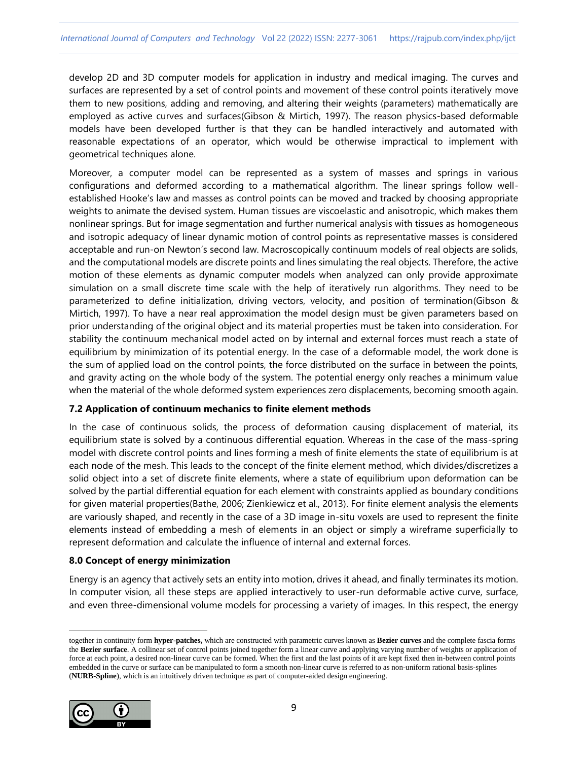develop 2D and 3D computer models for application in industry and medical imaging. The curves and surfaces are represented by a set of control points and movement of these control points iteratively move them to new positions, adding and removing, and altering their weights (parameters) mathematically are employed as active curves and surfaces(Gibson & Mirtich, 1997). The reason physics-based deformable models have been developed further is that they can be handled interactively and automated with reasonable expectations of an operator, which would be otherwise impractical to implement with geometrical techniques alone.

Moreover, a computer model can be represented as a system of masses and springs in various configurations and deformed according to a mathematical algorithm. The linear springs follow well-established Hooke's law and masses as control points can be moved and tracked by choosing appropriate weights to animate the devised system. Human tissues are viscoelastic and anisotropic, which makes them nonlinear springs. But for image segmentation and further numerical analysis with tissues as homogeneous and isotropic adequacy of linear dynamic motion of control points as representative masses is considered acceptable and run-on Newton's second law. Macroscopically continuum models of real objects are solids, and the computational models are discrete points and lines simulating the real objects. Therefore, the active motion of these elements as dynamic computer models when analyzed can only provide approximate simulation on a small discrete time scale with the help of iteratively run algorithms. They need to be parameterized to define initialization, driving vectors, velocity, and position of termination(Gibson & Mirtich, 1997). To have a near real approximation the model design must be given parameters based on prior understanding of the original object and its material properties must be taken into consideration. For stability the continuum mechanical model acted on by internal and external forces must reach a state of equilibrium by minimization of its potential energy. In the case of a deformable model, the work done is the sum of applied load on the control points, the force distributed on the surface in between the points, and gravity acting on the whole body of the system. The potential energy only reaches a minimum value when the material of the whole deformed system experiences zero displacements, becoming smooth again.

### 7.2 Application of continuum mechanics to finite element methods

In the case of continuous solids, the process of deformation causing displacement of material, its equilibrium state is solved by a continuous differential equation. Whereas in the case of the mass-spring model with discrete control points and lines forming a mesh of finite elements the state of equilibrium is at each node of the mesh. This leads to the concept of the finite element method, which divides/discretizes a solid object into a set of discrete finite elements, where a state of equilibrium upon deformation can be solved by the partial differential equation for each element with constraints applied as boundary conditions for given material properties(Bathe, 2006; Zienkiewicz et al., 2013). For finite element analysis the elements are variously shaped, and recently in the case of a 3D image in-situ voxels are used to represent the finite elements instead of embedding a mesh of elements in an object or simply a wireframe superficially to represent deformation and calculate the influence of internal and external forces.

### 8.0 Concept of energy minimization

Energy is an agency that actively sets an entity into motion, drives it ahead, and finally terminates its motion. In computer vision, all these steps are applied interactively to user-run deformable active curve, surface, and even three-dimensional volume models for processing a variety of images. In this respect, the energy

---

together in continuity form **hyper-patches,** which are constructed with parametric curves known as **Bezier curves** and the complete fascia forms the **Bezier surface**. A collinear set of control points joined together form a linear curve and applying varying number of weights or application of force at each point, a desired non-linear curve can be formed. When the first and the last points of it are kept fixed then in-between control points embedded in the curve or surface can be manipulated to form a smooth non-linear curve is referred to as non-uniform rational basis-splines (**NURB-Spline**), which is an intuitively driven technique as part of computer-aided design engineering.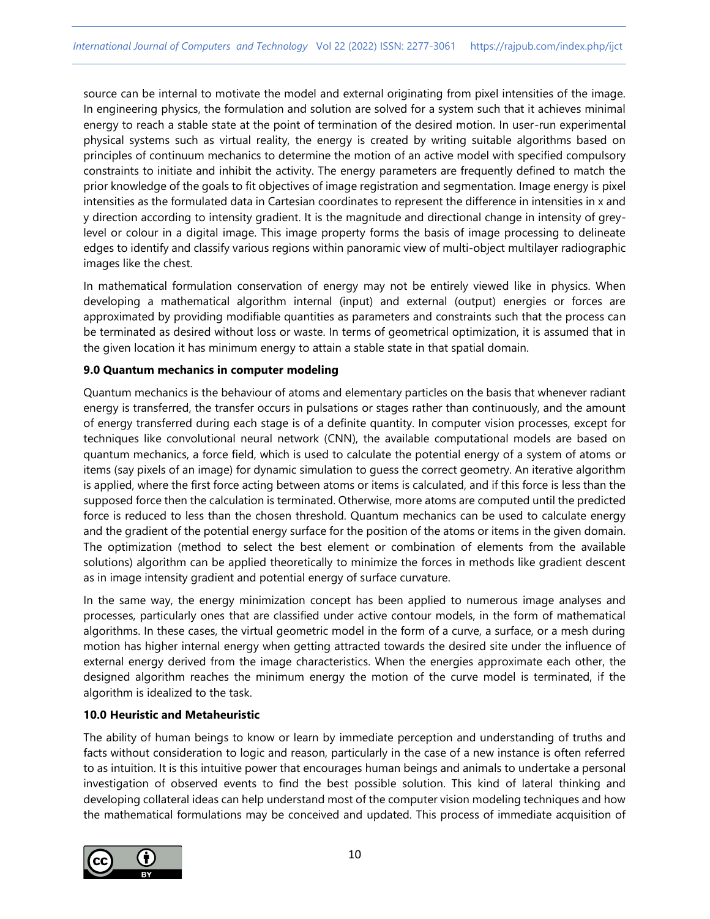source can be internal to motivate the model and external originating from pixel intensities of the image. In engineering physics, the formulation and solution are solved for a system such that it achieves minimal energy to reach a stable state at the point of termination of the desired motion. In user-run experimental physical systems such as virtual reality, the energy is created by writing suitable algorithms based on principles of continuum mechanics to determine the motion of an active model with specified compulsory constraints to initiate and inhibit the activity. The energy parameters are frequently defined to match the prior knowledge of the goals to fit objectives of image registration and segmentation. Image energy is pixel intensities as the formulated data in Cartesian coordinates to represent the difference in intensities in x and y direction according to intensity gradient. It is the magnitude and directional change in intensity of grey-level or colour in a digital image. This image property forms the basis of image processing to delineate edges to identify and classify various regions within panoramic view of multi-object multilayer radiographic images like the chest.

In mathematical formulation conservation of energy may not be entirely viewed like in physics. When developing a mathematical algorithm internal (input) and external (output) energies or forces are approximated by providing modifiable quantities as parameters and constraints such that the process can be terminated as desired without loss or waste. In terms of geometrical optimization, it is assumed that in the given location it has minimum energy to attain a stable state in that spatial domain.

**9.0 Quantum mechanics in computer modeling**

Quantum mechanics is the behaviour of atoms and elementary particles on the basis that whenever radiant energy is transferred, the transfer occurs in pulsations or stages rather than continuously, and the amount of energy transferred during each stage is of a definite quantity. In computer vision processes, except for techniques like convolutional neural network (CNN), the available computational models are based on quantum mechanics, a force field, which is used to calculate the potential energy of a system of atoms or items (say pixels of an image) for dynamic simulation to guess the correct geometry. An iterative algorithm is applied, where the first force acting between atoms or items is calculated, and if this force is less than the supposed force then the calculation is terminated. Otherwise, more atoms are computed until the predicted force is reduced to less than the chosen threshold. Quantum mechanics can be used to calculate energy and the gradient of the potential energy surface for the position of the atoms or items in the given domain. The optimization (method to select the best element or combination of elements from the available solutions) algorithm can be applied theoretically to minimize the forces in methods like gradient descent as in image intensity gradient and potential energy of surface curvature.

In the same way, the energy minimization concept has been applied to numerous image analyses and processes, particularly ones that are classified under active contour models, in the form of mathematical algorithms. In these cases, the virtual geometric model in the form of a curve, a surface, or a mesh during motion has higher internal energy when getting attracted towards the desired site under the influence of external energy derived from the image characteristics. When the energies approximate each other, the designed algorithm reaches the minimum energy the motion of the curve model is terminated, if the algorithm is idealized to the task.

**10.0 Heuristic and Metaheuristic**

The ability of human beings to know or learn by immediate perception and understanding of truths and facts without consideration to logic and reason, particularly in the case of a new instance is often referred to as intuition. It is this intuitive power that encourages human beings and animals to undertake a personal investigation of observed events to find the best possible solution. This kind of lateral thinking and developing collateral ideas can help understand most of the computer vision modeling techniques and how the mathematical formulations may be conceived and updated. This process of immediate acquisition of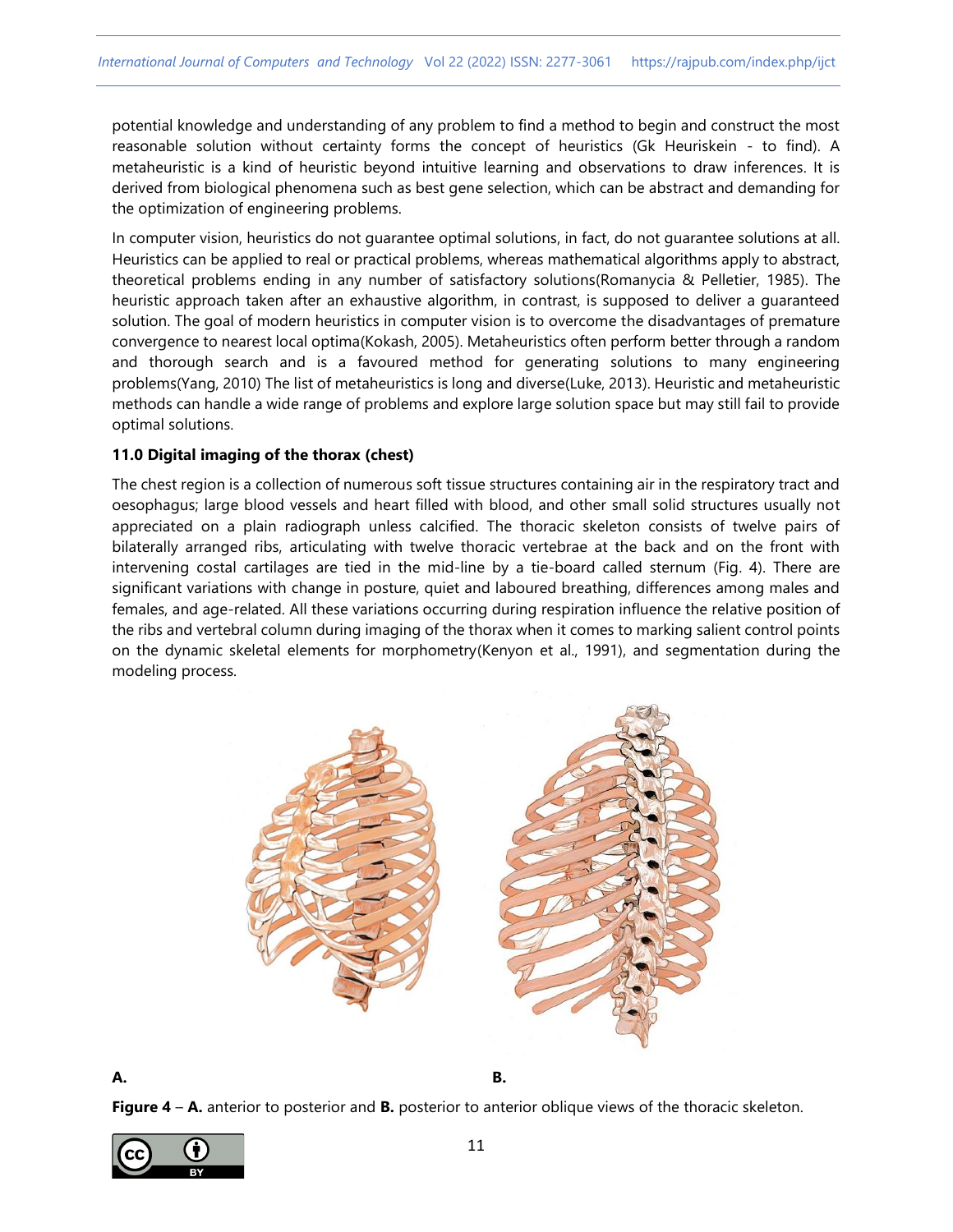potential knowledge and understanding of any problem to find a method to begin and construct the most reasonable solution without certainty forms the concept of heuristics (Gk Heuriskein - to find). A metaheuristic is a kind of heuristic beyond intuitive learning and observations to draw inferences. It is derived from biological phenomena such as best gene selection, which can be abstract and demanding for the optimization of engineering problems.

In computer vision, heuristics do not guarantee optimal solutions, in fact, do not guarantee solutions at all. Heuristics can be applied to real or practical problems, whereas mathematical algorithms apply to abstract, theoretical problems ending in any number of satisfactory solutions(Romanycia & Pelletier, 1985). The heuristic approach taken after an exhaustive algorithm, in contrast, is supposed to deliver a guaranteed solution. The goal of modern heuristics in computer vision is to overcome the disadvantages of premature convergence to nearest local optima(Kokash, 2005). Metaheuristics often perform better through a random and thorough search and is a favoured method for generating solutions to many engineering problems(Yang, 2010) The list of metaheuristics is long and diverse(Luke, 2013). Heuristic and metaheuristic methods can handle a wide range of problems and explore large solution space but may still fail to provide optimal solutions.

**11.0 Digital imaging of the thorax (chest)**

The chest region is a collection of numerous soft tissue structures containing air in the respiratory tract and oesophagus; large blood vessels and heart filled with blood, and other small solid structures usually not appreciated on a plain radiograph unless calcified. The thoracic skeleton consists of twelve pairs of bilaterally arranged ribs, articulating with twelve thoracic vertebrae at the back and on the front with intervening costal cartilages are tied in the mid-line by a tie-board called sternum (Fig. 4). There are significant variations with change in posture, quiet and laboured breathing, differences among males and females, and age-related. All these variations occurring during respiration influence the relative position of the ribs and vertebral column during imaging of the thorax when it comes to marking salient control points on the dynamic skeletal elements for morphometry(Kenyon et al., 1991), and segmentation during the modeling process.

**A.** **B.**

**Figure 4** – **A.** anterior to posterior and **B.** posterior to anterior oblique views of the thoracic skeleton.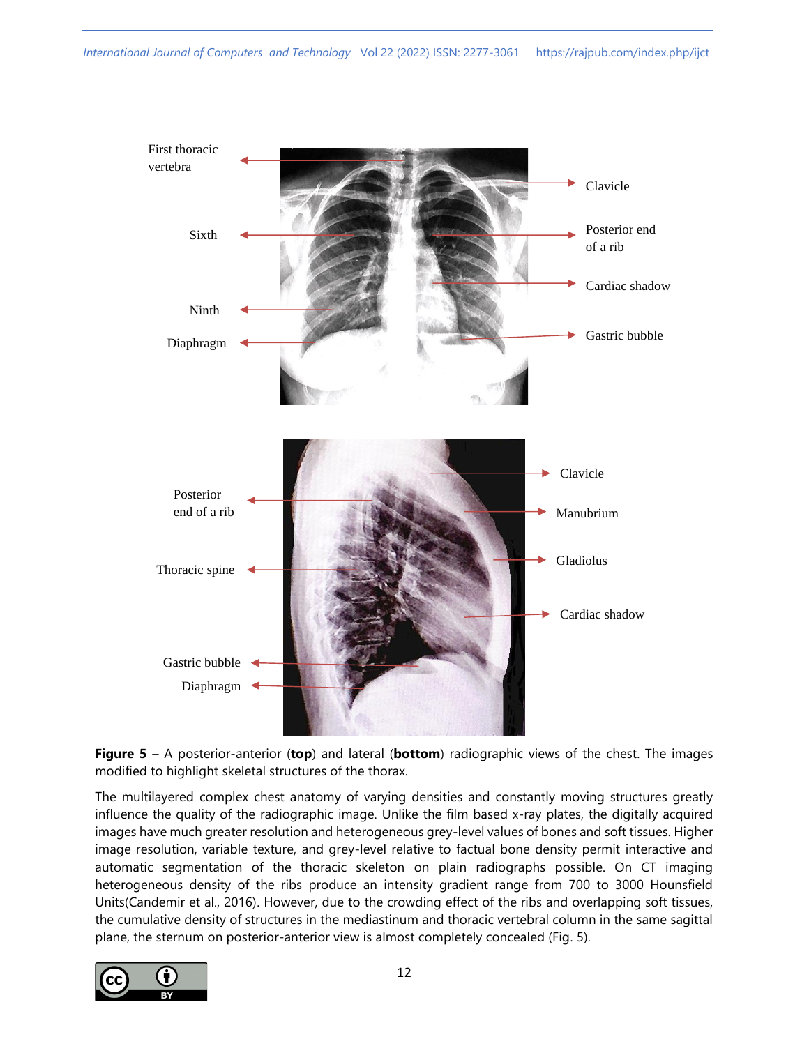**Figure 5** – A posterior-anterior (**top**) and lateral (**bottom**) radiographic views of the chest. The images modified to highlight skeletal structures of the thorax.

The multilayered complex chest anatomy of varying densities and constantly moving structures greatly influence the quality of the radiographic image. Unlike the film based x-ray plates, the digitally acquired images have much greater resolution and heterogeneous grey-level values of bones and soft tissues. Higher image resolution, variable texture, and grey-level relative to factual bone density permit interactive and automatic segmentation of the thoracic skeleton on plain radiographs possible. On CT imaging heterogeneous density of the ribs produce an intensity gradient range from 700 to 3000 Hounsfield Units(Candemir et al., 2016). However, due to the crowding effect of the ribs and overlapping soft tissues, the cumulative density of structures in the mediastinum and thoracic vertebral column in the same sagittal plane, the sternum on posterior-anterior view is almost completely concealed (Fig. 5).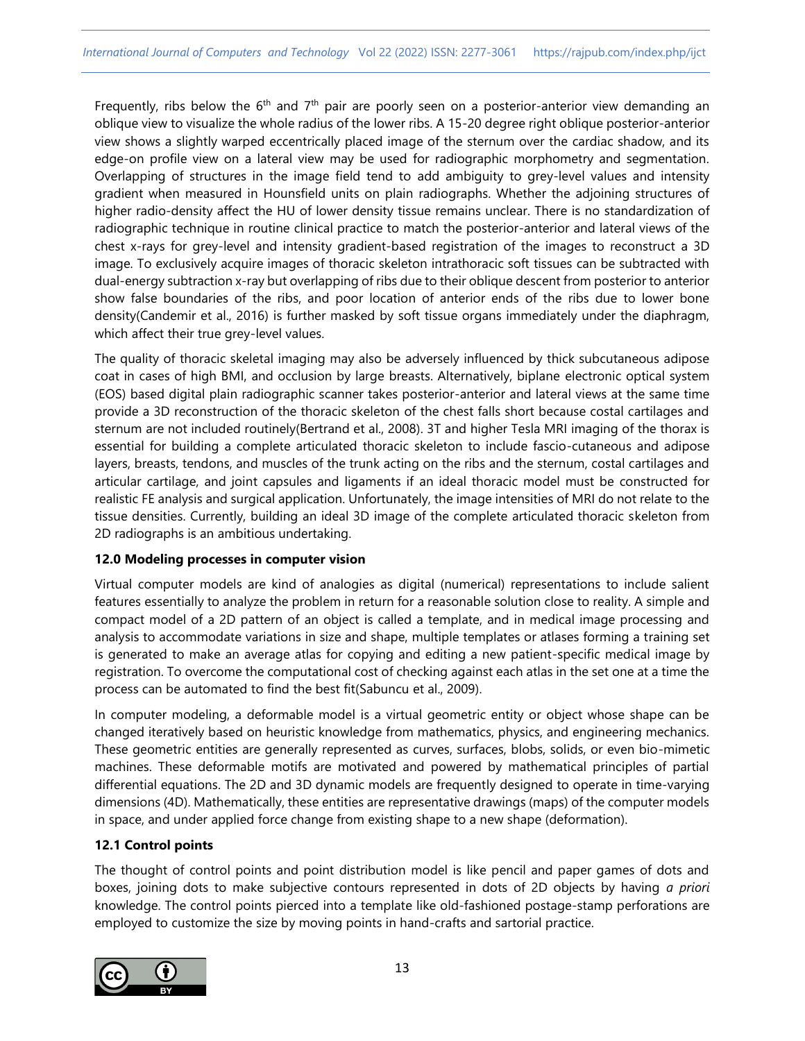Frequently, ribs below the 6th and 7th pair are poorly seen on a posterior-anterior view demanding an oblique view to visualize the whole radius of the lower ribs. A 15-20 degree right oblique posterior-anterior view shows a slightly warped eccentrically placed image of the sternum over the cardiac shadow, and its edge-on profile view on a lateral view may be used for radiographic morphometry and segmentation. Overlapping of structures in the image field tend to add ambiguity to grey-level values and intensity gradient when measured in Hounsfield units on plain radiographs. Whether the adjoining structures of higher radio-density affect the HU of lower density tissue remains unclear. There is no standardization of radiographic technique in routine clinical practice to match the posterior-anterior and lateral views of the chest x-rays for grey-level and intensity gradient-based registration of the images to reconstruct a 3D image. To exclusively acquire images of thoracic skeleton intrathoracic soft tissues can be subtracted with dual-energy subtraction x-ray but overlapping of ribs due to their oblique descent from posterior to anterior show false boundaries of the ribs, and poor location of anterior ends of the ribs due to lower bone density(Candemir et al., 2016) is further masked by soft tissue organs immediately under the diaphragm, which affect their true grey-level values.

The quality of thoracic skeletal imaging may also be adversely influenced by thick subcutaneous adipose coat in cases of high BMI, and occlusion by large breasts. Alternatively, biplane electronic optical system (EOS) based digital plain radiographic scanner takes posterior-anterior and lateral views at the same time provide a 3D reconstruction of the thoracic skeleton of the chest falls short because costal cartilages and sternum are not included routinely(Bertrand et al., 2008). 3T and higher Tesla MRI imaging of the thorax is essential for building a complete articulated thoracic skeleton to include fascio-cutaneous and adipose layers, breasts, tendons, and muscles of the trunk acting on the ribs and the sternum, costal cartilages and articular cartilage, and joint capsules and ligaments if an ideal thoracic model must be constructed for realistic FE analysis and surgical application. Unfortunately, the image intensities of MRI do not relate to the tissue densities. Currently, building an ideal 3D image of the complete articulated thoracic skeleton from 2D radiographs is an ambitious undertaking.

### 12.0 Modeling processes in computer vision

Virtual computer models are kind of analogies as digital (numerical) representations to include salient features essentially to analyze the problem in return for a reasonable solution close to reality. A simple and compact model of a 2D pattern of an object is called a template, and in medical image processing and analysis to accommodate variations in size and shape, multiple templates or atlases forming a training set is generated to make an average atlas for copying and editing a new patient-specific medical image by registration. To overcome the computational cost of checking against each atlas in the set one at a time the process can be automated to find the best fit(Sabuncu et al., 2009).

In computer modeling, a deformable model is a virtual geometric entity or object whose shape can be changed iteratively based on heuristic knowledge from mathematics, physics, and engineering mechanics. These geometric entities are generally represented as curves, surfaces, blobs, solids, or even bio-mimetic machines. These deformable motifs are motivated and powered by mathematical principles of partial differential equations. The 2D and 3D dynamic models are frequently designed to operate in time-varying dimensions (4D). Mathematically, these entities are representative drawings (maps) of the computer models in space, and under applied force change from existing shape to a new shape (deformation).

### 12.1 Control points

The thought of control points and point distribution model is like pencil and paper games of dots and boxes, joining dots to make subjective contours represented in dots of 2D objects by having *a priori* knowledge. The control points pierced into a template like old-fashioned postage-stamp perforations are employed to customize the size by moving points in hand-crafts and sartorial practice.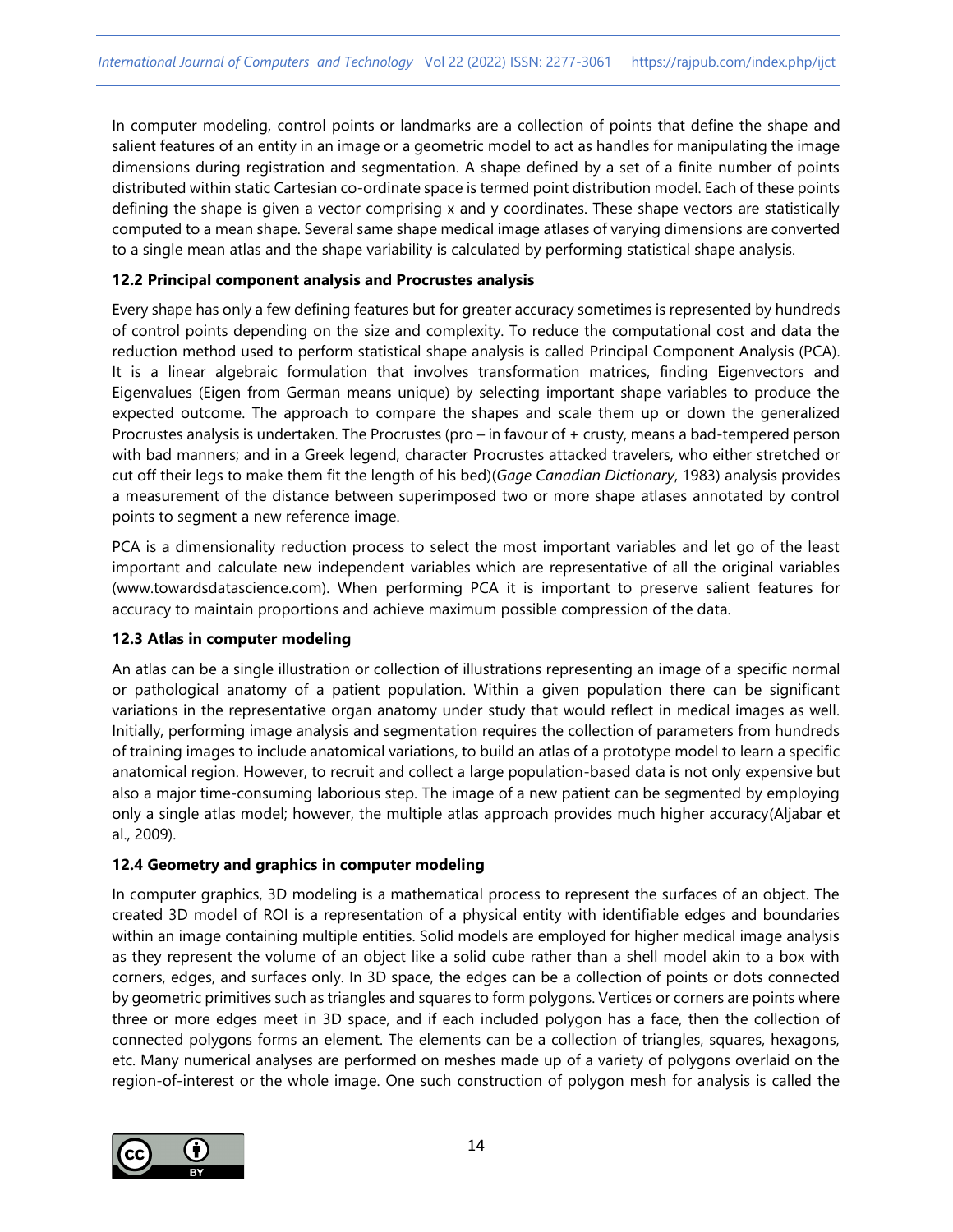In computer modeling, control points or landmarks are a collection of points that define the shape and salient features of an entity in an image or a geometric model to act as handles for manipulating the image dimensions during registration and segmentation. A shape defined by a set of a finite number of points distributed within static Cartesian co-ordinate space is termed point distribution model. Each of these points defining the shape is given a vector comprising x and y coordinates. These shape vectors are statistically computed to a mean shape. Several same shape medical image atlases of varying dimensions are converted to a single mean atlas and the shape variability is calculated by performing statistical shape analysis.

### 12.2 Principal component analysis and Procrustes analysis

Every shape has only a few defining features but for greater accuracy sometimes is represented by hundreds of control points depending on the size and complexity. To reduce the computational cost and data the reduction method used to perform statistical shape analysis is called Principal Component Analysis (PCA). It is a linear algebraic formulation that involves transformation matrices, finding Eigenvectors and Eigenvalues (Eigen from German means unique) by selecting important shape variables to produce the expected outcome. The approach to compare the shapes and scale them up or down the generalized Procrustes analysis is undertaken. The Procrustes (pro – in favour of + crusty, means a bad-tempered person with bad manners; and in a Greek legend, character Procrustes attacked travelers, who either stretched or cut off their legs to make them fit the length of his bed)(*Gage Canadian Dictionary*, 1983) analysis provides a measurement of the distance between superimposed two or more shape atlases annotated by control points to segment a new reference image.

PCA is a dimensionality reduction process to select the most important variables and let go of the least important and calculate new independent variables which are representative of all the original variables (www.towardsdatascience.com). When performing PCA it is important to preserve salient features for accuracy to maintain proportions and achieve maximum possible compression of the data.

### 12.3 Atlas in computer modeling

An atlas can be a single illustration or collection of illustrations representing an image of a specific normal or pathological anatomy of a patient population. Within a given population there can be significant variations in the representative organ anatomy under study that would reflect in medical images as well. Initially, performing image analysis and segmentation requires the collection of parameters from hundreds of training images to include anatomical variations, to build an atlas of a prototype model to learn a specific anatomical region. However, to recruit and collect a large population-based data is not only expensive but also a major time-consuming laborious step. The image of a new patient can be segmented by employing only a single atlas model; however, the multiple atlas approach provides much higher accuracy(Aljabar et al., 2009).

### 12.4 Geometry and graphics in computer modeling

In computer graphics, 3D modeling is a mathematical process to represent the surfaces of an object. The created 3D model of ROI is a representation of a physical entity with identifiable edges and boundaries within an image containing multiple entities. Solid models are employed for higher medical image analysis as they represent the volume of an object like a solid cube rather than a shell model akin to a box with corners, edges, and surfaces only. In 3D space, the edges can be a collection of points or dots connected by geometric primitives such as triangles and squares to form polygons. Vertices or corners are points where three or more edges meet in 3D space, and if each included polygon has a face, then the collection of connected polygons forms an element. The elements can be a collection of triangles, squares, hexagons, etc. Many numerical analyses are performed on meshes made up of a variety of polygons overlaid on the region-of-interest or the whole image. One such construction of polygon mesh for analysis is called the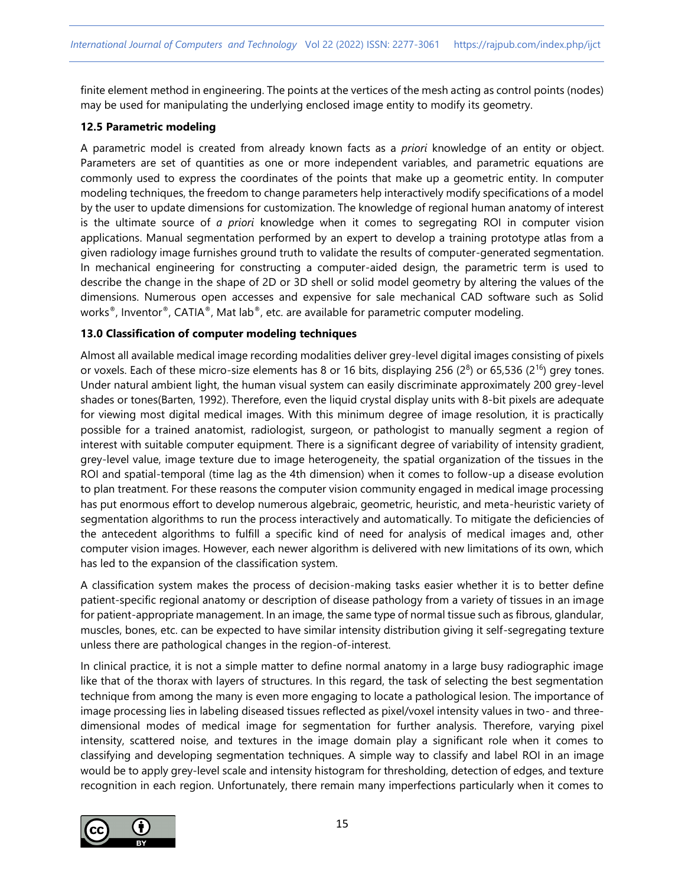finite element method in engineering. The points at the vertices of the mesh acting as control points (nodes) may be used for manipulating the underlying enclosed image entity to modify its geometry.

### 12.5 Parametric modeling

A parametric model is created from already known facts as a *priori* knowledge of an entity or object. Parameters are set of quantities as one or more independent variables, and parametric equations are commonly used to express the coordinates of the points that make up a geometric entity. In computer modeling techniques, the freedom to change parameters help interactively modify specifications of a model by the user to update dimensions for customization. The knowledge of regional human anatomy of interest is the ultimate source of *a priori* knowledge when it comes to segregating ROI in computer vision applications. Manual segmentation performed by an expert to develop a training prototype atlas from a given radiology image furnishes ground truth to validate the results of computer-generated segmentation. In mechanical engineering for constructing a computer-aided design, the parametric term is used to describe the change in the shape of 2D or 3D shell or solid model geometry by altering the values of the dimensions. Numerous open accesses and expensive for sale mechanical CAD software such as Solid works®, Inventor®, CATIA®, Mat lab®, etc. are available for parametric computer modeling.

### 13.0 Classification of computer modeling techniques

Almost all available medical image recording modalities deliver grey-level digital images consisting of pixels or voxels. Each of these micro-size elements has 8 or 16 bits, displaying 256 ($2^8$) or 65,536 ($2^{16}$) grey tones. Under natural ambient light, the human visual system can easily discriminate approximately 200 grey-level shades or tones(Barten, 1992). Therefore, even the liquid crystal display units with 8-bit pixels are adequate for viewing most digital medical images. With this minimum degree of image resolution, it is practically possible for a trained anatomist, radiologist, surgeon, or pathologist to manually segment a region of interest with suitable computer equipment. There is a significant degree of variability of intensity gradient, grey-level value, image texture due to image heterogeneity, the spatial organization of the tissues in the ROI and spatial-temporal (time lag as the 4th dimension) when it comes to follow-up a disease evolution to plan treatment. For these reasons the computer vision community engaged in medical image processing has put enormous effort to develop numerous algebraic, geometric, heuristic, and meta-heuristic variety of segmentation algorithms to run the process interactively and automatically. To mitigate the deficiencies of the antecedent algorithms to fulfill a specific kind of need for analysis of medical images and, other computer vision images. However, each newer algorithm is delivered with new limitations of its own, which has led to the expansion of the classification system.

A classification system makes the process of decision-making tasks easier whether it is to better define patient-specific regional anatomy or description of disease pathology from a variety of tissues in an image for patient-appropriate management. In an image, the same type of normal tissue such as fibrous, glandular, muscles, bones, etc. can be expected to have similar intensity distribution giving it self-segregating texture unless there are pathological changes in the region-of-interest.

In clinical practice, it is not a simple matter to define normal anatomy in a large busy radiographic image like that of the thorax with layers of structures. In this regard, the task of selecting the best segmentation technique from among the many is even more engaging to locate a pathological lesion. The importance of image processing lies in labeling diseased tissues reflected as pixel/voxel intensity values in two- and three-dimensional modes of medical image for segmentation for further analysis. Therefore, varying pixel intensity, scattered noise, and textures in the image domain play a significant role when it comes to classifying and developing segmentation techniques. A simple way to classify and label ROI in an image would be to apply grey-level scale and intensity histogram for thresholding, detection of edges, and texture recognition in each region. Unfortunately, there remain many imperfections particularly when it comes to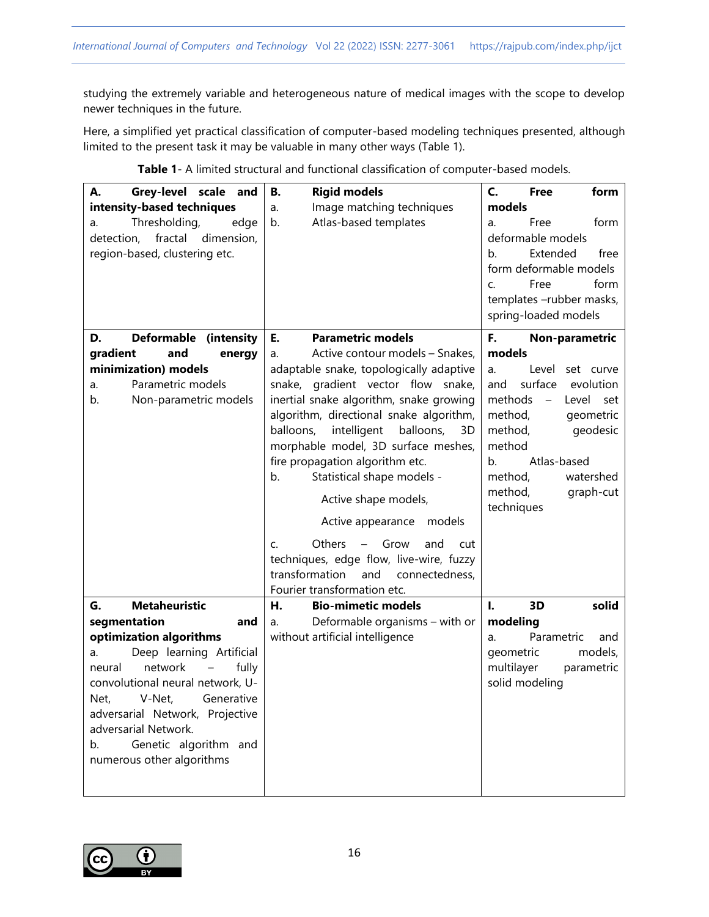studying the extremely variable and heterogeneous nature of medical images with the scope to develop newer techniques in the future.

Here, a simplified yet practical classification of computer-based modeling techniques presented, although limited to the present task it may be valuable in many other ways (Table 1).

**Table 1**- A limited structural and functional classification of computer-based models.

| | | |
|---|---|---|
| **A. Grey-level scale and intensity-based techniques**<br>a. Thresholding, edge detection, fractal dimension, region-based, clustering etc. | **B. Rigid models**<br>a. Image matching techniques<br>b. Atlas-based templates | **C. Free form models**<br>a. Free form deformable models<br>b. Extended free form deformable models<br>c. Free form templates –rubber masks, spring-loaded models |
| **D. Deformable (intensity gradient and energy minimization) models**<br>a. Parametric models<br>b. Non-parametric models | **E. Parametric models**<br>a. Active contour models – Snakes, adaptable snake, topologically adaptive snake, gradient vector flow snake, inertial snake algorithm, snake growing algorithm, directional snake algorithm, balloons, intelligent balloons, 3D morphable model, 3D surface meshes, fire propagation algorithm etc.<br>b. Statistical shape models -<br>Active shape models,<br>Active appearance models<br>c. Others – Grow and cut techniques, edge flow, live-wire, fuzzy transformation and connectedness, Fourier transformation etc. | **F. Non-parametric models**<br>a. Level set curve and surface evolution methods – Level set method, geometric method, geodesic method<br>b. Atlas-based method, watershed method, graph-cut techniques |
| **G. Metaheuristic segmentation and optimization algorithms**<br>a. Deep learning Artificial neural network – fully convolutional neural network, U-Net, V-Net, Generative adversarial Network, Projective adversarial Network.<br>b. Genetic algorithm and numerous other algorithms | **H. Bio-mimetic models**<br>a. Deformable organisms – with or without artificial intelligence | **I. 3D solid modeling**<br>a. Parametric and geometric models, multilayer parametric solid modeling |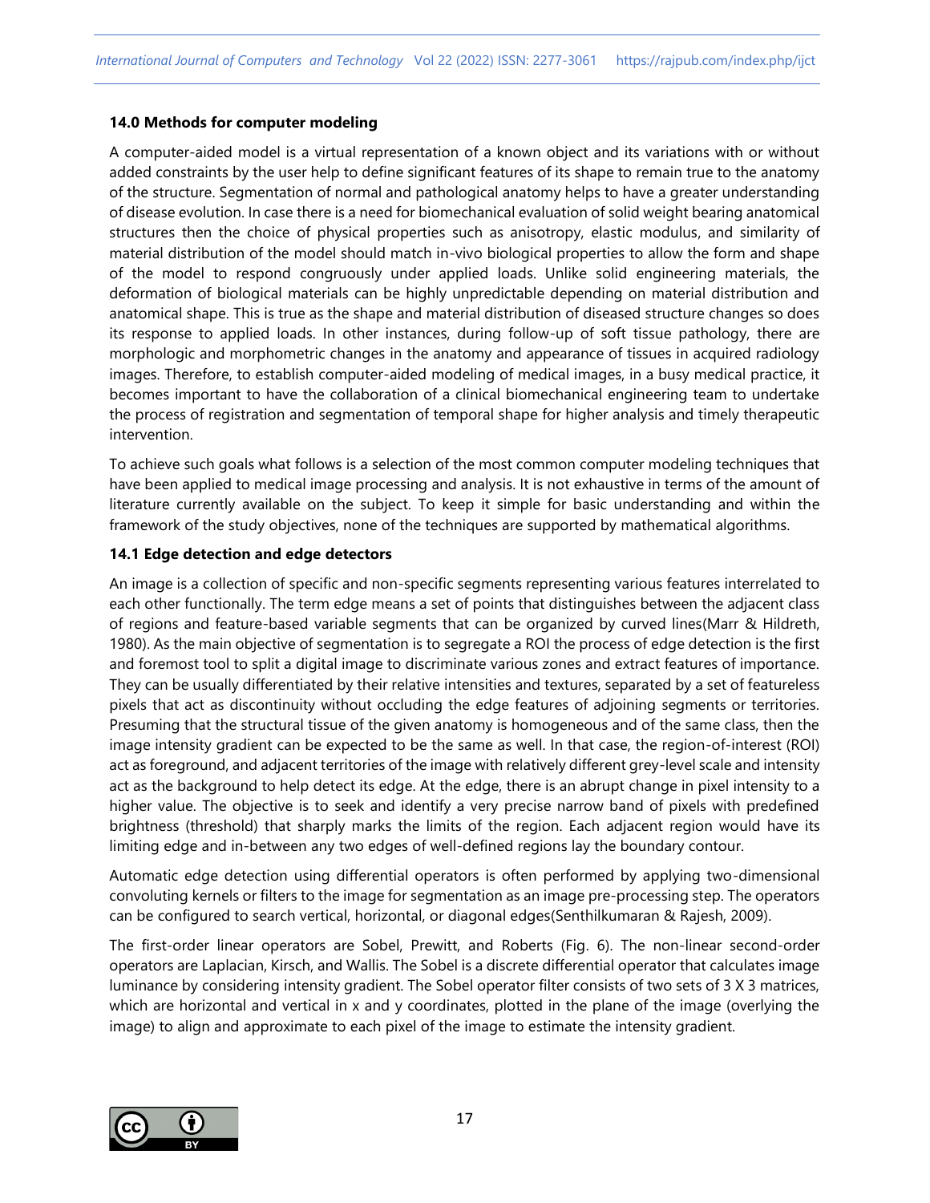### 14.0 Methods for computer modeling

A computer-aided model is a virtual representation of a known object and its variations with or without added constraints by the user help to define significant features of its shape to remain true to the anatomy of the structure. Segmentation of normal and pathological anatomy helps to have a greater understanding of disease evolution. In case there is a need for biomechanical evaluation of solid weight bearing anatomical structures then the choice of physical properties such as anisotropy, elastic modulus, and similarity of material distribution of the model should match in-vivo biological properties to allow the form and shape of the model to respond congruously under applied loads. Unlike solid engineering materials, the deformation of biological materials can be highly unpredictable depending on material distribution and anatomical shape. This is true as the shape and material distribution of diseased structure changes so does its response to applied loads. In other instances, during follow-up of soft tissue pathology, there are morphologic and morphometric changes in the anatomy and appearance of tissues in acquired radiology images. Therefore, to establish computer-aided modeling of medical images, in a busy medical practice, it becomes important to have the collaboration of a clinical biomechanical engineering team to undertake the process of registration and segmentation of temporal shape for higher analysis and timely therapeutic intervention.

To achieve such goals what follows is a selection of the most common computer modeling techniques that have been applied to medical image processing and analysis. It is not exhaustive in terms of the amount of literature currently available on the subject. To keep it simple for basic understanding and within the framework of the study objectives, none of the techniques are supported by mathematical algorithms.

### 14.1 Edge detection and edge detectors

An image is a collection of specific and non-specific segments representing various features interrelated to each other functionally. The term edge means a set of points that distinguishes between the adjacent class of regions and feature-based variable segments that can be organized by curved lines(Marr & Hildreth, 1980). As the main objective of segmentation is to segregate a ROI the process of edge detection is the first and foremost tool to split a digital image to discriminate various zones and extract features of importance. They can be usually differentiated by their relative intensities and textures, separated by a set of featureless pixels that act as discontinuity without occluding the edge features of adjoining segments or territories. Presuming that the structural tissue of the given anatomy is homogeneous and of the same class, then the image intensity gradient can be expected to be the same as well. In that case, the region-of-interest (ROI) act as foreground, and adjacent territories of the image with relatively different grey-level scale and intensity act as the background to help detect its edge. At the edge, there is an abrupt change in pixel intensity to a higher value. The objective is to seek and identify a very precise narrow band of pixels with predefined brightness (threshold) that sharply marks the limits of the region. Each adjacent region would have its limiting edge and in-between any two edges of well-defined regions lay the boundary contour.

Automatic edge detection using differential operators is often performed by applying two-dimensional convoluting kernels or filters to the image for segmentation as an image pre-processing step. The operators can be configured to search vertical, horizontal, or diagonal edges(Senthilkumaran & Rajesh, 2009).

The first-order linear operators are Sobel, Prewitt, and Roberts (Fig. 6). The non-linear second-order operators are Laplacian, Kirsch, and Wallis. The Sobel is a discrete differential operator that calculates image luminance by considering intensity gradient. The Sobel operator filter consists of two sets of 3 X 3 matrices, which are horizontal and vertical in x and y coordinates, plotted in the plane of the image (overlying the image) to align and approximate to each pixel of the image to estimate the intensity gradient.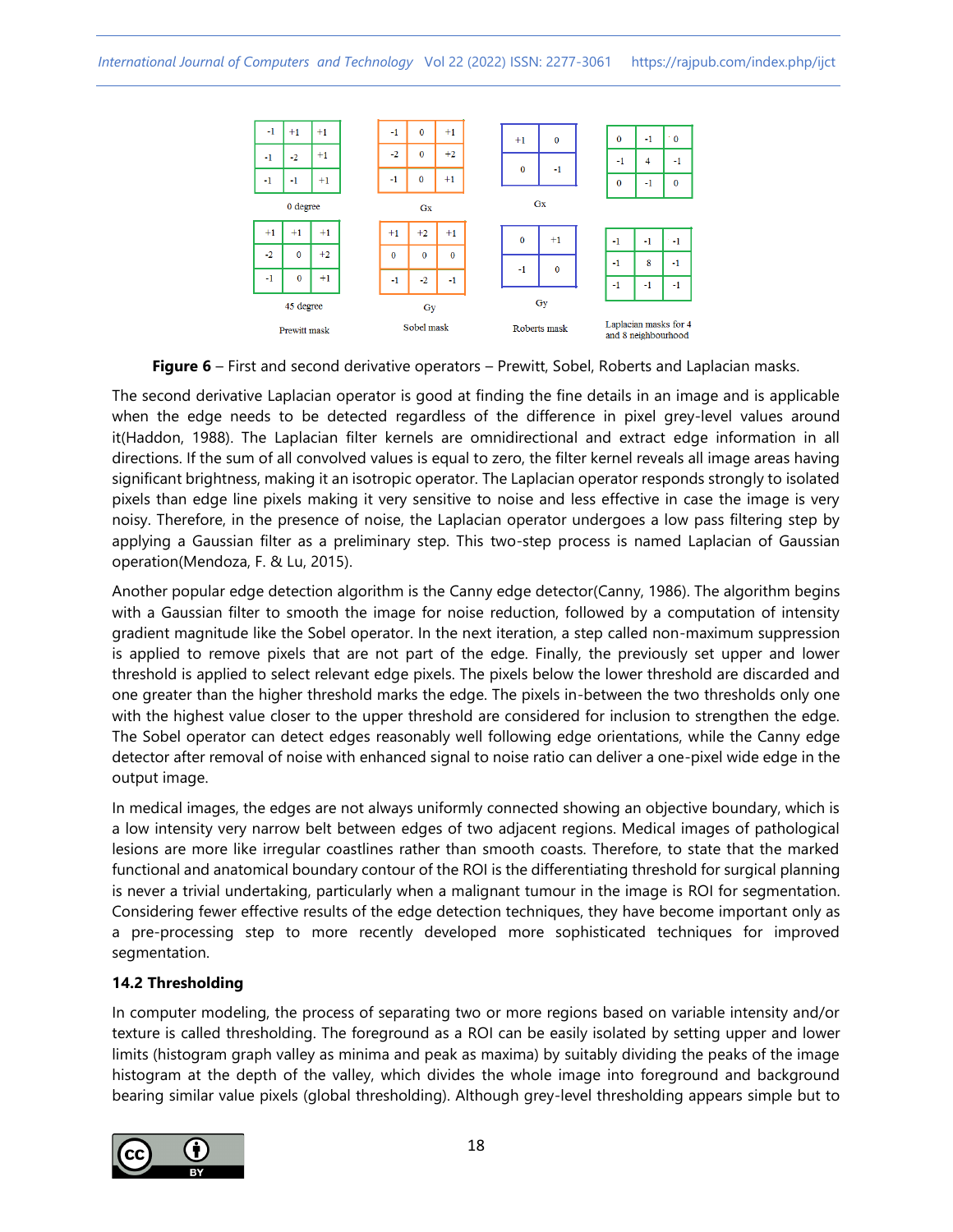| -1 | +1 | +1 |
|---|---|---|
| -1 | -2 | +1 |
| -1 | -1 | +1 |

0 degree

| +1 | +1 | +1 |
|---|---|---|
| -2 | 0 | +2 |
| -1 | 0 | +1 |

45 degree

Prewitt mask

| -1 | 0 | +1 |
|---|---|---|
| -2 | 0 | +2 |
| -1 | 0 | +1 |

Gx

| +1 | +2 | +1 |
|---|---|---|
| 0 | 0 | 0 |
| -1 | -2 | -1 |

Gy

Sobel mask

| +1 | 0 |
|---|---|
| 0 | -1 |

Gx

| 0 | +1 |
|---|---|
| -1 | 0 |

Gy

Roberts mask

| 0 | -1 | 0 |
|---|---|---|
| -1 | 4 | -1 |
| 0 | -1 | 0 |

| -1 | -1 | -1 |
|---|---|---|
| -1 | 8 | -1 |
| -1 | -1 | -1 |

Laplacian masks for 4 and 8 neighbourhood

**Figure 6** – First and second derivative operators – Prewitt, Sobel, Roberts and Laplacian masks.

The second derivative Laplacian operator is good at finding the fine details in an image and is applicable when the edge needs to be detected regardless of the difference in pixel grey-level values around it(Haddon, 1988). The Laplacian filter kernels are omnidirectional and extract edge information in all directions. If the sum of all convolved values is equal to zero, the filter kernel reveals all image areas having significant brightness, making it an isotropic operator. The Laplacian operator responds strongly to isolated pixels than edge line pixels making it very sensitive to noise and less effective in case the image is very noisy. Therefore, in the presence of noise, the Laplacian operator undergoes a low pass filtering step by applying a Gaussian filter as a preliminary step. This two-step process is named Laplacian of Gaussian operation(Mendoza, F. & Lu, 2015).

Another popular edge detection algorithm is the Canny edge detector(Canny, 1986). The algorithm begins with a Gaussian filter to smooth the image for noise reduction, followed by a computation of intensity gradient magnitude like the Sobel operator. In the next iteration, a step called non-maximum suppression is applied to remove pixels that are not part of the edge. Finally, the previously set upper and lower threshold is applied to select relevant edge pixels. The pixels below the lower threshold are discarded and one greater than the higher threshold marks the edge. The pixels in-between the two thresholds only one with the highest value closer to the upper threshold are considered for inclusion to strengthen the edge. The Sobel operator can detect edges reasonably well following edge orientations, while the Canny edge detector after removal of noise with enhanced signal to noise ratio can deliver a one-pixel wide edge in the output image.

In medical images, the edges are not always uniformly connected showing an objective boundary, which is a low intensity very narrow belt between edges of two adjacent regions. Medical images of pathological lesions are more like irregular coastlines rather than smooth coasts. Therefore, to state that the marked functional and anatomical boundary contour of the ROI is the differentiating threshold for surgical planning is never a trivial undertaking, particularly when a malignant tumour in the image is ROI for segmentation. Considering fewer effective results of the edge detection techniques, they have become important only as a pre-processing step to more recently developed more sophisticated techniques for improved segmentation.

### 14.2 Thresholding

In computer modeling, the process of separating two or more regions based on variable intensity and/or texture is called thresholding. The foreground as a ROI can be easily isolated by setting upper and lower limits (histogram graph valley as minima and peak as maxima) by suitably dividing the peaks of the image histogram at the depth of the valley, which divides the whole image into foreground and background bearing similar value pixels (global thresholding). Although grey-level thresholding appears simple but to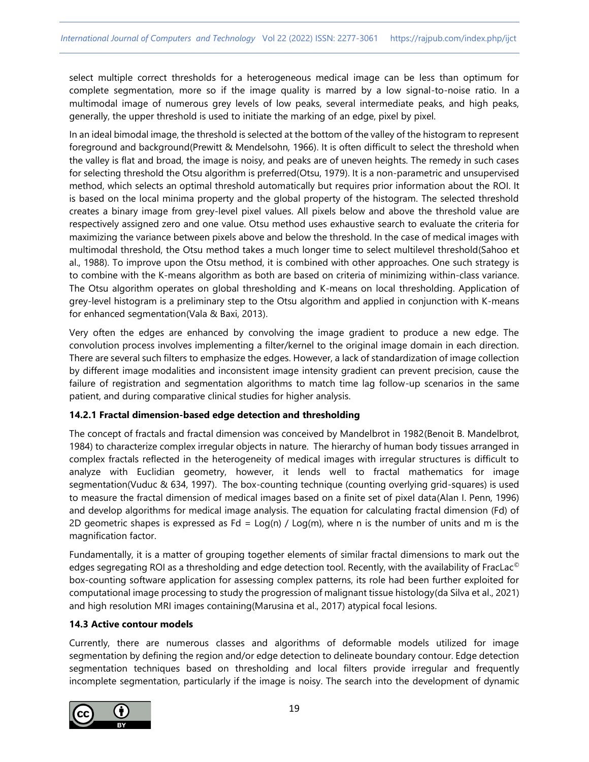select multiple correct thresholds for a heterogeneous medical image can be less than optimum for complete segmentation, more so if the image quality is marred by a low signal-to-noise ratio. In a multimodal image of numerous grey levels of low peaks, several intermediate peaks, and high peaks, generally, the upper threshold is used to initiate the marking of an edge, pixel by pixel.

In an ideal bimodal image, the threshold is selected at the bottom of the valley of the histogram to represent foreground and background(Prewitt & Mendelsohn, 1966). It is often difficult to select the threshold when the valley is flat and broad, the image is noisy, and peaks are of uneven heights. The remedy in such cases for selecting threshold the Otsu algorithm is preferred(Otsu, 1979). It is a non-parametric and unsupervised method, which selects an optimal threshold automatically but requires prior information about the ROI. It is based on the local minima property and the global property of the histogram. The selected threshold creates a binary image from grey-level pixel values. All pixels below and above the threshold value are respectively assigned zero and one value. Otsu method uses exhaustive search to evaluate the criteria for maximizing the variance between pixels above and below the threshold. In the case of medical images with multimodal threshold, the Otsu method takes a much longer time to select multilevel threshold(Sahoo et al., 1988). To improve upon the Otsu method, it is combined with other approaches. One such strategy is to combine with the K-means algorithm as both are based on criteria of minimizing within-class variance. The Otsu algorithm operates on global thresholding and K-means on local thresholding. Application of grey-level histogram is a preliminary step to the Otsu algorithm and applied in conjunction with K-means for enhanced segmentation(Vala & Baxi, 2013).

Very often the edges are enhanced by convolving the image gradient to produce a new edge. The convolution process involves implementing a filter/kernel to the original image domain in each direction. There are several such filters to emphasize the edges. However, a lack of standardization of image collection by different image modalities and inconsistent image intensity gradient can prevent precision, cause the failure of registration and segmentation algorithms to match time lag follow-up scenarios in the same patient, and during comparative clinical studies for higher analysis.

### 14.2.1 Fractal dimension-based edge detection and thresholding

The concept of fractals and fractal dimension was conceived by Mandelbrot in 1982(Benoit B. Mandelbrot, 1984) to characterize complex irregular objects in nature. The hierarchy of human body tissues arranged in complex fractals reflected in the heterogeneity of medical images with irregular structures is difficult to analyze with Euclidian geometry, however, it lends well to fractal mathematics for image segmentation(Vuduc & 634, 1997). The box-counting technique (counting overlying grid-squares) is used to measure the fractal dimension of medical images based on a finite set of pixel data(Alan I. Penn, 1996) and develop algorithms for medical image analysis. The equation for calculating fractal dimension (Fd) of 2D geometric shapes is expressed as $Fd = Log(n) / Log(m)$, where n is the number of units and m is the magnification factor.

Fundamentally, it is a matter of grouping together elements of similar fractal dimensions to mark out the edges segregating ROI as a thresholding and edge detection tool. Recently, with the availability of FracLac© box-counting software application for assessing complex patterns, its role had been further exploited for computational image processing to study the progression of malignant tissue histology(da Silva et al., 2021) and high resolution MRI images containing(Marusina et al., 2017) atypical focal lesions.

## 14.3 Active contour models

Currently, there are numerous classes and algorithms of deformable models utilized for image segmentation by defining the region and/or edge detection to delineate boundary contour. Edge detection segmentation techniques based on thresholding and local filters provide irregular and frequently incomplete segmentation, particularly if the image is noisy. The search into the development of dynamic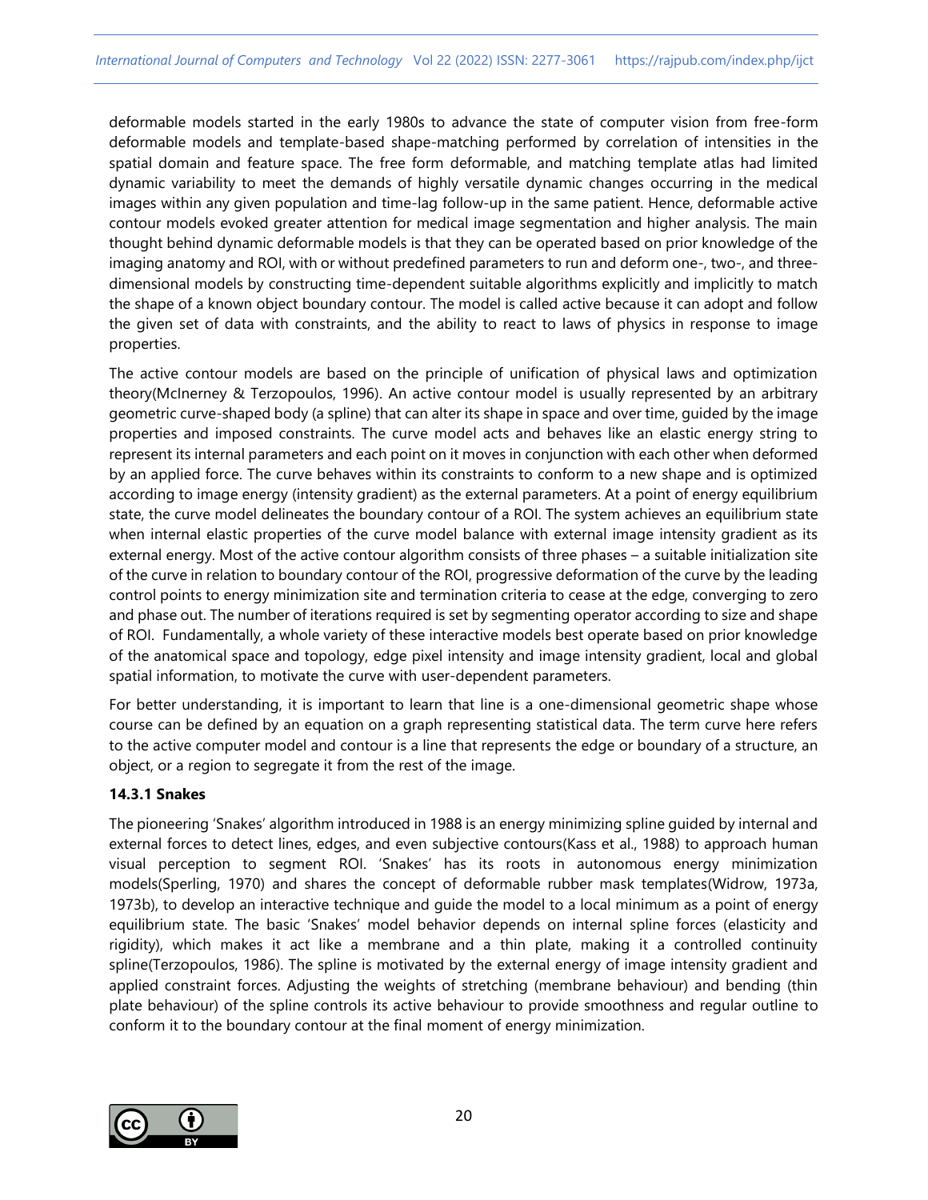deformable models started in the early 1980s to advance the state of computer vision from free-form deformable models and template-based shape-matching performed by correlation of intensities in the spatial domain and feature space. The free form deformable, and matching template atlas had limited dynamic variability to meet the demands of highly versatile dynamic changes occurring in the medical images within any given population and time-lag follow-up in the same patient. Hence, deformable active contour models evoked greater attention for medical image segmentation and higher analysis. The main thought behind dynamic deformable models is that they can be operated based on prior knowledge of the imaging anatomy and ROI, with or without predefined parameters to run and deform one-, two-, and three-dimensional models by constructing time-dependent suitable algorithms explicitly and implicitly to match the shape of a known object boundary contour. The model is called active because it can adopt and follow the given set of data with constraints, and the ability to react to laws of physics in response to image properties.

The active contour models are based on the principle of unification of physical laws and optimization theory(McInerney & Terzopoulos, 1996). An active contour model is usually represented by an arbitrary geometric curve-shaped body (a spline) that can alter its shape in space and over time, guided by the image properties and imposed constraints. The curve model acts and behaves like an elastic energy string to represent its internal parameters and each point on it moves in conjunction with each other when deformed by an applied force. The curve behaves within its constraints to conform to a new shape and is optimized according to image energy (intensity gradient) as the external parameters. At a point of energy equilibrium state, the curve model delineates the boundary contour of a ROI. The system achieves an equilibrium state when internal elastic properties of the curve model balance with external image intensity gradient as its external energy. Most of the active contour algorithm consists of three phases – a suitable initialization site of the curve in relation to boundary contour of the ROI, progressive deformation of the curve by the leading control points to energy minimization site and termination criteria to cease at the edge, converging to zero and phase out. The number of iterations required is set by segmenting operator according to size and shape of ROI. Fundamentally, a whole variety of these interactive models best operate based on prior knowledge of the anatomical space and topology, edge pixel intensity and image intensity gradient, local and global spatial information, to motivate the curve with user-dependent parameters.

For better understanding, it is important to learn that line is a one-dimensional geometric shape whose course can be defined by an equation on a graph representing statistical data. The term curve here refers to the active computer model and contour is a line that represents the edge or boundary of a structure, an object, or a region to segregate it from the rest of the image.

### 14.3.1 Snakes

The pioneering 'Snakes' algorithm introduced in 1988 is an energy minimizing spline guided by internal and external forces to detect lines, edges, and even subjective contours(Kass et al., 1988) to approach human visual perception to segment ROI. 'Snakes' has its roots in autonomous energy minimization models(Sperling, 1970) and shares the concept of deformable rubber mask templates(Widrow, 1973a, 1973b), to develop an interactive technique and guide the model to a local minimum as a point of energy equilibrium state. The basic 'Snakes' model behavior depends on internal spline forces (elasticity and rigidity), which makes it act like a membrane and a thin plate, making it a controlled continuity spline(Terzopoulos, 1986). The spline is motivated by the external energy of image intensity gradient and applied constraint forces. Adjusting the weights of stretching (membrane behaviour) and bending (thin plate behaviour) of the spline controls its active behaviour to provide smoothness and regular outline to conform it to the boundary contour at the final moment of energy minimization.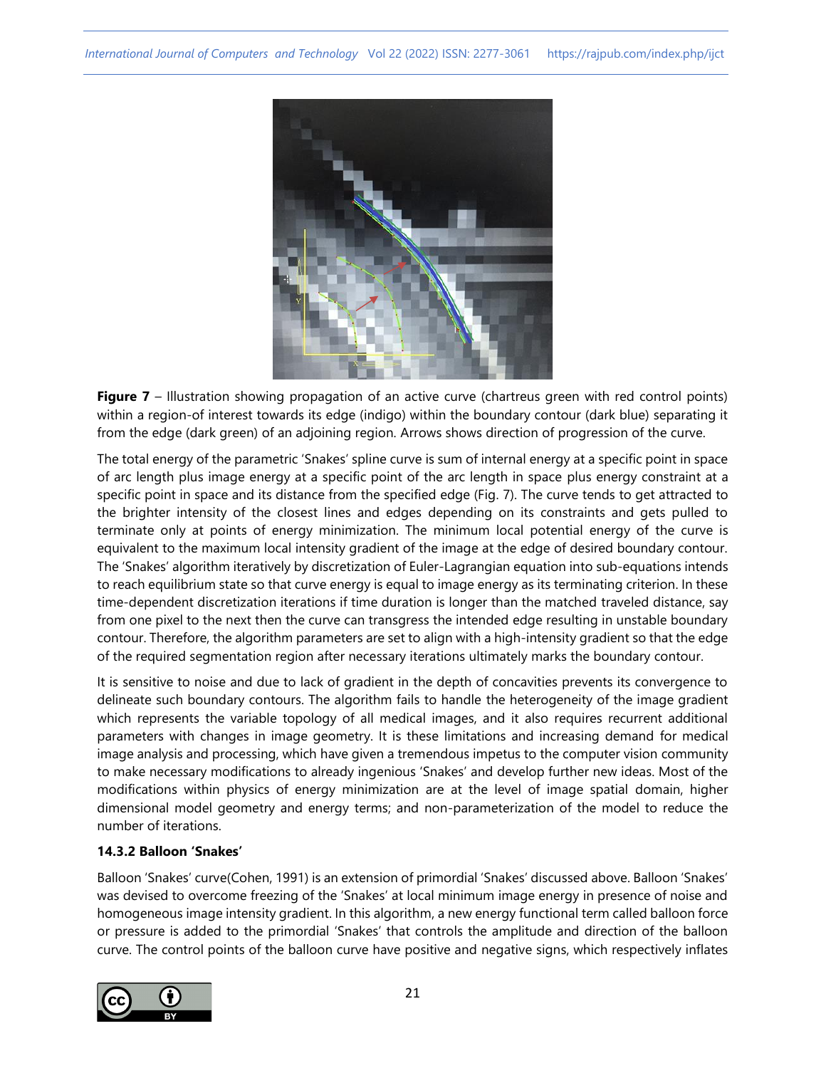**Figure 7** – Illustration showing propagation of an active curve (chartreus green with red control points) within a region-of interest towards its edge (indigo) within the boundary contour (dark blue) separating it from the edge (dark green) of an adjoining region. Arrows shows direction of progression of the curve.

The total energy of the parametric 'Snakes' spline curve is sum of internal energy at a specific point in space of arc length plus image energy at a specific point of the arc length in space plus energy constraint at a specific point in space and its distance from the specified edge (Fig. 7). The curve tends to get attracted to the brighter intensity of the closest lines and edges depending on its constraints and gets pulled to terminate only at points of energy minimization. The minimum local potential energy of the curve is equivalent to the maximum local intensity gradient of the image at the edge of desired boundary contour. The 'Snakes' algorithm iteratively by discretization of Euler-Lagrangian equation into sub-equations intends to reach equilibrium state so that curve energy is equal to image energy as its terminating criterion. In these time-dependent discretization iterations if time duration is longer than the matched traveled distance, say from one pixel to the next then the curve can transgress the intended edge resulting in unstable boundary contour. Therefore, the algorithm parameters are set to align with a high-intensity gradient so that the edge of the required segmentation region after necessary iterations ultimately marks the boundary contour.

It is sensitive to noise and due to lack of gradient in the depth of concavities prevents its convergence to delineate such boundary contours. The algorithm fails to handle the heterogeneity of the image gradient which represents the variable topology of all medical images, and it also requires recurrent additional parameters with changes in image geometry. It is these limitations and increasing demand for medical image analysis and processing, which have given a tremendous impetus to the computer vision community to make necessary modifications to already ingenious 'Snakes' and develop further new ideas. Most of the modifications within physics of energy minimization are at the level of image spatial domain, higher dimensional model geometry and energy terms; and non-parameterization of the model to reduce the number of iterations.

### 14.3.2 Balloon 'Snakes'

Balloon 'Snakes' curve(Cohen, 1991) is an extension of primordial 'Snakes' discussed above. Balloon 'Snakes' was devised to overcome freezing of the 'Snakes' at local minimum image energy in presence of noise and homogeneous image intensity gradient. In this algorithm, a new energy functional term called balloon force or pressure is added to the primordial 'Snakes' that controls the amplitude and direction of the balloon curve. The control points of the balloon curve have positive and negative signs, which respectively inflates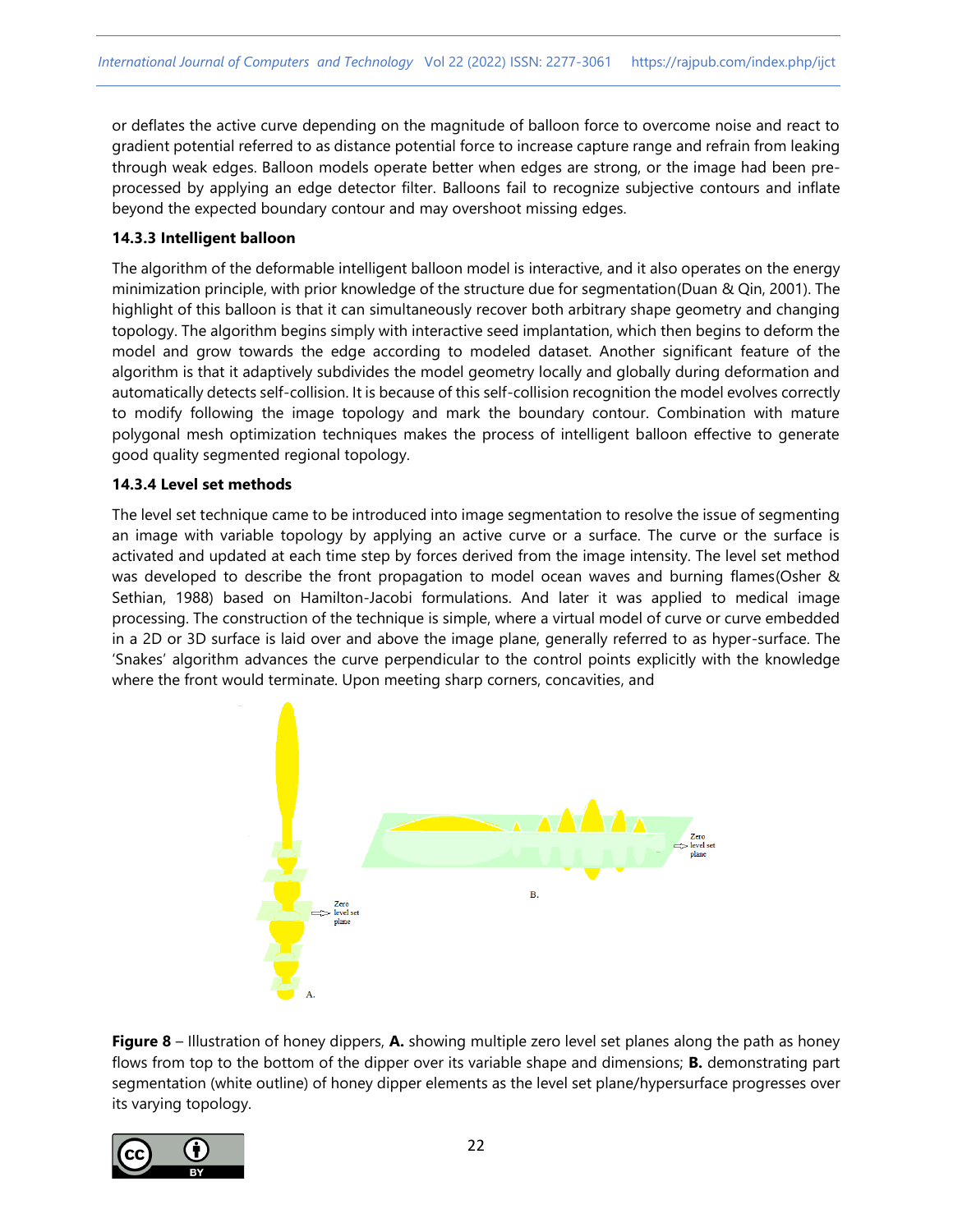or deflates the active curve depending on the magnitude of balloon force to overcome noise and react to gradient potential referred to as distance potential force to increase capture range and refrain from leaking through weak edges. Balloon models operate better when edges are strong, or the image had been pre-processed by applying an edge detector filter. Balloons fail to recognize subjective contours and inflate beyond the expected boundary contour and may overshoot missing edges.

### 14.3.3 Intelligent balloon

The algorithm of the deformable intelligent balloon model is interactive, and it also operates on the energy minimization principle, with prior knowledge of the structure due for segmentation(Duan & Qin, 2001). The highlight of this balloon is that it can simultaneously recover both arbitrary shape geometry and changing topology. The algorithm begins simply with interactive seed implantation, which then begins to deform the model and grow towards the edge according to modeled dataset. Another significant feature of the algorithm is that it adaptively subdivides the model geometry locally and globally during deformation and automatically detects self-collision. It is because of this self-collision recognition the model evolves correctly to modify following the image topology and mark the boundary contour. Combination with mature polygonal mesh optimization techniques makes the process of intelligent balloon effective to generate good quality segmented regional topology.

### 14.3.4 Level set methods

The level set technique came to be introduced into image segmentation to resolve the issue of segmenting an image with variable topology by applying an active curve or a surface. The curve or the surface is activated and updated at each time step by forces derived from the image intensity. The level set method was developed to describe the front propagation to model ocean waves and burning flames(Osher & Sethian, 1988) based on Hamilton-Jacobi formulations. And later it was applied to medical image processing. The construction of the technique is simple, where a virtual model of curve or curve embedded in a 2D or 3D surface is laid over and above the image plane, generally referred to as hyper-surface. The 'Snakes' algorithm advances the curve perpendicular to the control points explicitly with the knowledge where the front would terminate. Upon meeting sharp corners, concavities, and

**Figure 8** – Illustration of honey dippers, **A.** showing multiple zero level set planes along the path as honey flows from top to the bottom of the dipper over its variable shape and dimensions; **B.** demonstrating part segmentation (white outline) of honey dipper elements as the level set plane/hypersurface progresses over its varying topology.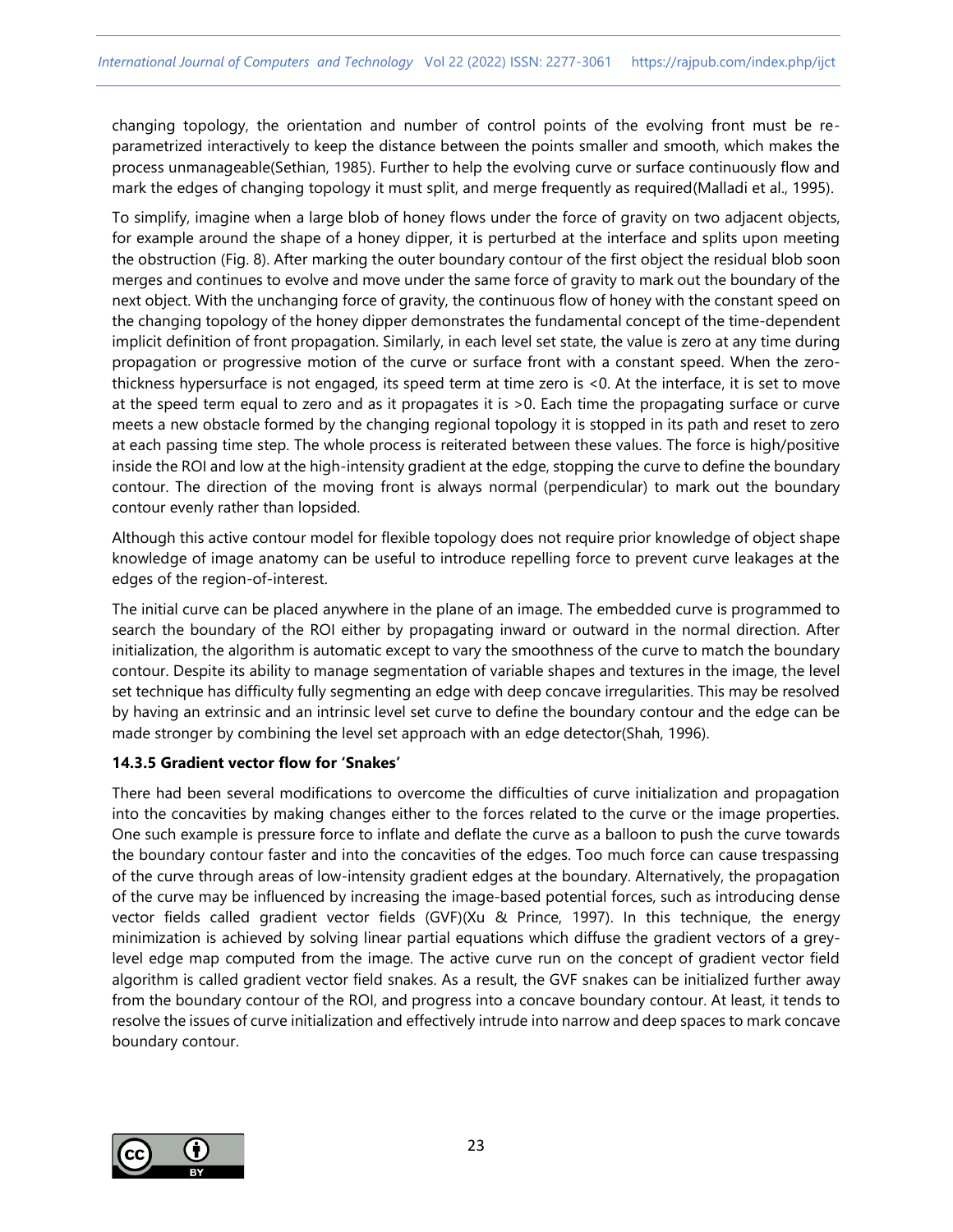changing topology, the orientation and number of control points of the evolving front must be re-parametrized interactively to keep the distance between the points smaller and smooth, which makes the process unmanageable(Sethian, 1985). Further to help the evolving curve or surface continuously flow and mark the edges of changing topology it must split, and merge frequently as required(Malladi et al., 1995).

To simplify, imagine when a large blob of honey flows under the force of gravity on two adjacent objects, for example around the shape of a honey dipper, it is perturbed at the interface and splits upon meeting the obstruction (Fig. 8). After marking the outer boundary contour of the first object the residual blob soon merges and continues to evolve and move under the same force of gravity to mark out the boundary of the next object. With the unchanging force of gravity, the continuous flow of honey with the constant speed on the changing topology of the honey dipper demonstrates the fundamental concept of the time-dependent implicit definition of front propagation. Similarly, in each level set state, the value is zero at any time during propagation or progressive motion of the curve or surface front with a constant speed. When the zero-thickness hypersurface is not engaged, its speed term at time zero is <0. At the interface, it is set to move at the speed term equal to zero and as it propagates it is >0. Each time the propagating surface or curve meets a new obstacle formed by the changing regional topology it is stopped in its path and reset to zero at each passing time step. The whole process is reiterated between these values. The force is high/positive inside the ROI and low at the high-intensity gradient at the edge, stopping the curve to define the boundary contour. The direction of the moving front is always normal (perpendicular) to mark out the boundary contour evenly rather than lopsided.

Although this active contour model for flexible topology does not require prior knowledge of object shape knowledge of image anatomy can be useful to introduce repelling force to prevent curve leakages at the edges of the region-of-interest.

The initial curve can be placed anywhere in the plane of an image. The embedded curve is programmed to search the boundary of the ROI either by propagating inward or outward in the normal direction. After initialization, the algorithm is automatic except to vary the smoothness of the curve to match the boundary contour. Despite its ability to manage segmentation of variable shapes and textures in the image, the level set technique has difficulty fully segmenting an edge with deep concave irregularities. This may be resolved by having an extrinsic and an intrinsic level set curve to define the boundary contour and the edge can be made stronger by combining the level set approach with an edge detector(Shah, 1996).

#### 14.3.5 Gradient vector flow for 'Snakes'

There had been several modifications to overcome the difficulties of curve initialization and propagation into the concavities by making changes either to the forces related to the curve or the image properties. One such example is pressure force to inflate and deflate the curve as a balloon to push the curve towards the boundary contour faster and into the concavities of the edges. Too much force can cause trespassing of the curve through areas of low-intensity gradient edges at the boundary. Alternatively, the propagation of the curve may be influenced by increasing the image-based potential forces, such as introducing dense vector fields called gradient vector fields (GVF)(Xu & Prince, 1997). In this technique, the energy minimization is achieved by solving linear partial equations which diffuse the gradient vectors of a grey-level edge map computed from the image. The active curve run on the concept of gradient vector field algorithm is called gradient vector field snakes. As a result, the GVF snakes can be initialized further away from the boundary contour of the ROI, and progress into a concave boundary contour. At least, it tends to resolve the issues of curve initialization and effectively intrude into narrow and deep spaces to mark concave boundary contour.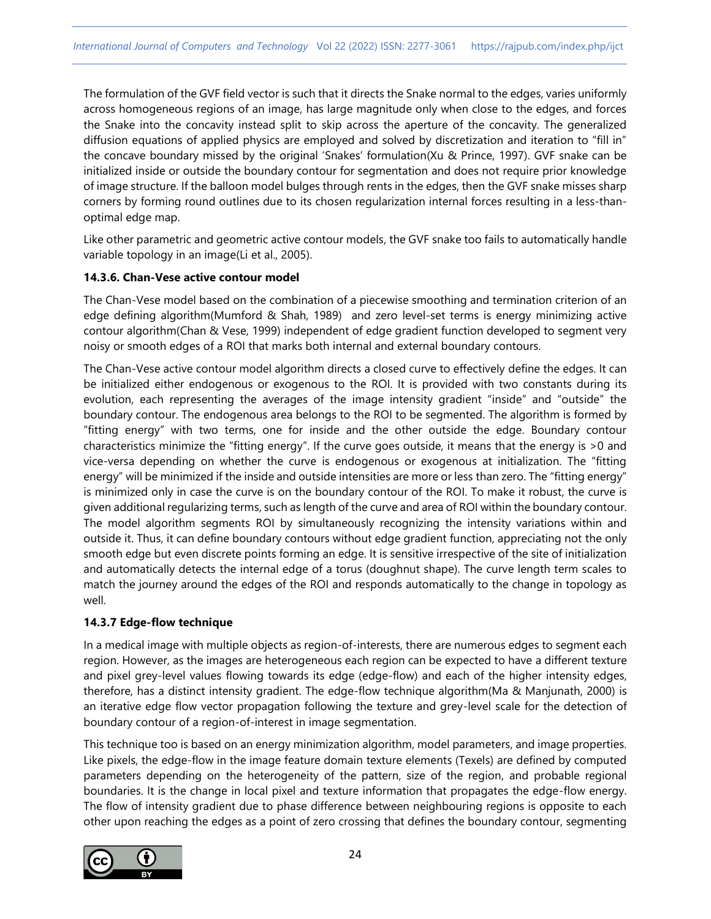The formulation of the GVF field vector is such that it directs the Snake normal to the edges, varies uniformly across homogeneous regions of an image, has large magnitude only when close to the edges, and forces the Snake into the concavity instead split to skip across the aperture of the concavity. The generalized diffusion equations of applied physics are employed and solved by discretization and iteration to "fill in" the concave boundary missed by the original 'Snakes' formulation(Xu & Prince, 1997). GVF snake can be initialized inside or outside the boundary contour for segmentation and does not require prior knowledge of image structure. If the balloon model bulges through rents in the edges, then the GVF snake misses sharp corners by forming round outlines due to its chosen regularization internal forces resulting in a less-than-optimal edge map.

Like other parametric and geometric active contour models, the GVF snake too fails to automatically handle variable topology in an image(Li et al., 2005).

#### 14.3.6. Chan-Vese active contour model

The Chan-Vese model based on the combination of a piecewise smoothing and termination criterion of an edge defining algorithm(Mumford & Shah, 1989) and zero level-set terms is energy minimizing active contour algorithm(Chan & Vese, 1999) independent of edge gradient function developed to segment very noisy or smooth edges of a ROI that marks both internal and external boundary contours.

The Chan-Vese active contour model algorithm directs a closed curve to effectively define the edges. It can be initialized either endogenous or exogenous to the ROI. It is provided with two constants during its evolution, each representing the averages of the image intensity gradient "inside" and "outside" the boundary contour. The endogenous area belongs to the ROI to be segmented. The algorithm is formed by "fitting energy" with two terms, one for inside and the other outside the edge. Boundary contour characteristics minimize the "fitting energy". If the curve goes outside, it means that the energy is >0 and vice-versa depending on whether the curve is endogenous or exogenous at initialization. The "fitting energy" will be minimized if the inside and outside intensities are more or less than zero. The "fitting energy" is minimized only in case the curve is on the boundary contour of the ROI. To make it robust, the curve is given additional regularizing terms, such as length of the curve and area of ROI within the boundary contour. The model algorithm segments ROI by simultaneously recognizing the intensity variations within and outside it. Thus, it can define boundary contours without edge gradient function, appreciating not the only smooth edge but even discrete points forming an edge. It is sensitive irrespective of the site of initialization and automatically detects the internal edge of a torus (doughnut shape). The curve length term scales to match the journey around the edges of the ROI and responds automatically to the change in topology as well.

#### 14.3.7 Edge-flow technique

In a medical image with multiple objects as region-of-interests, there are numerous edges to segment each region. However, as the images are heterogeneous each region can be expected to have a different texture and pixel grey-level values flowing towards its edge (edge-flow) and each of the higher intensity edges, therefore, has a distinct intensity gradient. The edge-flow technique algorithm(Ma & Manjunath, 2000) is an iterative edge flow vector propagation following the texture and grey-level scale for the detection of boundary contour of a region-of-interest in image segmentation.

This technique too is based on an energy minimization algorithm, model parameters, and image properties. Like pixels, the edge-flow in the image feature domain texture elements (Texels) are defined by computed parameters depending on the heterogeneity of the pattern, size of the region, and probable regional boundaries. It is the change in local pixel and texture information that propagates the edge-flow energy. The flow of intensity gradient due to phase difference between neighbouring regions is opposite to each other upon reaching the edges as a point of zero crossing that defines the boundary contour, segmenting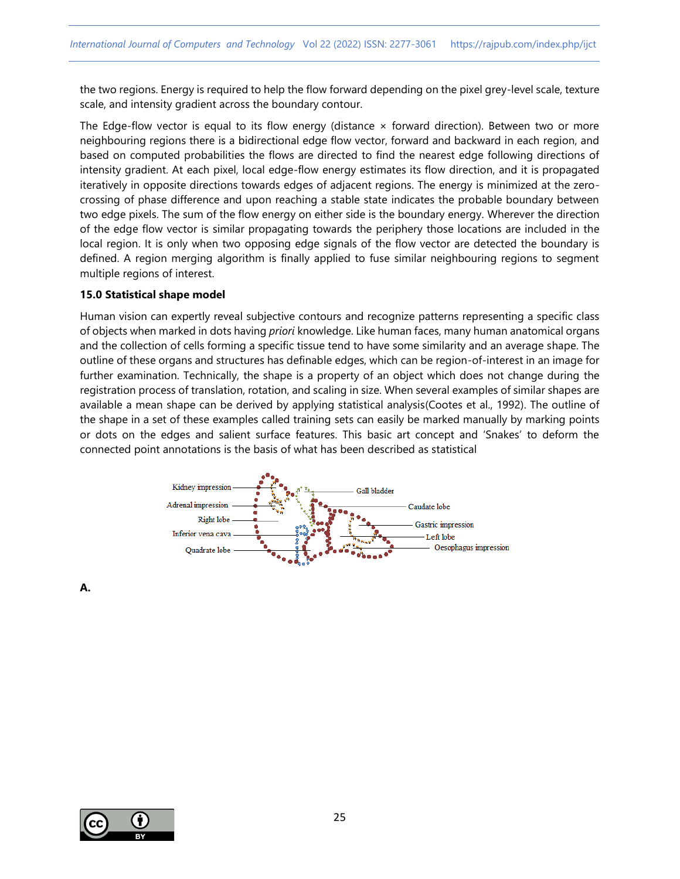the two regions. Energy is required to help the flow forward depending on the pixel grey-level scale, texture scale, and intensity gradient across the boundary contour.

The Edge-flow vector is equal to its flow energy (distance × forward direction). Between two or more neighbouring regions there is a bidirectional edge flow vector, forward and backward in each region, and based on computed probabilities the flows are directed to find the nearest edge following directions of intensity gradient. At each pixel, local edge-flow energy estimates its flow direction, and it is propagated iteratively in opposite directions towards edges of adjacent regions. The energy is minimized at the zero-crossing of phase difference and upon reaching a stable state indicates the probable boundary between two edge pixels. The sum of the flow energy on either side is the boundary energy. Wherever the direction of the edge flow vector is similar propagating towards the periphery those locations are included in the local region. It is only when two opposing edge signals of the flow vector are detected the boundary is defined. A region merging algorithm is finally applied to fuse similar neighbouring regions to segment multiple regions of interest.

**15.0 Statistical shape model**

Human vision can expertly reveal subjective contours and recognize patterns representing a specific class of objects when marked in dots having *priori* knowledge. Like human faces, many human anatomical organs and the collection of cells forming a specific tissue tend to have some similarity and an average shape. The outline of these organs and structures has definable edges, which can be region-of-interest in an image for further examination. Technically, the shape is a property of an object which does not change during the registration process of translation, rotation, and scaling in size. When several examples of similar shapes are available a mean shape can be derived by applying statistical analysis(Cootes et al., 1992). The outline of the shape in a set of these examples called training sets can easily be marked manually by marking points or dots on the edges and salient surface features. This basic art concept and 'Snakes' to deform the connected point annotations is the basis of what has been described as statistical

Kidney impression
Adrenal impression
Right lobe
Inferior vena cava
Quadrate lobe
Gall bladder
Caudate lobe
Gastric impression
Left lobe
Oesophagus impression

**A.**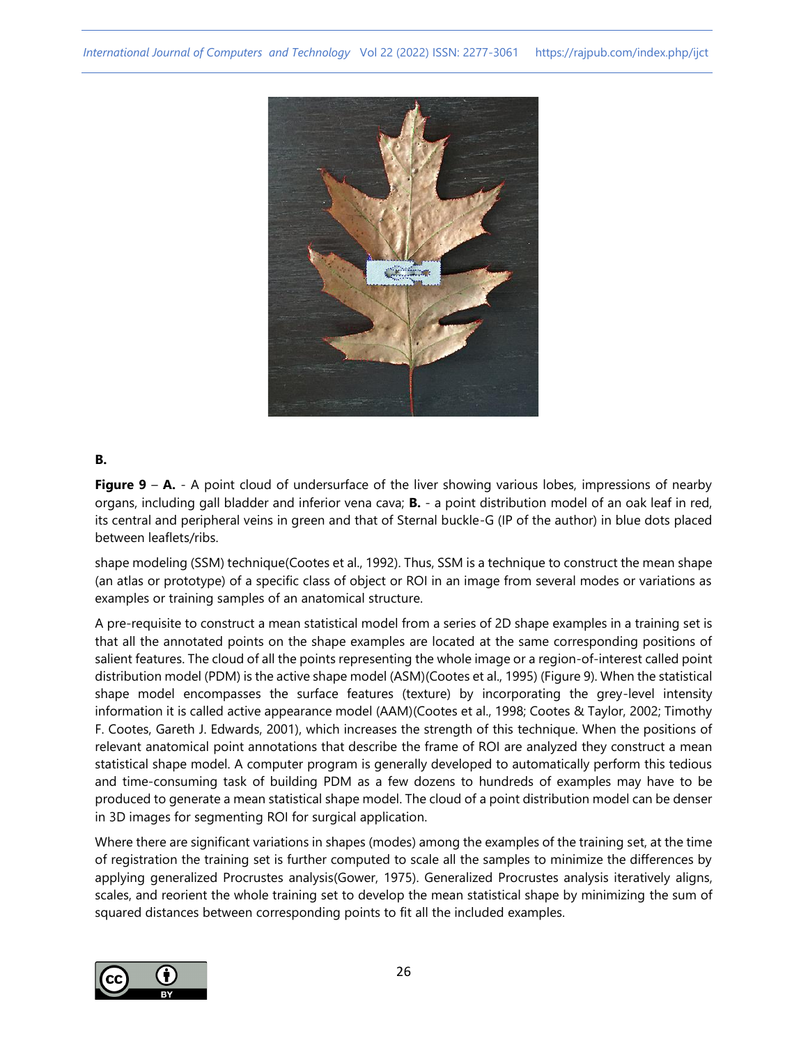**B.**

**Figure 9** – **A.** - A point cloud of undersurface of the liver showing various lobes, impressions of nearby organs, including gall bladder and inferior vena cava; **B.** - a point distribution model of an oak leaf in red, its central and peripheral veins in green and that of Sternal buckle-G (IP of the author) in blue dots placed between leaflets/ribs.

shape modeling (SSM) technique(Cootes et al., 1992). Thus, SSM is a technique to construct the mean shape (an atlas or prototype) of a specific class of object or ROI in an image from several modes or variations as examples or training samples of an anatomical structure.

A pre-requisite to construct a mean statistical model from a series of 2D shape examples in a training set is that all the annotated points on the shape examples are located at the same corresponding positions of salient features. The cloud of all the points representing the whole image or a region-of-interest called point distribution model (PDM) is the active shape model (ASM)(Cootes et al., 1995) (Figure 9). When the statistical shape model encompasses the surface features (texture) by incorporating the grey-level intensity information it is called active appearance model (AAM)(Cootes et al., 1998; Cootes & Taylor, 2002; Timothy F. Cootes, Gareth J. Edwards, 2001), which increases the strength of this technique. When the positions of relevant anatomical point annotations that describe the frame of ROI are analyzed they construct a mean statistical shape model. A computer program is generally developed to automatically perform this tedious and time-consuming task of building PDM as a few dozens to hundreds of examples may have to be produced to generate a mean statistical shape model. The cloud of a point distribution model can be denser in 3D images for segmenting ROI for surgical application.

Where there are significant variations in shapes (modes) among the examples of the training set, at the time of registration the training set is further computed to scale all the samples to minimize the differences by applying generalized Procrustes analysis(Gower, 1975). Generalized Procrustes analysis iteratively aligns, scales, and reorient the whole training set to develop the mean statistical shape by minimizing the sum of squared distances between corresponding points to fit all the included examples.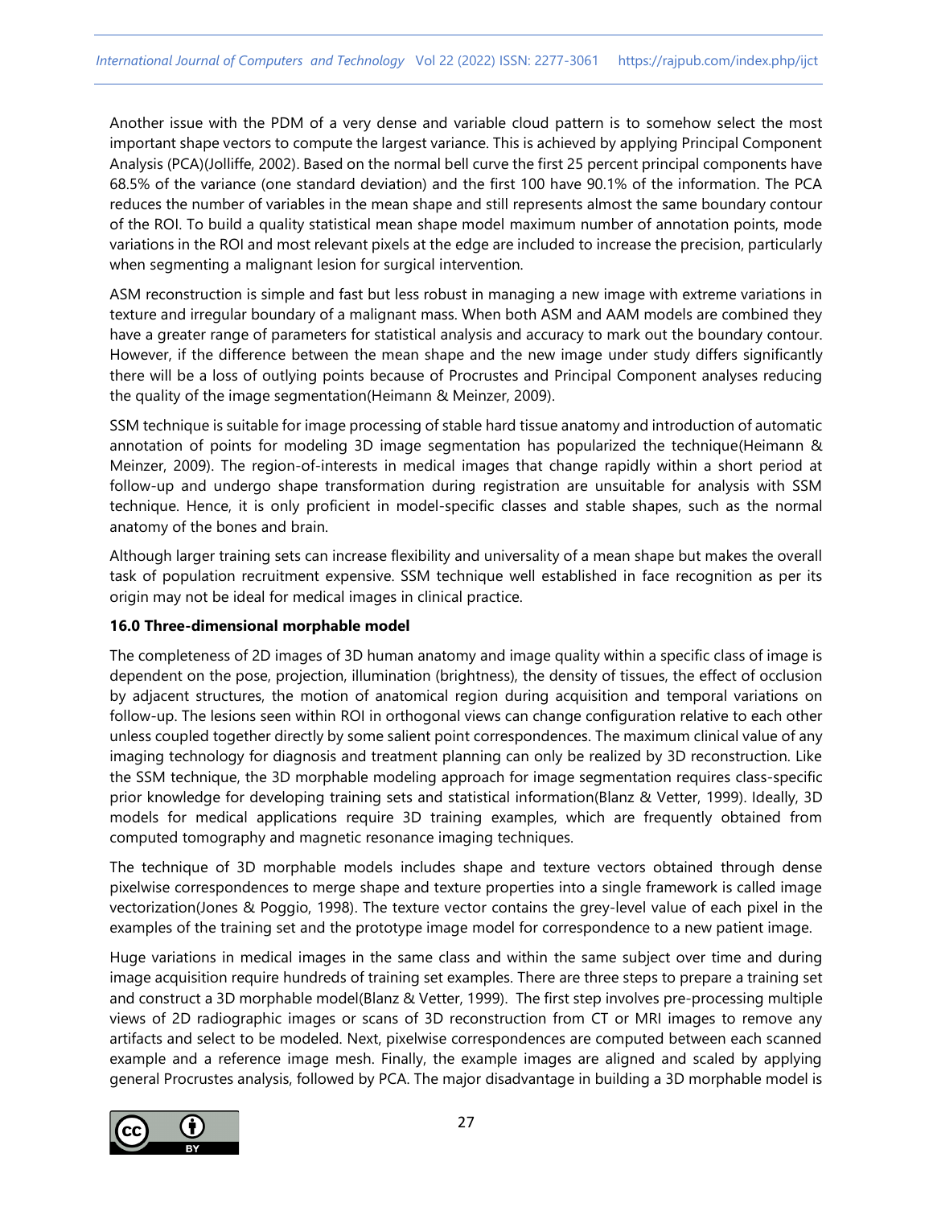Another issue with the PDM of a very dense and variable cloud pattern is to somehow select the most important shape vectors to compute the largest variance. This is achieved by applying Principal Component Analysis (PCA)(Jolliffe, 2002). Based on the normal bell curve the first 25 percent principal components have 68.5% of the variance (one standard deviation) and the first 100 have 90.1% of the information. The PCA reduces the number of variables in the mean shape and still represents almost the same boundary contour of the ROI. To build a quality statistical mean shape model maximum number of annotation points, mode variations in the ROI and most relevant pixels at the edge are included to increase the precision, particularly when segmenting a malignant lesion for surgical intervention.

ASM reconstruction is simple and fast but less robust in managing a new image with extreme variations in texture and irregular boundary of a malignant mass. When both ASM and AAM models are combined they have a greater range of parameters for statistical analysis and accuracy to mark out the boundary contour. However, if the difference between the mean shape and the new image under study differs significantly there will be a loss of outlying points because of Procrustes and Principal Component analyses reducing the quality of the image segmentation(Heimann & Meinzer, 2009).

SSM technique is suitable for image processing of stable hard tissue anatomy and introduction of automatic annotation of points for modeling 3D image segmentation has popularized the technique(Heimann & Meinzer, 2009). The region-of-interests in medical images that change rapidly within a short period at follow-up and undergo shape transformation during registration are unsuitable for analysis with SSM technique. Hence, it is only proficient in model-specific classes and stable shapes, such as the normal anatomy of the bones and brain.

Although larger training sets can increase flexibility and universality of a mean shape but makes the overall task of population recruitment expensive. SSM technique well established in face recognition as per its origin may not be ideal for medical images in clinical practice.

**16.0 Three-dimensional morphable model**

The completeness of 2D images of 3D human anatomy and image quality within a specific class of image is dependent on the pose, projection, illumination (brightness), the density of tissues, the effect of occlusion by adjacent structures, the motion of anatomical region during acquisition and temporal variations on follow-up. The lesions seen within ROI in orthogonal views can change configuration relative to each other unless coupled together directly by some salient point correspondences. The maximum clinical value of any imaging technology for diagnosis and treatment planning can only be realized by 3D reconstruction. Like the SSM technique, the 3D morphable modeling approach for image segmentation requires class-specific prior knowledge for developing training sets and statistical information(Blanz & Vetter, 1999). Ideally, 3D models for medical applications require 3D training examples, which are frequently obtained from computed tomography and magnetic resonance imaging techniques.

The technique of 3D morphable models includes shape and texture vectors obtained through dense pixelwise correspondences to merge shape and texture properties into a single framework is called image vectorization(Jones & Poggio, 1998). The texture vector contains the grey-level value of each pixel in the examples of the training set and the prototype image model for correspondence to a new patient image.

Huge variations in medical images in the same class and within the same subject over time and during image acquisition require hundreds of training set examples. There are three steps to prepare a training set and construct a 3D morphable model(Blanz & Vetter, 1999). The first step involves pre-processing multiple views of 2D radiographic images or scans of 3D reconstruction from CT or MRI images to remove any artifacts and select to be modeled. Next, pixelwise correspondences are computed between each scanned example and a reference image mesh. Finally, the example images are aligned and scaled by applying general Procrustes analysis, followed by PCA. The major disadvantage in building a 3D morphable model is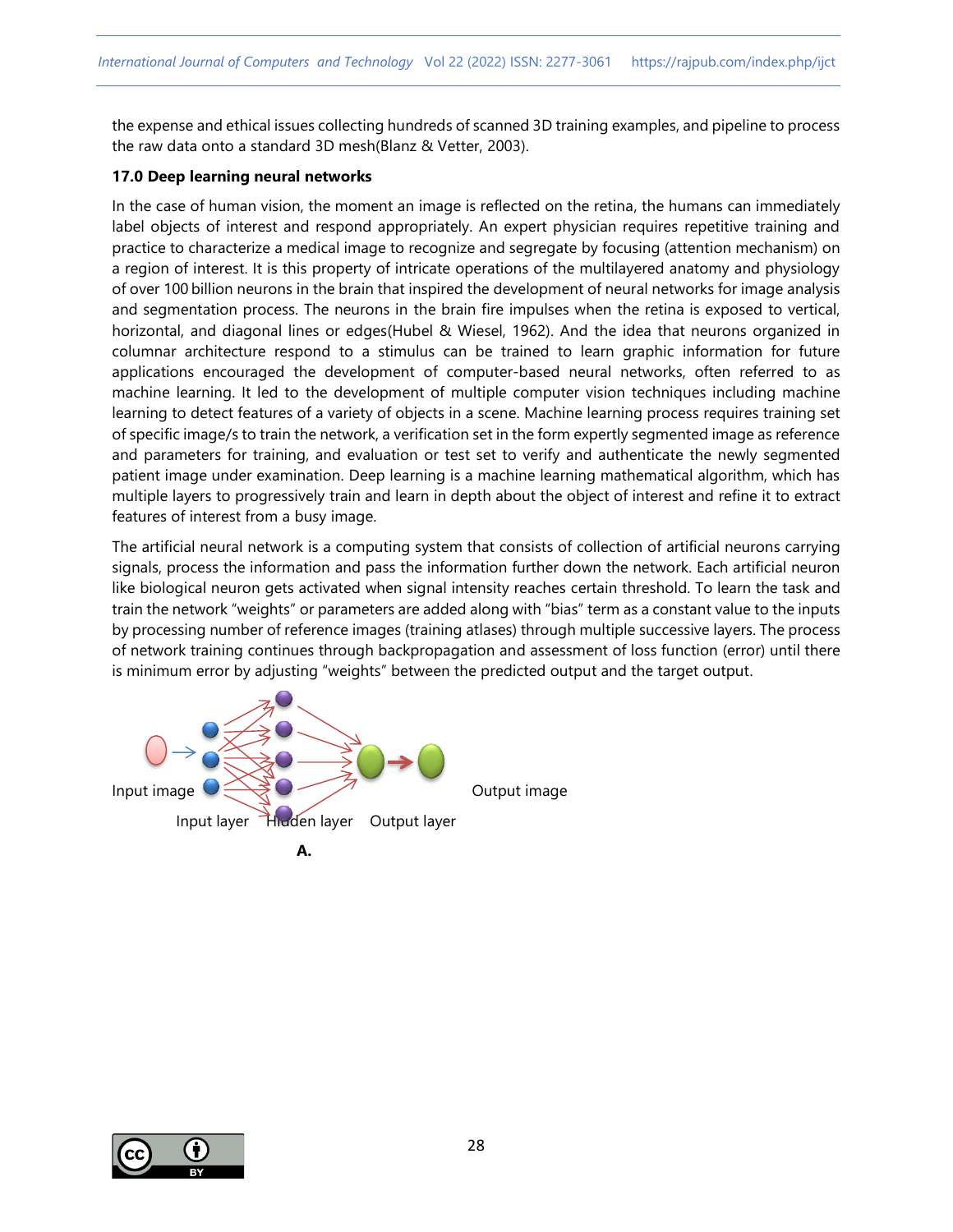the expense and ethical issues collecting hundreds of scanned 3D training examples, and pipeline to process the raw data onto a standard 3D mesh(Blanz & Vetter, 2003).

**17.0 Deep learning neural networks**

In the case of human vision, the moment an image is reflected on the retina, the humans can immediately label objects of interest and respond appropriately. An expert physician requires repetitive training and practice to characterize a medical image to recognize and segregate by focusing (attention mechanism) on a region of interest. It is this property of intricate operations of the multilayered anatomy and physiology of over 100 billion neurons in the brain that inspired the development of neural networks for image analysis and segmentation process. The neurons in the brain fire impulses when the retina is exposed to vertical, horizontal, and diagonal lines or edges(Hubel & Wiesel, 1962). And the idea that neurons organized in columnar architecture respond to a stimulus can be trained to learn graphic information for future applications encouraged the development of computer-based neural networks, often referred to as machine learning. It led to the development of multiple computer vision techniques including machine learning to detect features of a variety of objects in a scene. Machine learning process requires training set of specific image/s to train the network, a verification set in the form expertly segmented image as reference and parameters for training, and evaluation or test set to verify and authenticate the newly segmented patient image under examination. Deep learning is a machine learning mathematical algorithm, which has multiple layers to progressively train and learn in depth about the object of interest and refine it to extract features of interest from a busy image.

The artificial neural network is a computing system that consists of collection of artificial neurons carrying signals, process the information and pass the information further down the network. Each artificial neuron like biological neuron gets activated when signal intensity reaches certain threshold. To learn the task and train the network "weights" or parameters are added along with "bias" term as a constant value to the inputs by processing number of reference images (training atlases) through multiple successive layers. The process of network training continues through backpropagation and assessment of loss function (error) until there is minimum error by adjusting "weights" between the predicted output and the target output.

Input image    Input layer    Hidden layer    Output layer    Output image

**A.**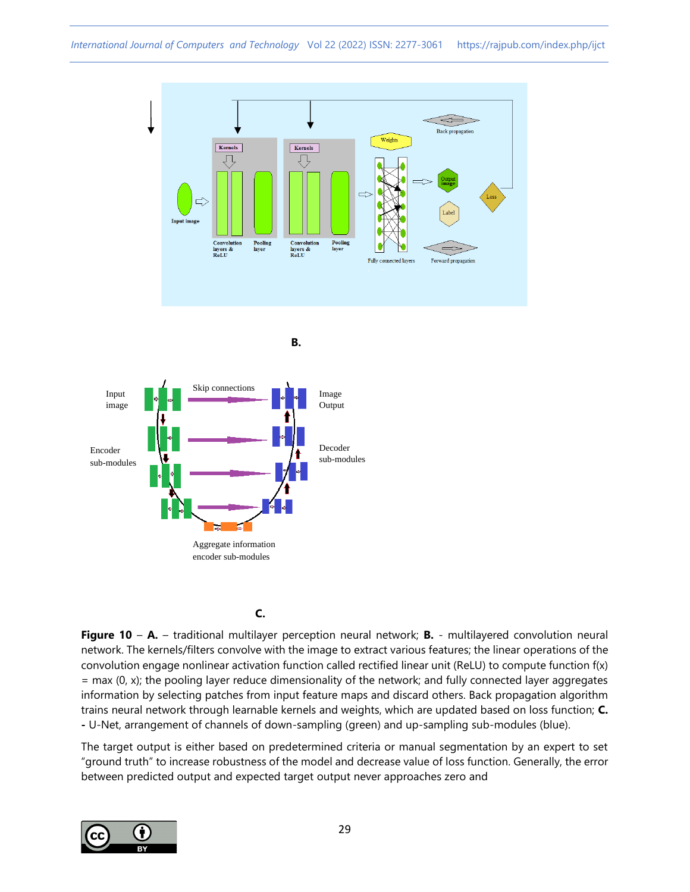**B.**

**C.**

**Figure 10** – **A.** – traditional multilayer perception neural network; **B.** - multilayered convolution neural network. The kernels/filters convolve with the image to extract various features; the linear operations of the convolution engage nonlinear activation function called rectified linear unit (ReLU) to compute function f(x) = max (0, x); the pooling layer reduce dimensionality of the network; and fully connected layer aggregates information by selecting patches from input feature maps and discard others. Back propagation algorithm trains neural network through learnable kernels and weights, which are updated based on loss function; **C.** **-** U-Net, arrangement of channels of down-sampling (green) and up-sampling sub-modules (blue).

The target output is either based on predetermined criteria or manual segmentation by an expert to set "ground truth" to increase robustness of the model and decrease value of loss function. Generally, the error between predicted output and expected target output never approaches zero and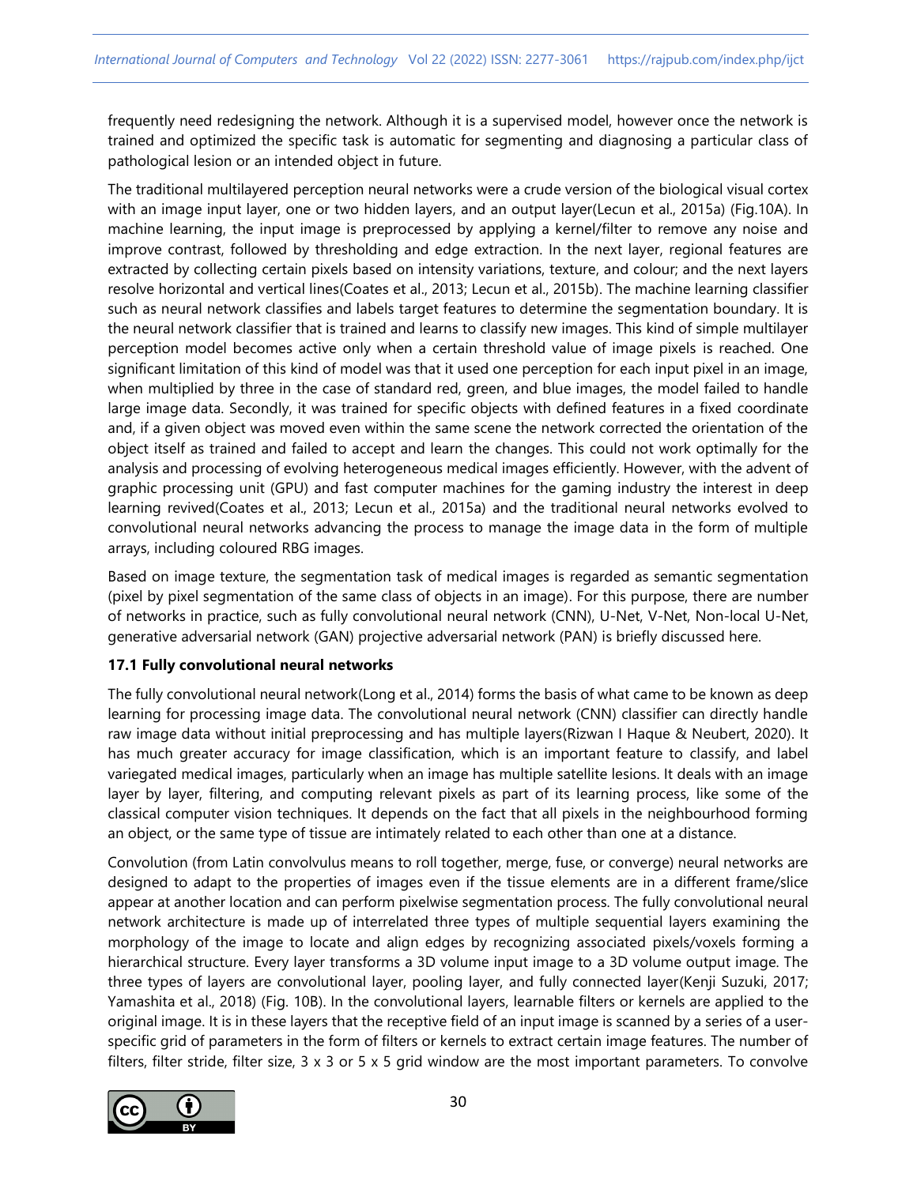frequently need redesigning the network. Although it is a supervised model, however once the network is trained and optimized the specific task is automatic for segmenting and diagnosing a particular class of pathological lesion or an intended object in future.

The traditional multilayered perception neural networks were a crude version of the biological visual cortex with an image input layer, one or two hidden layers, and an output layer(Lecun et al., 2015a) (Fig.10A). In machine learning, the input image is preprocessed by applying a kernel/filter to remove any noise and improve contrast, followed by thresholding and edge extraction. In the next layer, regional features are extracted by collecting certain pixels based on intensity variations, texture, and colour; and the next layers resolve horizontal and vertical lines(Coates et al., 2013; Lecun et al., 2015b). The machine learning classifier such as neural network classifies and labels target features to determine the segmentation boundary. It is the neural network classifier that is trained and learns to classify new images. This kind of simple multilayer perception model becomes active only when a certain threshold value of image pixels is reached. One significant limitation of this kind of model was that it used one perception for each input pixel in an image, when multiplied by three in the case of standard red, green, and blue images, the model failed to handle large image data. Secondly, it was trained for specific objects with defined features in a fixed coordinate and, if a given object was moved even within the same scene the network corrected the orientation of the object itself as trained and failed to accept and learn the changes. This could not work optimally for the analysis and processing of evolving heterogeneous medical images efficiently. However, with the advent of graphic processing unit (GPU) and fast computer machines for the gaming industry the interest in deep learning revived(Coates et al., 2013; Lecun et al., 2015a) and the traditional neural networks evolved to convolutional neural networks advancing the process to manage the image data in the form of multiple arrays, including coloured RBG images.

Based on image texture, the segmentation task of medical images is regarded as semantic segmentation (pixel by pixel segmentation of the same class of objects in an image). For this purpose, there are number of networks in practice, such as fully convolutional neural network (CNN), U-Net, V-Net, Non-local U-Net, generative adversarial network (GAN) projective adversarial network (PAN) is briefly discussed here.

### 17.1 Fully convolutional neural networks

The fully convolutional neural network(Long et al., 2014) forms the basis of what came to be known as deep learning for processing image data. The convolutional neural network (CNN) classifier can directly handle raw image data without initial preprocessing and has multiple layers(Rizwan I Haque & Neubert, 2020). It has much greater accuracy for image classification, which is an important feature to classify, and label variegated medical images, particularly when an image has multiple satellite lesions. It deals with an image layer by layer, filtering, and computing relevant pixels as part of its learning process, like some of the classical computer vision techniques. It depends on the fact that all pixels in the neighbourhood forming an object, or the same type of tissue are intimately related to each other than one at a distance.

Convolution (from Latin convolvulus means to roll together, merge, fuse, or converge) neural networks are designed to adapt to the properties of images even if the tissue elements are in a different frame/slice appear at another location and can perform pixelwise segmentation process. The fully convolutional neural network architecture is made up of interrelated three types of multiple sequential layers examining the morphology of the image to locate and align edges by recognizing associated pixels/voxels forming a hierarchical structure. Every layer transforms a 3D volume input image to a 3D volume output image. The three types of layers are convolutional layer, pooling layer, and fully connected layer(Kenji Suzuki, 2017; Yamashita et al., 2018) (Fig. 10B). In the convolutional layers, learnable filters or kernels are applied to the original image. It is in these layers that the receptive field of an input image is scanned by a series of a user-specific grid of parameters in the form of filters or kernels to extract certain image features. The number of filters, filter stride, filter size, 3 x 3 or 5 x 5 grid window are the most important parameters. To convolve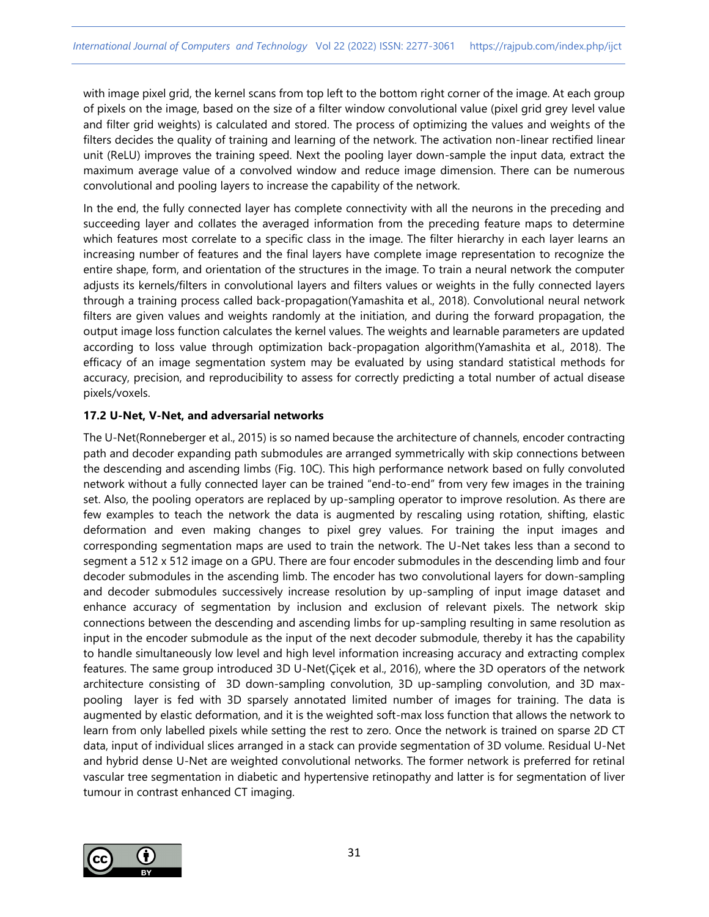with image pixel grid, the kernel scans from top left to the bottom right corner of the image. At each group of pixels on the image, based on the size of a filter window convolutional value (pixel grid grey level value and filter grid weights) is calculated and stored. The process of optimizing the values and weights of the filters decides the quality of training and learning of the network. The activation non-linear rectified linear unit (ReLU) improves the training speed. Next the pooling layer down-sample the input data, extract the maximum average value of a convolved window and reduce image dimension. There can be numerous convolutional and pooling layers to increase the capability of the network.

In the end, the fully connected layer has complete connectivity with all the neurons in the preceding and succeeding layer and collates the averaged information from the preceding feature maps to determine which features most correlate to a specific class in the image. The filter hierarchy in each layer learns an increasing number of features and the final layers have complete image representation to recognize the entire shape, form, and orientation of the structures in the image. To train a neural network the computer adjusts its kernels/filters in convolutional layers and filters values or weights in the fully connected layers through a training process called back-propagation(Yamashita et al., 2018). Convolutional neural network filters are given values and weights randomly at the initiation, and during the forward propagation, the output image loss function calculates the kernel values. The weights and learnable parameters are updated according to loss value through optimization back-propagation algorithm(Yamashita et al., 2018). The efficacy of an image segmentation system may be evaluated by using standard statistical methods for accuracy, precision, and reproducibility to assess for correctly predicting a total number of actual disease pixels/voxels.

**17.2 U-Net, V-Net, and adversarial networks**

The U-Net(Ronneberger et al., 2015) is so named because the architecture of channels, encoder contracting path and decoder expanding path submodules are arranged symmetrically with skip connections between the descending and ascending limbs (Fig. 10C). This high performance network based on fully convoluted network without a fully connected layer can be trained "end-to-end" from very few images in the training set. Also, the pooling operators are replaced by up-sampling operator to improve resolution. As there are few examples to teach the network the data is augmented by rescaling using rotation, shifting, elastic deformation and even making changes to pixel grey values. For training the input images and corresponding segmentation maps are used to train the network. The U-Net takes less than a second to segment a 512 x 512 image on a GPU. There are four encoder submodules in the descending limb and four decoder submodules in the ascending limb. The encoder has two convolutional layers for down-sampling and decoder submodules successively increase resolution by up-sampling of input image dataset and enhance accuracy of segmentation by inclusion and exclusion of relevant pixels. The network skip connections between the descending and ascending limbs for up-sampling resulting in same resolution as input in the encoder submodule as the input of the next decoder submodule, thereby it has the capability to handle simultaneously low level and high level information increasing accuracy and extracting complex features. The same group introduced 3D U-Net(Çiçek et al., 2016), where the 3D operators of the network architecture consisting of 3D down-sampling convolution, 3D up-sampling convolution, and 3D max-pooling layer is fed with 3D sparsely annotated limited number of images for training. The data is augmented by elastic deformation, and it is the weighted soft-max loss function that allows the network to learn from only labelled pixels while setting the rest to zero. Once the network is trained on sparse 2D CT data, input of individual slices arranged in a stack can provide segmentation of 3D volume. Residual U-Net and hybrid dense U-Net are weighted convolutional networks. The former network is preferred for retinal vascular tree segmentation in diabetic and hypertensive retinopathy and latter is for segmentation of liver tumour in contrast enhanced CT imaging.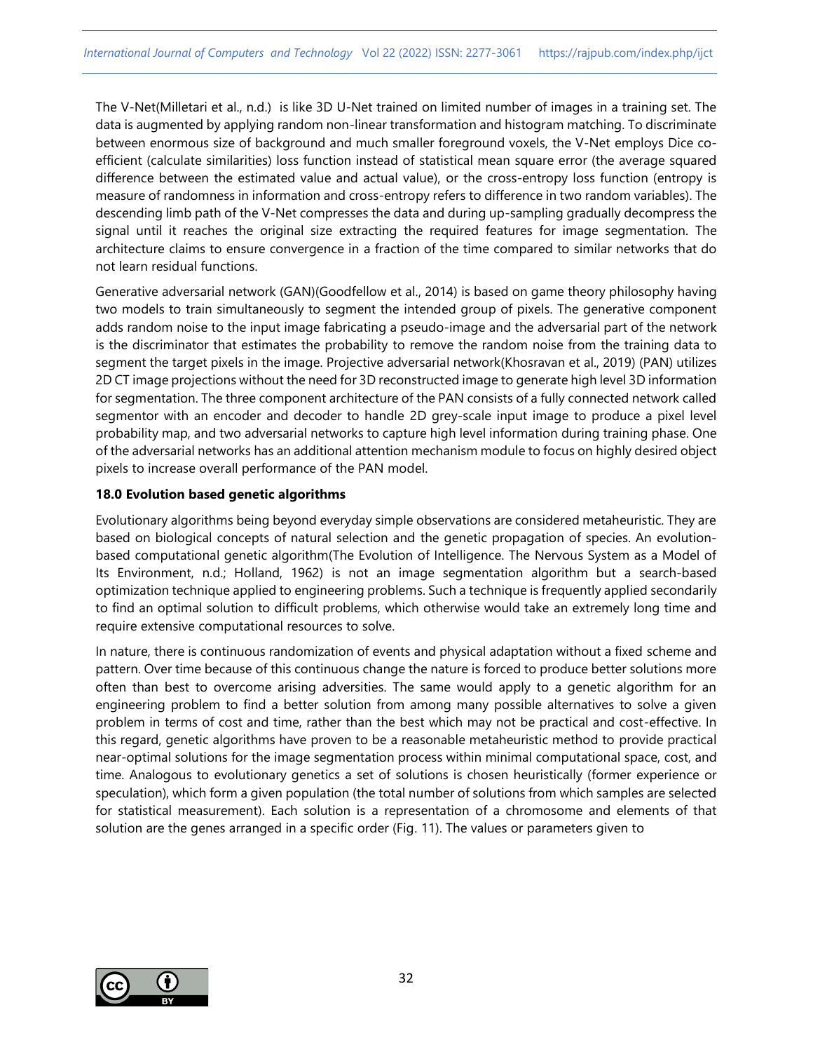The V-Net(Milletari et al., n.d.) is like 3D U-Net trained on limited number of images in a training set. The data is augmented by applying random non-linear transformation and histogram matching. To discriminate between enormous size of background and much smaller foreground voxels, the V-Net employs Dice co-efficient (calculate similarities) loss function instead of statistical mean square error (the average squared difference between the estimated value and actual value), or the cross-entropy loss function (entropy is measure of randomness in information and cross-entropy refers to difference in two random variables). The descending limb path of the V-Net compresses the data and during up-sampling gradually decompress the signal until it reaches the original size extracting the required features for image segmentation. The architecture claims to ensure convergence in a fraction of the time compared to similar networks that do not learn residual functions.

Generative adversarial network (GAN)(Goodfellow et al., 2014) is based on game theory philosophy having two models to train simultaneously to segment the intended group of pixels. The generative component adds random noise to the input image fabricating a pseudo-image and the adversarial part of the network is the discriminator that estimates the probability to remove the random noise from the training data to segment the target pixels in the image. Projective adversarial network(Khosravan et al., 2019) (PAN) utilizes 2D CT image projections without the need for 3D reconstructed image to generate high level 3D information for segmentation. The three component architecture of the PAN consists of a fully connected network called segmentor with an encoder and decoder to handle 2D grey-scale input image to produce a pixel level probability map, and two adversarial networks to capture high level information during training phase. One of the adversarial networks has an additional attention mechanism module to focus on highly desired object pixels to increase overall performance of the PAN model.

**18.0 Evolution based genetic algorithms**

Evolutionary algorithms being beyond everyday simple observations are considered metaheuristic. They are based on biological concepts of natural selection and the genetic propagation of species. An evolution-based computational genetic algorithm(The Evolution of Intelligence. The Nervous System as a Model of Its Environment, n.d.; Holland, 1962) is not an image segmentation algorithm but a search-based optimization technique applied to engineering problems. Such a technique is frequently applied secondarily to find an optimal solution to difficult problems, which otherwise would take an extremely long time and require extensive computational resources to solve.

In nature, there is continuous randomization of events and physical adaptation without a fixed scheme and pattern. Over time because of this continuous change the nature is forced to produce better solutions more often than best to overcome arising adversities. The same would apply to a genetic algorithm for an engineering problem to find a better solution from among many possible alternatives to solve a given problem in terms of cost and time, rather than the best which may not be practical and cost-effective. In this regard, genetic algorithms have proven to be a reasonable metaheuristic method to provide practical near-optimal solutions for the image segmentation process within minimal computational space, cost, and time. Analogous to evolutionary genetics a set of solutions is chosen heuristically (former experience or speculation), which form a given population (the total number of solutions from which samples are selected for statistical measurement). Each solution is a representation of a chromosome and elements of that solution are the genes arranged in a specific order (Fig. 11). The values or parameters given to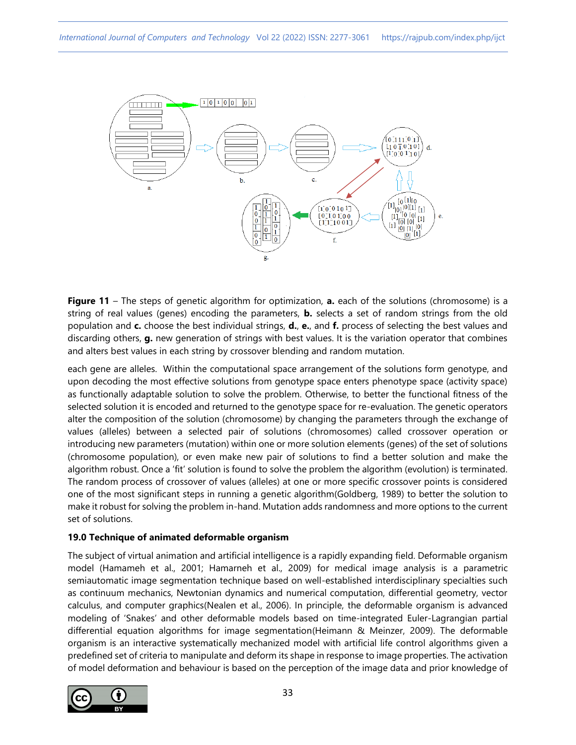**Figure 11** – The steps of genetic algorithm for optimization, **a.** each of the solutions (chromosome) is a string of real values (genes) encoding the parameters, **b.** selects a set of random strings from the old population and **c.** choose the best individual strings, **d.**, **e.**, and **f.** process of selecting the best values and discarding others, **g.** new generation of strings with best values. It is the variation operator that combines and alters best values in each string by crossover blending and random mutation.

each gene are alleles. Within the computational space arrangement of the solutions form genotype, and upon decoding the most effective solutions from genotype space enters phenotype space (activity space) as functionally adaptable solution to solve the problem. Otherwise, to better the functional fitness of the selected solution it is encoded and returned to the genotype space for re-evaluation. The genetic operators alter the composition of the solution (chromosome) by changing the parameters through the exchange of values (alleles) between a selected pair of solutions (chromosomes) called crossover operation or introducing new parameters (mutation) within one or more solution elements (genes) of the set of solutions (chromosome population), or even make new pair of solutions to find a better solution and make the algorithm robust. Once a 'fit' solution is found to solve the problem the algorithm (evolution) is terminated. The random process of crossover of values (alleles) at one or more specific crossover points is considered one of the most significant steps in running a genetic algorithm(Goldberg, 1989) to better the solution to make it robust for solving the problem in-hand. Mutation adds randomness and more options to the current set of solutions.

### 19.0 Technique of animated deformable organism

The subject of virtual animation and artificial intelligence is a rapidly expanding field. Deformable organism model (Hamameh et al., 2001; Hamarneh et al., 2009) for medical image analysis is a parametric semiautomatic image segmentation technique based on well-established interdisciplinary specialties such as continuum mechanics, Newtonian dynamics and numerical computation, differential geometry, vector calculus, and computer graphics(Nealen et al., 2006). In principle, the deformable organism is advanced modeling of 'Snakes' and other deformable models based on time-integrated Euler-Lagrangian partial differential equation algorithms for image segmentation(Heimann & Meinzer, 2009). The deformable organism is an interactive systematically mechanized model with artificial life control algorithms given a predefined set of criteria to manipulate and deform its shape in response to image properties. The activation of model deformation and behaviour is based on the perception of the image data and prior knowledge of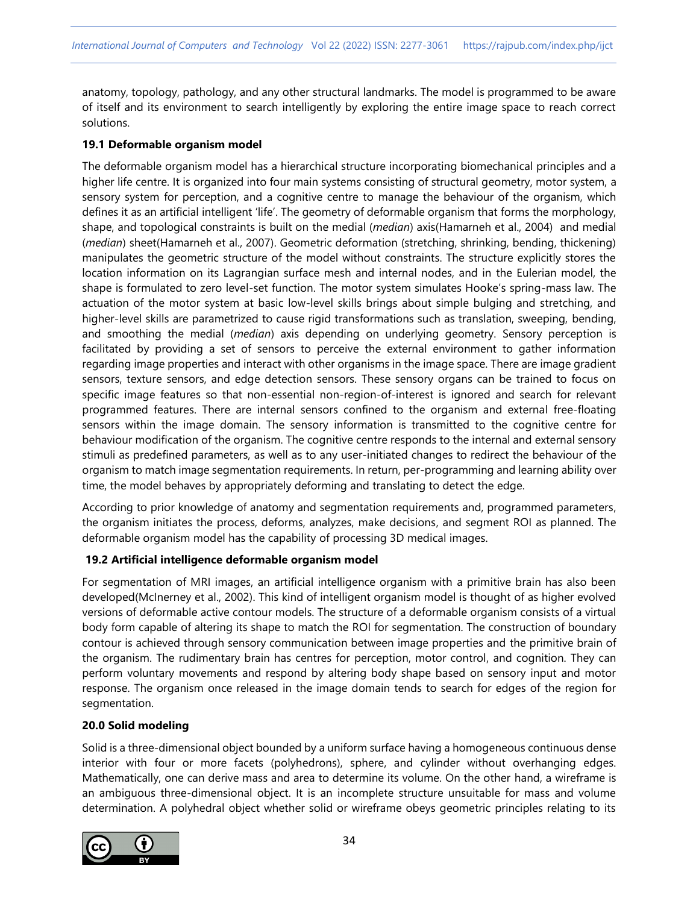anatomy, topology, pathology, and any other structural landmarks. The model is programmed to be aware of itself and its environment to search intelligently by exploring the entire image space to reach correct solutions.

### 19.1 Deformable organism model

The deformable organism model has a hierarchical structure incorporating biomechanical principles and a higher life centre. It is organized into four main systems consisting of structural geometry, motor system, a sensory system for perception, and a cognitive centre to manage the behaviour of the organism, which defines it as an artificial intelligent 'life'. The geometry of deformable organism that forms the morphology, shape, and topological constraints is built on the medial (*median*) axis(Hamarneh et al., 2004) and medial (*median*) sheet(Hamarneh et al., 2007). Geometric deformation (stretching, shrinking, bending, thickening) manipulates the geometric structure of the model without constraints. The structure explicitly stores the location information on its Lagrangian surface mesh and internal nodes, and in the Eulerian model, the shape is formulated to zero level-set function. The motor system simulates Hooke's spring-mass law. The actuation of the motor system at basic low-level skills brings about simple bulging and stretching, and higher-level skills are parametrized to cause rigid transformations such as translation, sweeping, bending, and smoothing the medial (*median*) axis depending on underlying geometry. Sensory perception is facilitated by providing a set of sensors to perceive the external environment to gather information regarding image properties and interact with other organisms in the image space. There are image gradient sensors, texture sensors, and edge detection sensors. These sensory organs can be trained to focus on specific image features so that non-essential non-region-of-interest is ignored and search for relevant programmed features. There are internal sensors confined to the organism and external free-floating sensors within the image domain. The sensory information is transmitted to the cognitive centre for behaviour modification of the organism. The cognitive centre responds to the internal and external sensory stimuli as predefined parameters, as well as to any user-initiated changes to redirect the behaviour of the organism to match image segmentation requirements. In return, per-programming and learning ability over time, the model behaves by appropriately deforming and translating to detect the edge.

According to prior knowledge of anatomy and segmentation requirements and, programmed parameters, the organism initiates the process, deforms, analyzes, make decisions, and segment ROI as planned. The deformable organism model has the capability of processing 3D medical images.

### 19.2 Artificial intelligence deformable organism model

For segmentation of MRI images, an artificial intelligence organism with a primitive brain has also been developed(McInerney et al., 2002). This kind of intelligent organism model is thought of as higher evolved versions of deformable active contour models. The structure of a deformable organism consists of a virtual body form capable of altering its shape to match the ROI for segmentation. The construction of boundary contour is achieved through sensory communication between image properties and the primitive brain of the organism. The rudimentary brain has centres for perception, motor control, and cognition. They can perform voluntary movements and respond by altering body shape based on sensory input and motor response. The organism once released in the image domain tends to search for edges of the region for segmentation.

## 20.0 Solid modeling

Solid is a three-dimensional object bounded by a uniform surface having a homogeneous continuous dense interior with four or more facets (polyhedrons), sphere, and cylinder without overhanging edges. Mathematically, one can derive mass and area to determine its volume. On the other hand, a wireframe is an ambiguous three-dimensional object. It is an incomplete structure unsuitable for mass and volume determination. A polyhedral object whether solid or wireframe obeys geometric principles relating to its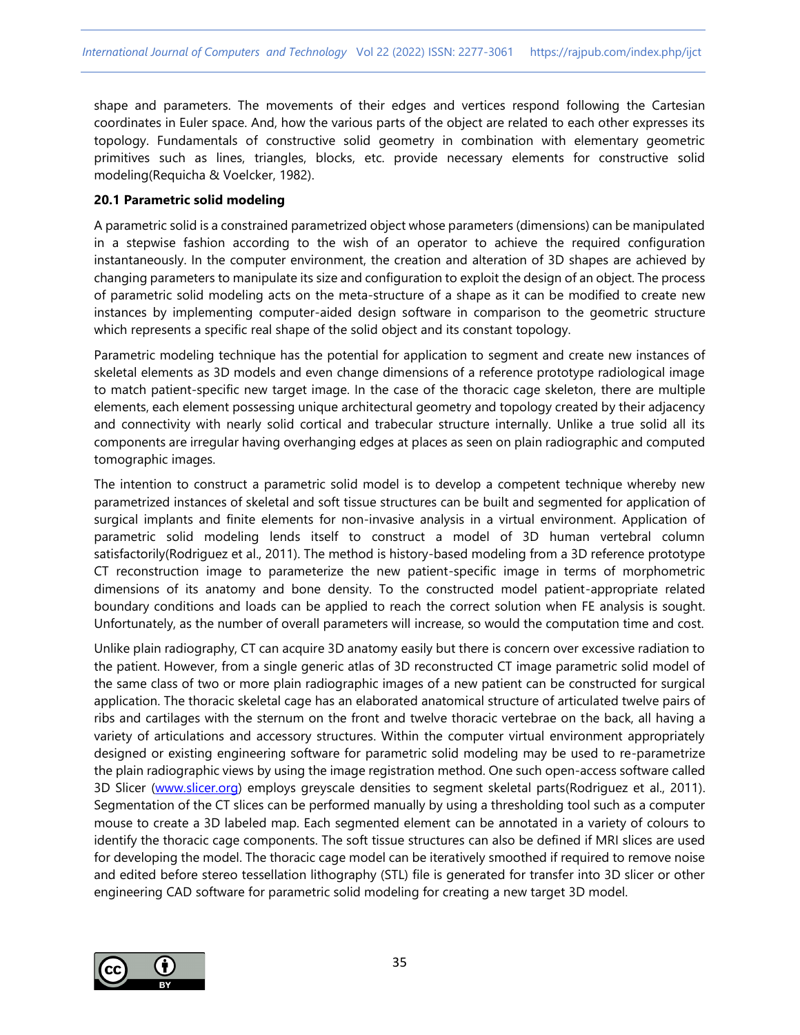shape and parameters. The movements of their edges and vertices respond following the Cartesian coordinates in Euler space. And, how the various parts of the object are related to each other expresses its topology. Fundamentals of constructive solid geometry in combination with elementary geometric primitives such as lines, triangles, blocks, etc. provide necessary elements for constructive solid modeling(Requicha & Voelcker, 1982).

### 20.1 Parametric solid modeling

A parametric solid is a constrained parametrized object whose parameters (dimensions) can be manipulated in a stepwise fashion according to the wish of an operator to achieve the required configuration instantaneously. In the computer environment, the creation and alteration of 3D shapes are achieved by changing parameters to manipulate its size and configuration to exploit the design of an object. The process of parametric solid modeling acts on the meta-structure of a shape as it can be modified to create new instances by implementing computer-aided design software in comparison to the geometric structure which represents a specific real shape of the solid object and its constant topology.

Parametric modeling technique has the potential for application to segment and create new instances of skeletal elements as 3D models and even change dimensions of a reference prototype radiological image to match patient-specific new target image. In the case of the thoracic cage skeleton, there are multiple elements, each element possessing unique architectural geometry and topology created by their adjacency and connectivity with nearly solid cortical and trabecular structure internally. Unlike a true solid all its components are irregular having overhanging edges at places as seen on plain radiographic and computed tomographic images.

The intention to construct a parametric solid model is to develop a competent technique whereby new parametrized instances of skeletal and soft tissue structures can be built and segmented for application of surgical implants and finite elements for non-invasive analysis in a virtual environment. Application of parametric solid modeling lends itself to construct a model of 3D human vertebral column satisfactorily(Rodriguez et al., 2011). The method is history-based modeling from a 3D reference prototype CT reconstruction image to parameterize the new patient-specific image in terms of morphometric dimensions of its anatomy and bone density. To the constructed model patient-appropriate related boundary conditions and loads can be applied to reach the correct solution when FE analysis is sought. Unfortunately, as the number of overall parameters will increase, so would the computation time and cost.

Unlike plain radiography, CT can acquire 3D anatomy easily but there is concern over excessive radiation to the patient. However, from a single generic atlas of 3D reconstructed CT image parametric solid model of the same class of two or more plain radiographic images of a new patient can be constructed for surgical application. The thoracic skeletal cage has an elaborated anatomical structure of articulated twelve pairs of ribs and cartilages with the sternum on the front and twelve thoracic vertebrae on the back, all having a variety of articulations and accessory structures. Within the computer virtual environment appropriately designed or existing engineering software for parametric solid modeling may be used to re-parametrize the plain radiographic views by using the image registration method. One such open-access software called 3D Slicer (www.slicer.org) employs greyscale densities to segment skeletal parts(Rodriguez et al., 2011). Segmentation of the CT slices can be performed manually by using a thresholding tool such as a computer mouse to create a 3D labeled map. Each segmented element can be annotated in a variety of colours to identify the thoracic cage components. The soft tissue structures can also be defined if MRI slices are used for developing the model. The thoracic cage model can be iteratively smoothed if required to remove noise and edited before stereo tessellation lithography (STL) file is generated for transfer into 3D slicer or other engineering CAD software for parametric solid modeling for creating a new target 3D model.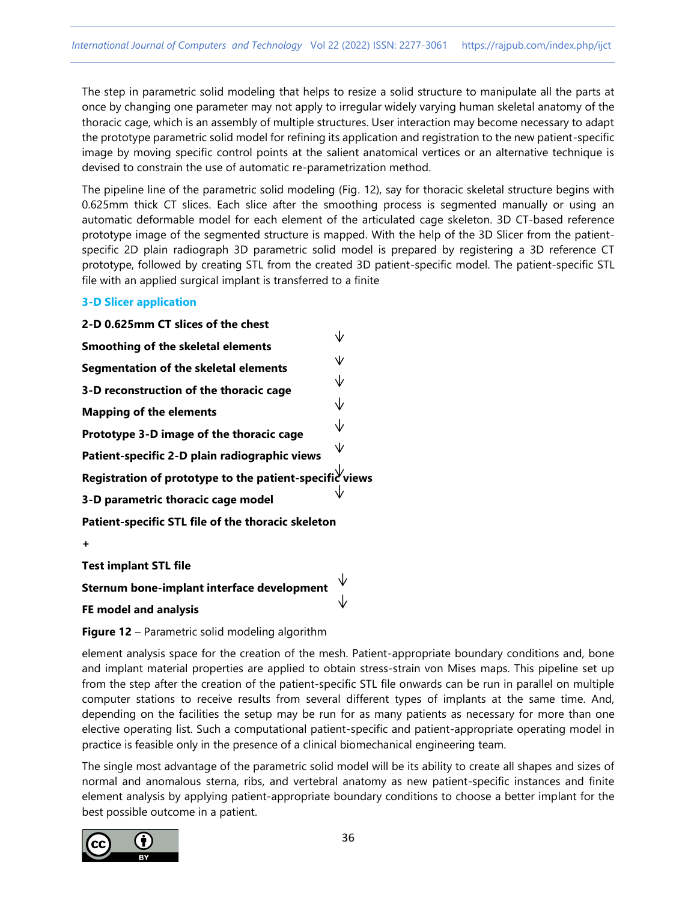The step in parametric solid modeling that helps to resize a solid structure to manipulate all the parts at once by changing one parameter may not apply to irregular widely varying human skeletal anatomy of the thoracic cage, which is an assembly of multiple structures. User interaction may become necessary to adapt the prototype parametric solid model for refining its application and registration to the new patient-specific image by moving specific control points at the salient anatomical vertices or an alternative technique is devised to constrain the use of automatic re-parametrization method.

The pipeline line of the parametric solid modeling (Fig. 12), say for thoracic skeletal structure begins with 0.625mm thick CT slices. Each slice after the smoothing process is segmented manually or using an automatic deformable model for each element of the articulated cage skeleton. 3D CT-based reference prototype image of the segmented structure is mapped. With the help of the 3D Slicer from the patient-specific 2D plain radiograph 3D parametric solid model is prepared by registering a 3D reference CT prototype, followed by creating STL from the created 3D patient-specific model. The patient-specific STL file with an applied surgical implant is transferred to a finite

**3-D Slicer application**

**2-D 0.625mm CT slices of the chest**

↓

**Smoothing of the skeletal elements**

↓

**Segmentation of the skeletal elements**

↓

**3-D reconstruction of the thoracic cage**

↓

**Mapping of the elements**

↓

**Prototype 3-D image of the thoracic cage**

↓

**Patient-specific 2-D plain radiographic views**

↓

**Registration of prototype to the patient-specific views**

↓

**3-D parametric thoracic cage model**

↓

**Patient-specific STL file of the thoracic skeleton**

**+**

**Test implant STL file**

↓

**Sternum bone-implant interface development**

↓

**FE model and analysis**

**Figure 12** – Parametric solid modeling algorithm

element analysis space for the creation of the mesh. Patient-appropriate boundary conditions and, bone and implant material properties are applied to obtain stress-strain von Mises maps. This pipeline set up from the step after the creation of the patient-specific STL file onwards can be run in parallel on multiple computer stations to receive results from several different types of implants at the same time. And, depending on the facilities the setup may be run for as many patients as necessary for more than one elective operating list. Such a computational patient-specific and patient-appropriate operating model in practice is feasible only in the presence of a clinical biomechanical engineering team.

The single most advantage of the parametric solid model will be its ability to create all shapes and sizes of normal and anomalous sterna, ribs, and vertebral anatomy as new patient-specific instances and finite element analysis by applying patient-appropriate boundary conditions to choose a better implant for the best possible outcome in a patient.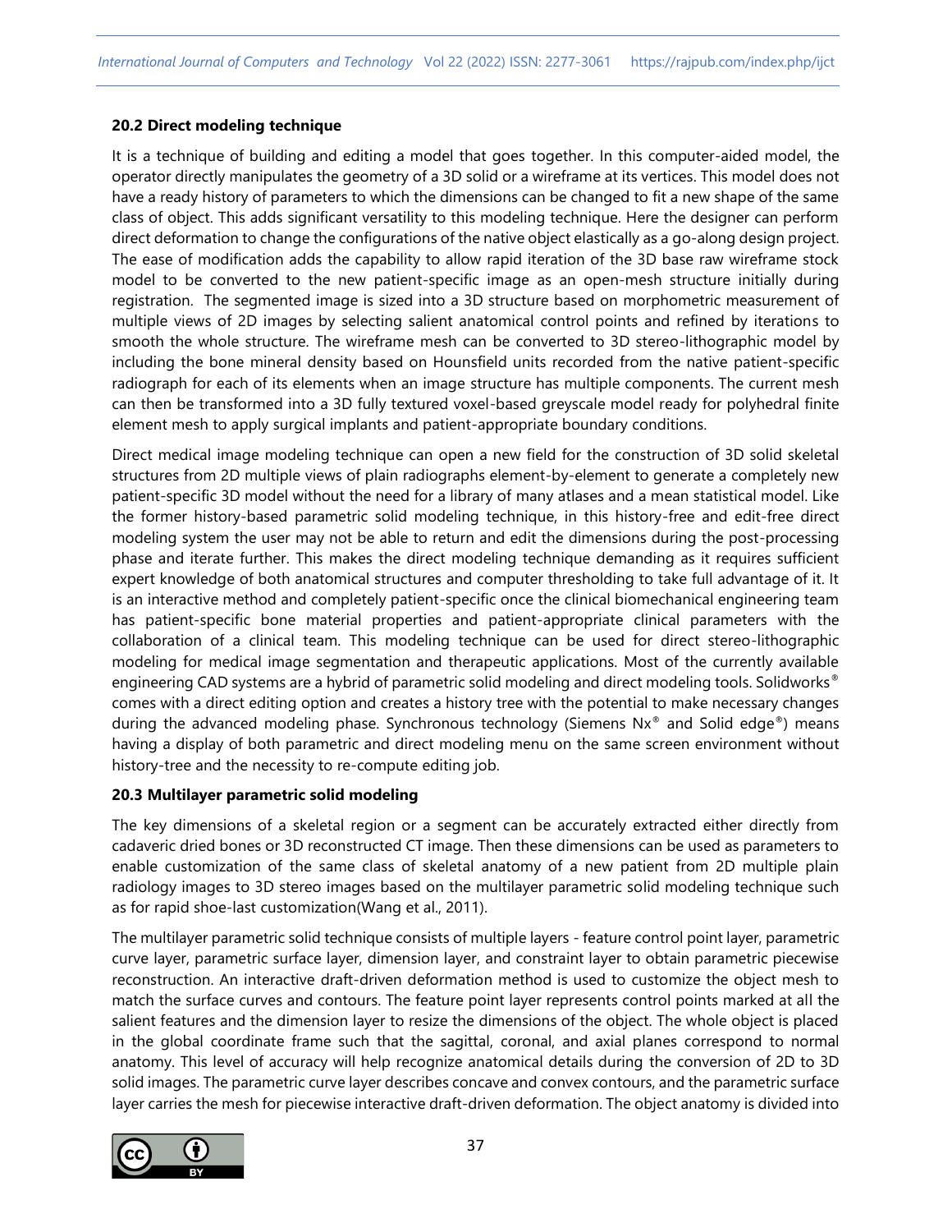### 20.2 Direct modeling technique

It is a technique of building and editing a model that goes together. In this computer-aided model, the operator directly manipulates the geometry of a 3D solid or a wireframe at its vertices. This model does not have a ready history of parameters to which the dimensions can be changed to fit a new shape of the same class of object. This adds significant versatility to this modeling technique. Here the designer can perform direct deformation to change the configurations of the native object elastically as a go-along design project. The ease of modification adds the capability to allow rapid iteration of the 3D base raw wireframe stock model to be converted to the new patient-specific image as an open-mesh structure initially during registration. The segmented image is sized into a 3D structure based on morphometric measurement of multiple views of 2D images by selecting salient anatomical control points and refined by iterations to smooth the whole structure. The wireframe mesh can be converted to 3D stereo-lithographic model by including the bone mineral density based on Hounsfield units recorded from the native patient-specific radiograph for each of its elements when an image structure has multiple components. The current mesh can then be transformed into a 3D fully textured voxel-based greyscale model ready for polyhedral finite element mesh to apply surgical implants and patient-appropriate boundary conditions.

Direct medical image modeling technique can open a new field for the construction of 3D solid skeletal structures from 2D multiple views of plain radiographs element-by-element to generate a completely new patient-specific 3D model without the need for a library of many atlases and a mean statistical model. Like the former history-based parametric solid modeling technique, in this history-free and edit-free direct modeling system the user may not be able to return and edit the dimensions during the post-processing phase and iterate further. This makes the direct modeling technique demanding as it requires sufficient expert knowledge of both anatomical structures and computer thresholding to take full advantage of it. It is an interactive method and completely patient-specific once the clinical biomechanical engineering team has patient-specific bone material properties and patient-appropriate clinical parameters with the collaboration of a clinical team. This modeling technique can be used for direct stereo-lithographic modeling for medical image segmentation and therapeutic applications. Most of the currently available engineering CAD systems are a hybrid of parametric solid modeling and direct modeling tools. Solidworks® comes with a direct editing option and creates a history tree with the potential to make necessary changes during the advanced modeling phase. Synchronous technology (Siemens Nx® and Solid edge®) means having a display of both parametric and direct modeling menu on the same screen environment without history-tree and the necessity to re-compute editing job.

### 20.3 Multilayer parametric solid modeling

The key dimensions of a skeletal region or a segment can be accurately extracted either directly from cadaveric dried bones or 3D reconstructed CT image. Then these dimensions can be used as parameters to enable customization of the same class of skeletal anatomy of a new patient from 2D multiple plain radiology images to 3D stereo images based on the multilayer parametric solid modeling technique such as for rapid shoe-last customization(Wang et al., 2011).

The multilayer parametric solid technique consists of multiple layers - feature control point layer, parametric curve layer, parametric surface layer, dimension layer, and constraint layer to obtain parametric piecewise reconstruction. An interactive draft-driven deformation method is used to customize the object mesh to match the surface curves and contours. The feature point layer represents control points marked at all the salient features and the dimension layer to resize the dimensions of the object. The whole object is placed in the global coordinate frame such that the sagittal, coronal, and axial planes correspond to normal anatomy. This level of accuracy will help recognize anatomical details during the conversion of 2D to 3D solid images. The parametric curve layer describes concave and convex contours, and the parametric surface layer carries the mesh for piecewise interactive draft-driven deformation. The object anatomy is divided into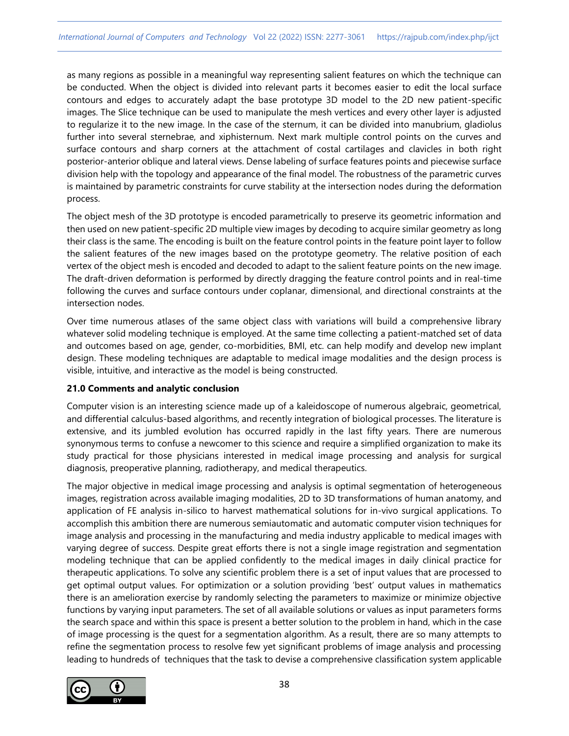as many regions as possible in a meaningful way representing salient features on which the technique can be conducted. When the object is divided into relevant parts it becomes easier to edit the local surface contours and edges to accurately adapt the base prototype 3D model to the 2D new patient-specific images. The Slice technique can be used to manipulate the mesh vertices and every other layer is adjusted to regularize it to the new image. In the case of the sternum, it can be divided into manubrium, gladiolus further into several sternebrae, and xiphisternum. Next mark multiple control points on the curves and surface contours and sharp corners at the attachment of costal cartilages and clavicles in both right posterior-anterior oblique and lateral views. Dense labeling of surface features points and piecewise surface division help with the topology and appearance of the final model. The robustness of the parametric curves is maintained by parametric constraints for curve stability at the intersection nodes during the deformation process.

The object mesh of the 3D prototype is encoded parametrically to preserve its geometric information and then used on new patient-specific 2D multiple view images by decoding to acquire similar geometry as long their class is the same. The encoding is built on the feature control points in the feature point layer to follow the salient features of the new images based on the prototype geometry. The relative position of each vertex of the object mesh is encoded and decoded to adapt to the salient feature points on the new image. The draft-driven deformation is performed by directly dragging the feature control points and in real-time following the curves and surface contours under coplanar, dimensional, and directional constraints at the intersection nodes.

Over time numerous atlases of the same object class with variations will build a comprehensive library whatever solid modeling technique is employed. At the same time collecting a patient-matched set of data and outcomes based on age, gender, co-morbidities, BMI, etc. can help modify and develop new implant design. These modeling techniques are adaptable to medical image modalities and the design process is visible, intuitive, and interactive as the model is being constructed.

**21.0 Comments and analytic conclusion**

Computer vision is an interesting science made up of a kaleidoscope of numerous algebraic, geometrical, and differential calculus-based algorithms, and recently integration of biological processes. The literature is extensive, and its jumbled evolution has occurred rapidly in the last fifty years. There are numerous synonymous terms to confuse a newcomer to this science and require a simplified organization to make its study practical for those physicians interested in medical image processing and analysis for surgical diagnosis, preoperative planning, radiotherapy, and medical therapeutics.

The major objective in medical image processing and analysis is optimal segmentation of heterogeneous images, registration across available imaging modalities, 2D to 3D transformations of human anatomy, and application of FE analysis in-silico to harvest mathematical solutions for in-vivo surgical applications. To accomplish this ambition there are numerous semiautomatic and automatic computer vision techniques for image analysis and processing in the manufacturing and media industry applicable to medical images with varying degree of success. Despite great efforts there is not a single image registration and segmentation modeling technique that can be applied confidently to the medical images in daily clinical practice for therapeutic applications. To solve any scientific problem there is a set of input values that are processed to get optimal output values. For optimization or a solution providing 'best' output values in mathematics there is an amelioration exercise by randomly selecting the parameters to maximize or minimize objective functions by varying input parameters. The set of all available solutions or values as input parameters forms the search space and within this space is present a better solution to the problem in hand, which in the case of image processing is the quest for a segmentation algorithm. As a result, there are so many attempts to refine the segmentation process to resolve few yet significant problems of image analysis and processing leading to hundreds of techniques that the task to devise a comprehensive classification system applicable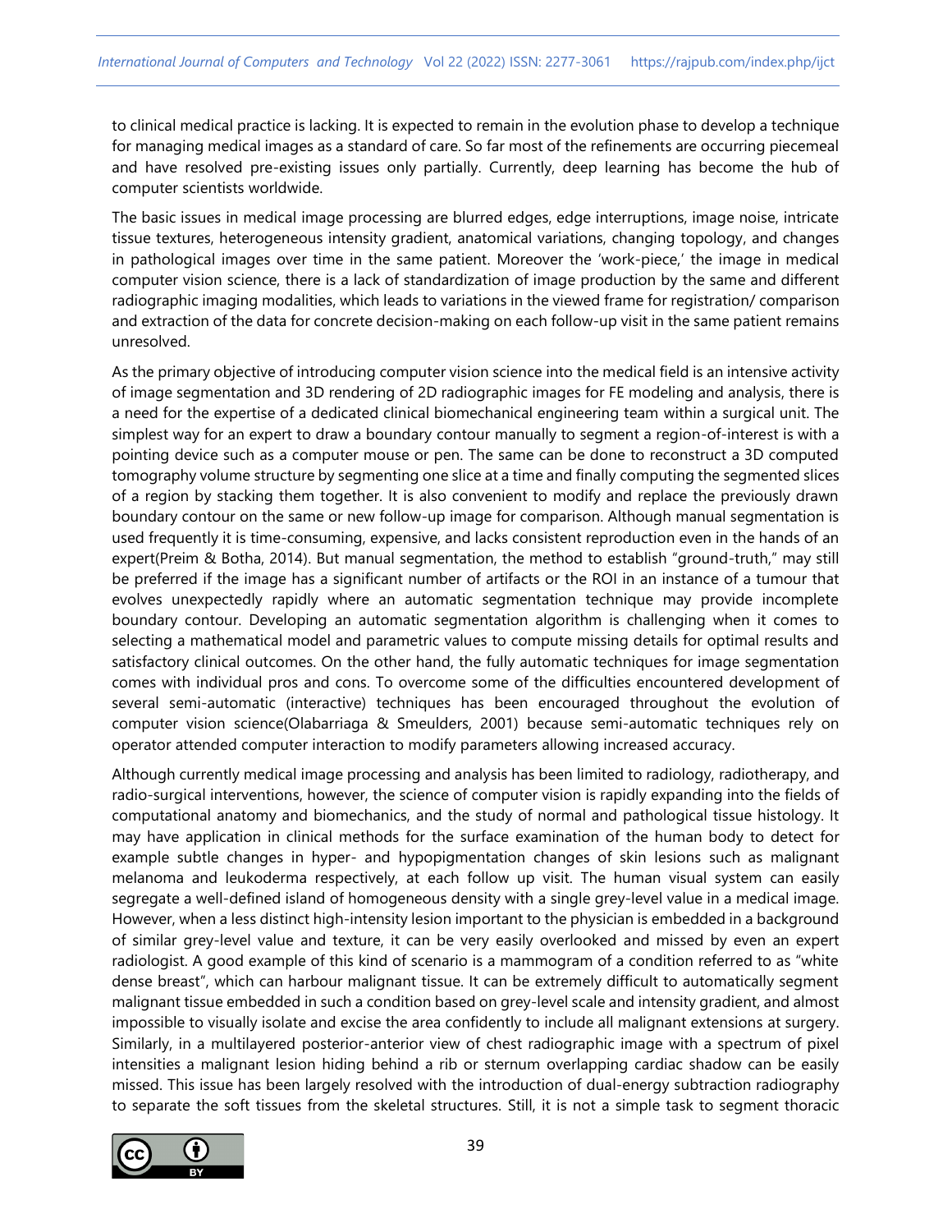to clinical medical practice is lacking. It is expected to remain in the evolution phase to develop a technique for managing medical images as a standard of care. So far most of the refinements are occurring piecemeal and have resolved pre-existing issues only partially. Currently, deep learning has become the hub of computer scientists worldwide.

The basic issues in medical image processing are blurred edges, edge interruptions, image noise, intricate tissue textures, heterogeneous intensity gradient, anatomical variations, changing topology, and changes in pathological images over time in the same patient. Moreover the 'work-piece,' the image in medical computer vision science, there is a lack of standardization of image production by the same and different radiographic imaging modalities, which leads to variations in the viewed frame for registration/ comparison and extraction of the data for concrete decision-making on each follow-up visit in the same patient remains unresolved.

As the primary objective of introducing computer vision science into the medical field is an intensive activity of image segmentation and 3D rendering of 2D radiographic images for FE modeling and analysis, there is a need for the expertise of a dedicated clinical biomechanical engineering team within a surgical unit. The simplest way for an expert to draw a boundary contour manually to segment a region-of-interest is with a pointing device such as a computer mouse or pen. The same can be done to reconstruct a 3D computed tomography volume structure by segmenting one slice at a time and finally computing the segmented slices of a region by stacking them together. It is also convenient to modify and replace the previously drawn boundary contour on the same or new follow-up image for comparison. Although manual segmentation is used frequently it is time-consuming, expensive, and lacks consistent reproduction even in the hands of an expert(Preim & Botha, 2014). But manual segmentation, the method to establish "ground-truth," may still be preferred if the image has a significant number of artifacts or the ROI in an instance of a tumour that evolves unexpectedly rapidly where an automatic segmentation technique may provide incomplete boundary contour. Developing an automatic segmentation algorithm is challenging when it comes to selecting a mathematical model and parametric values to compute missing details for optimal results and satisfactory clinical outcomes. On the other hand, the fully automatic techniques for image segmentation comes with individual pros and cons. To overcome some of the difficulties encountered development of several semi-automatic (interactive) techniques has been encouraged throughout the evolution of computer vision science(Olabarriaga & Smeulders, 2001) because semi-automatic techniques rely on operator attended computer interaction to modify parameters allowing increased accuracy.

Although currently medical image processing and analysis has been limited to radiology, radiotherapy, and radio-surgical interventions, however, the science of computer vision is rapidly expanding into the fields of computational anatomy and biomechanics, and the study of normal and pathological tissue histology. It may have application in clinical methods for the surface examination of the human body to detect for example subtle changes in hyper- and hypopigmentation changes of skin lesions such as malignant melanoma and leukoderma respectively, at each follow up visit. The human visual system can easily segregate a well-defined island of homogeneous density with a single grey-level value in a medical image. However, when a less distinct high-intensity lesion important to the physician is embedded in a background of similar grey-level value and texture, it can be very easily overlooked and missed by even an expert radiologist. A good example of this kind of scenario is a mammogram of a condition referred to as "white dense breast", which can harbour malignant tissue. It can be extremely difficult to automatically segment malignant tissue embedded in such a condition based on grey-level scale and intensity gradient, and almost impossible to visually isolate and excise the area confidently to include all malignant extensions at surgery. Similarly, in a multilayered posterior-anterior view of chest radiographic image with a spectrum of pixel intensities a malignant lesion hiding behind a rib or sternum overlapping cardiac shadow can be easily missed. This issue has been largely resolved with the introduction of dual-energy subtraction radiography to separate the soft tissues from the skeletal structures. Still, it is not a simple task to segment thoracic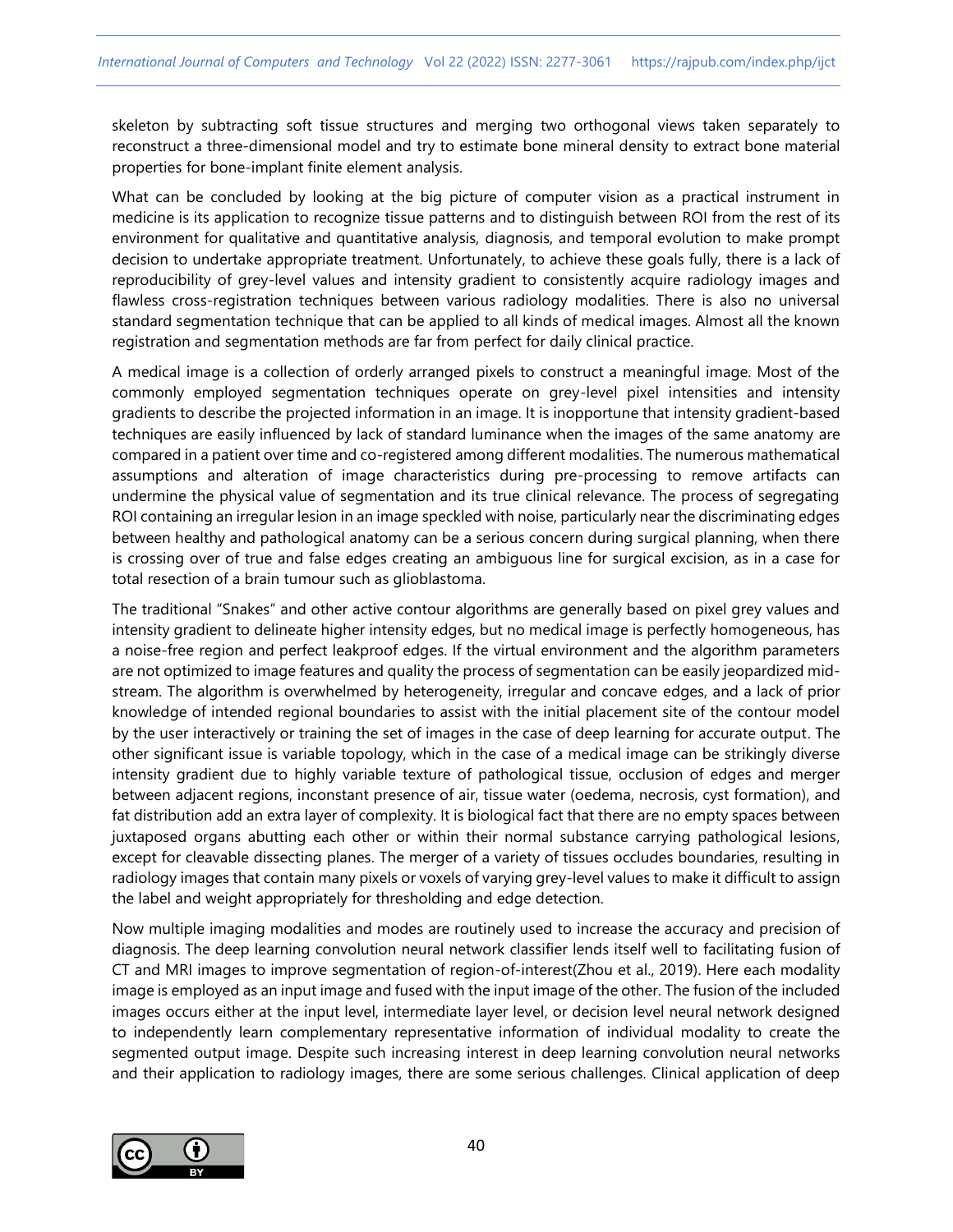skeleton by subtracting soft tissue structures and merging two orthogonal views taken separately to reconstruct a three-dimensional model and try to estimate bone mineral density to extract bone material properties for bone-implant finite element analysis.

What can be concluded by looking at the big picture of computer vision as a practical instrument in medicine is its application to recognize tissue patterns and to distinguish between ROI from the rest of its environment for qualitative and quantitative analysis, diagnosis, and temporal evolution to make prompt decision to undertake appropriate treatment. Unfortunately, to achieve these goals fully, there is a lack of reproducibility of grey-level values and intensity gradient to consistently acquire radiology images and flawless cross-registration techniques between various radiology modalities. There is also no universal standard segmentation technique that can be applied to all kinds of medical images. Almost all the known registration and segmentation methods are far from perfect for daily clinical practice.

A medical image is a collection of orderly arranged pixels to construct a meaningful image. Most of the commonly employed segmentation techniques operate on grey-level pixel intensities and intensity gradients to describe the projected information in an image. It is inopportune that intensity gradient-based techniques are easily influenced by lack of standard luminance when the images of the same anatomy are compared in a patient over time and co-registered among different modalities. The numerous mathematical assumptions and alteration of image characteristics during pre-processing to remove artifacts can undermine the physical value of segmentation and its true clinical relevance. The process of segregating ROI containing an irregular lesion in an image speckled with noise, particularly near the discriminating edges between healthy and pathological anatomy can be a serious concern during surgical planning, when there is crossing over of true and false edges creating an ambiguous line for surgical excision, as in a case for total resection of a brain tumour such as glioblastoma.

The traditional "Snakes" and other active contour algorithms are generally based on pixel grey values and intensity gradient to delineate higher intensity edges, but no medical image is perfectly homogeneous, has a noise-free region and perfect leakproof edges. If the virtual environment and the algorithm parameters are not optimized to image features and quality the process of segmentation can be easily jeopardized mid-stream. The algorithm is overwhelmed by heterogeneity, irregular and concave edges, and a lack of prior knowledge of intended regional boundaries to assist with the initial placement site of the contour model by the user interactively or training the set of images in the case of deep learning for accurate output. The other significant issue is variable topology, which in the case of a medical image can be strikingly diverse intensity gradient due to highly variable texture of pathological tissue, occlusion of edges and merger between adjacent regions, inconstant presence of air, tissue water (oedema, necrosis, cyst formation), and fat distribution add an extra layer of complexity. It is biological fact that there are no empty spaces between juxtaposed organs abutting each other or within their normal substance carrying pathological lesions, except for cleavable dissecting planes. The merger of a variety of tissues occludes boundaries, resulting in radiology images that contain many pixels or voxels of varying grey-level values to make it difficult to assign the label and weight appropriately for thresholding and edge detection.

Now multiple imaging modalities and modes are routinely used to increase the accuracy and precision of diagnosis. The deep learning convolution neural network classifier lends itself well to facilitating fusion of CT and MRI images to improve segmentation of region-of-interest(Zhou et al., 2019). Here each modality image is employed as an input image and fused with the input image of the other. The fusion of the included images occurs either at the input level, intermediate layer level, or decision level neural network designed to independently learn complementary representative information of individual modality to create the segmented output image. Despite such increasing interest in deep learning convolution neural networks and their application to radiology images, there are some serious challenges. Clinical application of deep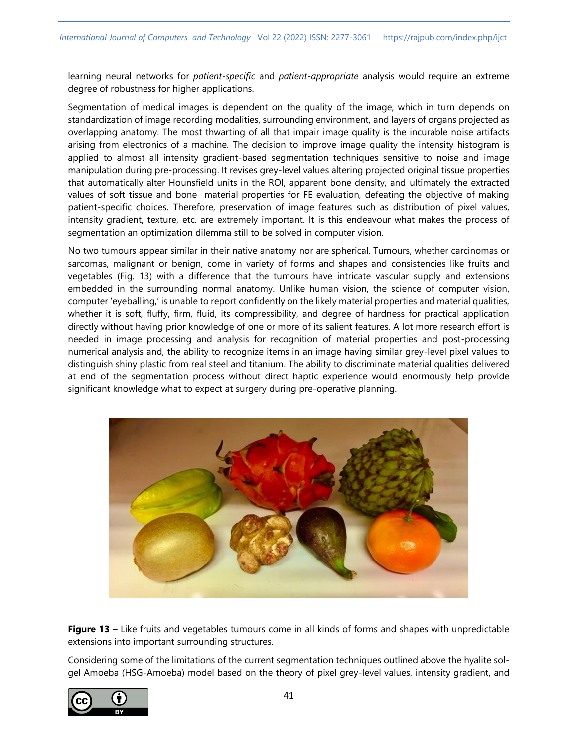learning neural networks for *patient-specific* and *patient-appropriate* analysis would require an extreme degree of robustness for higher applications.

Segmentation of medical images is dependent on the quality of the image, which in turn depends on standardization of image recording modalities, surrounding environment, and layers of organs projected as overlapping anatomy. The most thwarting of all that impair image quality is the incurable noise artifacts arising from electronics of a machine. The decision to improve image quality the intensity histogram is applied to almost all intensity gradient-based segmentation techniques sensitive to noise and image manipulation during pre-processing. It revises grey-level values altering projected original tissue properties that automatically alter Hounsfield units in the ROI, apparent bone density, and ultimately the extracted values of soft tissue and bone material properties for FE evaluation, defeating the objective of making patient-specific choices. Therefore, preservation of image features such as distribution of pixel values, intensity gradient, texture, etc. are extremely important. It is this endeavour what makes the process of segmentation an optimization dilemma still to be solved in computer vision.

No two tumours appear similar in their native anatomy nor are spherical. Tumours, whether carcinomas or sarcomas, malignant or benign, come in variety of forms and shapes and consistencies like fruits and vegetables (Fig. 13) with a difference that the tumours have intricate vascular supply and extensions embedded in the surrounding normal anatomy. Unlike human vision, the science of computer vision, computer 'eyeballing,' is unable to report confidently on the likely material properties and material qualities, whether it is soft, fluffy, firm, fluid, its compressibility, and degree of hardness for practical application directly without having prior knowledge of one or more of its salient features. A lot more research effort is needed in image processing and analysis for recognition of material properties and post-processing numerical analysis and, the ability to recognize items in an image having similar grey-level pixel values to distinguish shiny plastic from real steel and titanium. The ability to discriminate material qualities delivered at end of the segmentation process without direct haptic experience would enormously help provide significant knowledge what to expect at surgery during pre-operative planning.

**Figure 13 –** Like fruits and vegetables tumours come in all kinds of forms and shapes with unpredictable extensions into important surrounding structures.

Considering some of the limitations of the current segmentation techniques outlined above the hyalite sol-gel Amoeba (HSG-Amoeba) model based on the theory of pixel grey-level values, intensity gradient, and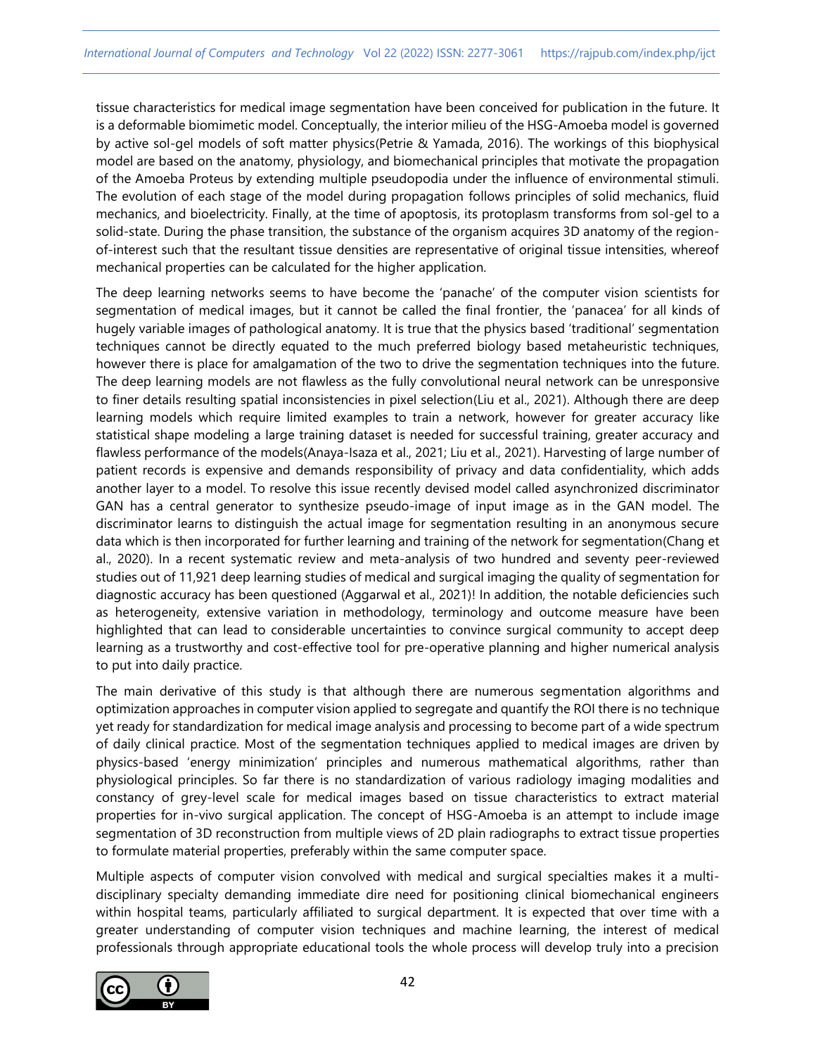tissue characteristics for medical image segmentation have been conceived for publication in the future. It is a deformable biomimetic model. Conceptually, the interior milieu of the HSG-Amoeba model is governed by active sol-gel models of soft matter physics(Petrie & Yamada, 2016). The workings of this biophysical model are based on the anatomy, physiology, and biomechanical principles that motivate the propagation of the Amoeba Proteus by extending multiple pseudopodia under the influence of environmental stimuli. The evolution of each stage of the model during propagation follows principles of solid mechanics, fluid mechanics, and bioelectricity. Finally, at the time of apoptosis, its protoplasm transforms from sol-gel to a solid-state. During the phase transition, the substance of the organism acquires 3D anatomy of the region-of-interest such that the resultant tissue densities are representative of original tissue intensities, whereof mechanical properties can be calculated for the higher application.

The deep learning networks seems to have become the 'panache' of the computer vision scientists for segmentation of medical images, but it cannot be called the final frontier, the 'panacea' for all kinds of hugely variable images of pathological anatomy. It is true that the physics based 'traditional' segmentation techniques cannot be directly equated to the much preferred biology based metaheuristic techniques, however there is place for amalgamation of the two to drive the segmentation techniques into the future. The deep learning models are not flawless as the fully convolutional neural network can be unresponsive to finer details resulting spatial inconsistencies in pixel selection(Liu et al., 2021). Although there are deep learning models which require limited examples to train a network, however for greater accuracy like statistical shape modeling a large training dataset is needed for successful training, greater accuracy and flawless performance of the models(Anaya-Isaza et al., 2021; Liu et al., 2021). Harvesting of large number of patient records is expensive and demands responsibility of privacy and data confidentiality, which adds another layer to a model. To resolve this issue recently devised model called asynchronized discriminator GAN has a central generator to synthesize pseudo-image of input image as in the GAN model. The discriminator learns to distinguish the actual image for segmentation resulting in an anonymous secure data which is then incorporated for further learning and training of the network for segmentation(Chang et al., 2020). In a recent systematic review and meta-analysis of two hundred and seventy peer-reviewed studies out of 11,921 deep learning studies of medical and surgical imaging the quality of segmentation for diagnostic accuracy has been questioned (Aggarwal et al., 2021)! In addition, the notable deficiencies such as heterogeneity, extensive variation in methodology, terminology and outcome measure have been highlighted that can lead to considerable uncertainties to convince surgical community to accept deep learning as a trustworthy and cost-effective tool for pre-operative planning and higher numerical analysis to put into daily practice.

The main derivative of this study is that although there are numerous segmentation algorithms and optimization approaches in computer vision applied to segregate and quantify the ROI there is no technique yet ready for standardization for medical image analysis and processing to become part of a wide spectrum of daily clinical practice. Most of the segmentation techniques applied to medical images are driven by physics-based 'energy minimization' principles and numerous mathematical algorithms, rather than physiological principles. So far there is no standardization of various radiology imaging modalities and constancy of grey-level scale for medical images based on tissue characteristics to extract material properties for in-vivo surgical application. The concept of HSG-Amoeba is an attempt to include image segmentation of 3D reconstruction from multiple views of 2D plain radiographs to extract tissue properties to formulate material properties, preferably within the same computer space.

Multiple aspects of computer vision convolved with medical and surgical specialties makes it a multi-disciplinary specialty demanding immediate dire need for positioning clinical biomechanical engineers within hospital teams, particularly affiliated to surgical department. It is expected that over time with a greater understanding of computer vision techniques and machine learning, the interest of medical professionals through appropriate educational tools the whole process will develop truly into a precision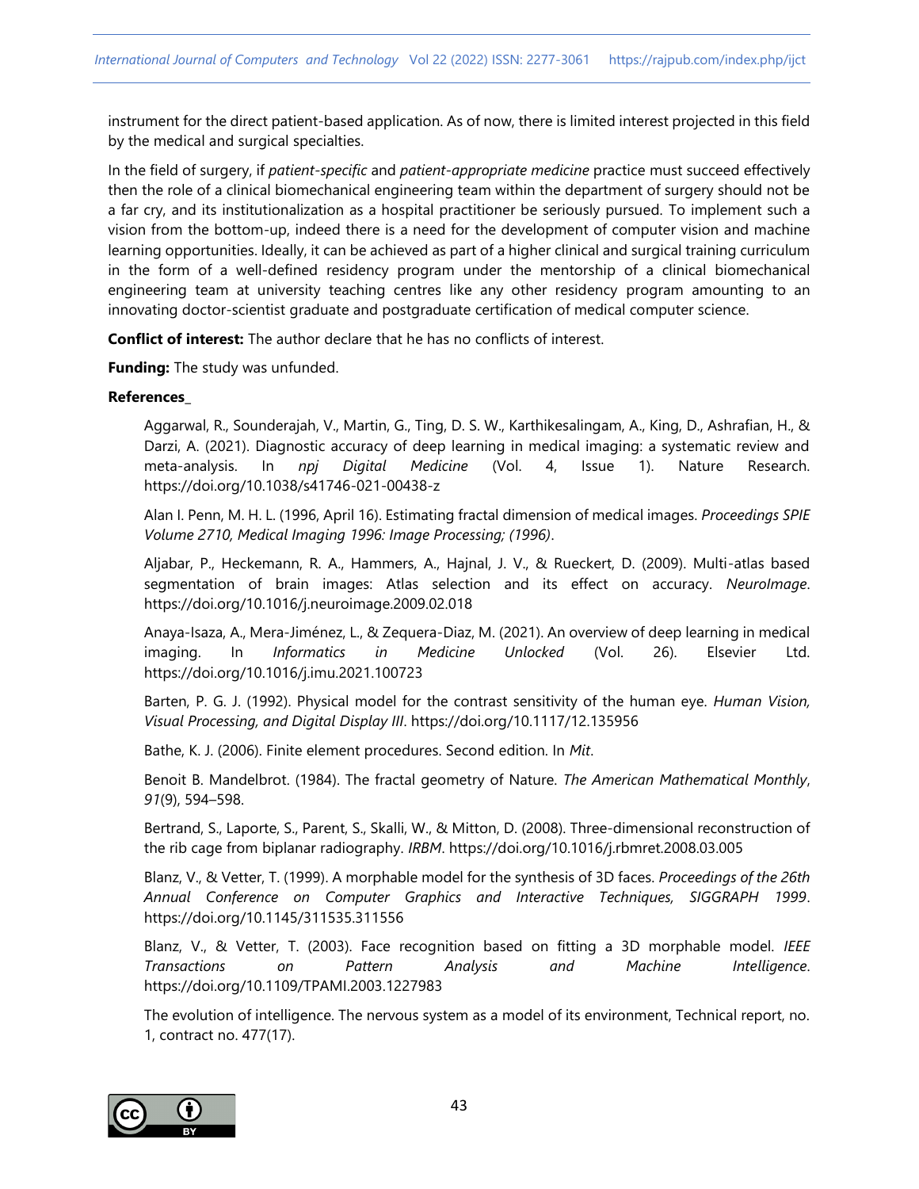instrument for the direct patient-based application. As of now, there is limited interest projected in this field by the medical and surgical specialties.

In the field of surgery, if *patient-specific* and *patient-appropriate medicine* practice must succeed effectively then the role of a clinical biomechanical engineering team within the department of surgery should not be a far cry, and its institutionalization as a hospital practitioner be seriously pursued. To implement such a vision from the bottom-up, indeed there is a need for the development of computer vision and machine learning opportunities. Ideally, it can be achieved as part of a higher clinical and surgical training curriculum in the form of a well-defined residency program under the mentorship of a clinical biomechanical engineering team at university teaching centres like any other residency program amounting to an innovating doctor-scientist graduate and postgraduate certification of medical computer science.

**Conflict of interest:** The author declare that he has no conflicts of interest.

**Funding:** The study was unfunded.

**References_**

Aggarwal, R., Sounderajah, V., Martin, G., Ting, D. S. W., Karthikesalingam, A., King, D., Ashrafian, H., & Darzi, A. (2021). Diagnostic accuracy of deep learning in medical imaging: a systematic review and meta-analysis. In *npj Digital Medicine* (Vol. 4, Issue 1). Nature Research. https://doi.org/10.1038/s41746-021-00438-z

Alan I. Penn, M. H. L. (1996, April 16). Estimating fractal dimension of medical images. *Proceedings SPIE Volume 2710, Medical Imaging 1996: Image Processing; (1996)*.

Aljabar, P., Heckemann, R. A., Hammers, A., Hajnal, J. V., & Rueckert, D. (2009). Multi-atlas based segmentation of brain images: Atlas selection and its effect on accuracy. *NeuroImage*. https://doi.org/10.1016/j.neuroimage.2009.02.018

Anaya-Isaza, A., Mera-Jiménez, L., & Zequera-Diaz, M. (2021). An overview of deep learning in medical imaging. In *Informatics in Medicine Unlocked* (Vol. 26). Elsevier Ltd. https://doi.org/10.1016/j.imu.2021.100723

Barten, P. G. J. (1992). Physical model for the contrast sensitivity of the human eye. *Human Vision, Visual Processing, and Digital Display III*. https://doi.org/10.1117/12.135956

Bathe, K. J. (2006). Finite element procedures. Second edition. In *Mit*.

Benoit B. Mandelbrot. (1984). The fractal geometry of Nature. *The American Mathematical Monthly*, *91*(9), 594–598.

Bertrand, S., Laporte, S., Parent, S., Skalli, W., & Mitton, D. (2008). Three-dimensional reconstruction of the rib cage from biplanar radiography. *IRBM*. https://doi.org/10.1016/j.rbmret.2008.03.005

Blanz, V., & Vetter, T. (1999). A morphable model for the synthesis of 3D faces. *Proceedings of the 26th Annual Conference on Computer Graphics and Interactive Techniques, SIGGRAPH 1999*. https://doi.org/10.1145/311535.311556

Blanz, V., & Vetter, T. (2003). Face recognition based on fitting a 3D morphable model. *IEEE Transactions on Pattern Analysis and Machine Intelligence*. https://doi.org/10.1109/TPAMI.2003.1227983

The evolution of intelligence. The nervous system as a model of its environment, Technical report, no. 1, contract no. 477(17).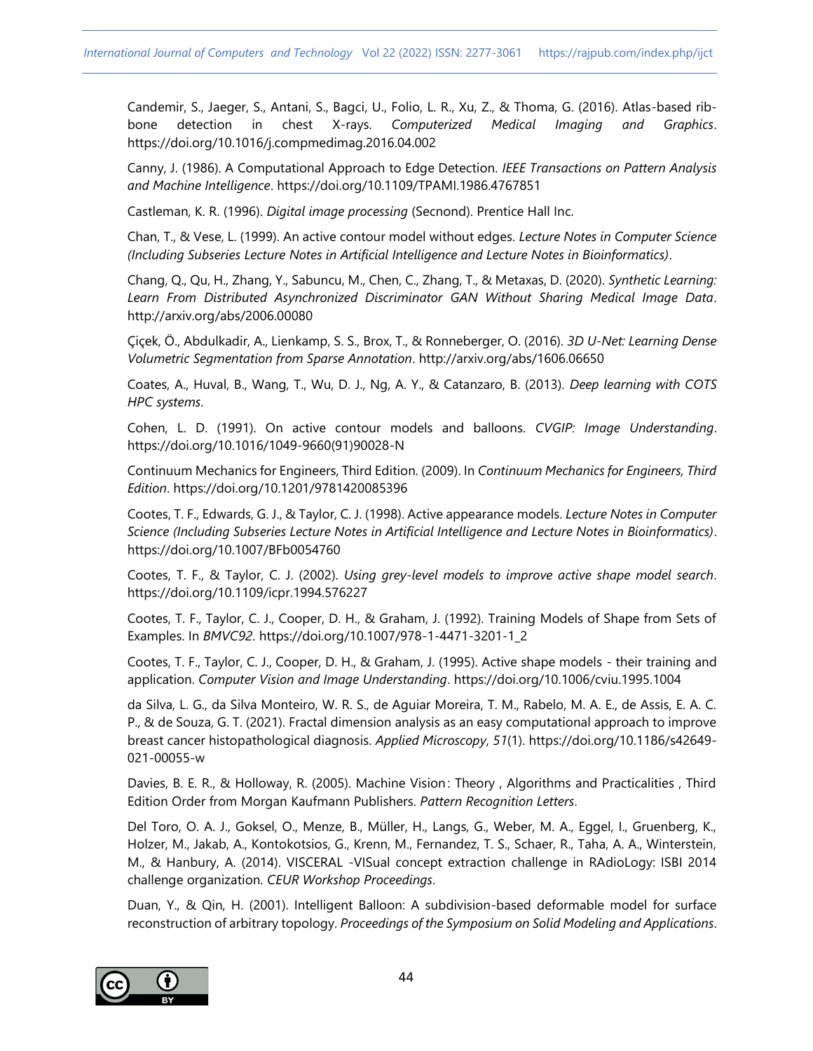Candemir, S., Jaeger, S., Antani, S., Bagci, U., Folio, L. R., Xu, Z., & Thoma, G. (2016). Atlas-based rib-bone detection in chest X-rays. *Computerized Medical Imaging and Graphics*. https://doi.org/10.1016/j.compmedimag.2016.04.002

Canny, J. (1986). A Computational Approach to Edge Detection. *IEEE Transactions on Pattern Analysis and Machine Intelligence*. https://doi.org/10.1109/TPAMI.1986.4767851

Castleman, K. R. (1996). *Digital image processing* (Secnond). Prentice Hall Inc.

Chan, T., & Vese, L. (1999). An active contour model without edges. *Lecture Notes in Computer Science (Including Subseries Lecture Notes in Artificial Intelligence and Lecture Notes in Bioinformatics)*.

Chang, Q., Qu, H., Zhang, Y., Sabuncu, M., Chen, C., Zhang, T., & Metaxas, D. (2020). *Synthetic Learning: Learn From Distributed Asynchronized Discriminator GAN Without Sharing Medical Image Data*. http://arxiv.org/abs/2006.00080

Çiçek, Ö., Abdulkadir, A., Lienkamp, S. S., Brox, T., & Ronneberger, O. (2016). *3D U-Net: Learning Dense Volumetric Segmentation from Sparse Annotation*. http://arxiv.org/abs/1606.06650

Coates, A., Huval, B., Wang, T., Wu, D. J., Ng, A. Y., & Catanzaro, B. (2013). *Deep learning with COTS HPC systems*.

Cohen, L. D. (1991). On active contour models and balloons. *CVGIP: Image Understanding*. https://doi.org/10.1016/1049-9660(91)90028-N

Continuum Mechanics for Engineers, Third Edition. (2009). In *Continuum Mechanics for Engineers, Third Edition*. https://doi.org/10.1201/9781420085396

Cootes, T. F., Edwards, G. J., & Taylor, C. J. (1998). Active appearance models. *Lecture Notes in Computer Science (Including Subseries Lecture Notes in Artificial Intelligence and Lecture Notes in Bioinformatics)*. https://doi.org/10.1007/BFb0054760

Cootes, T. F., & Taylor, C. J. (2002). *Using grey-level models to improve active shape model search*. https://doi.org/10.1109/icpr.1994.576227

Cootes, T. F., Taylor, C. J., Cooper, D. H., & Graham, J. (1992). Training Models of Shape from Sets of Examples. In *BMVC92*. https://doi.org/10.1007/978-1-4471-3201-1_2

Cootes, T. F., Taylor, C. J., Cooper, D. H., & Graham, J. (1995). Active shape models - their training and application. *Computer Vision and Image Understanding*. https://doi.org/10.1006/cviu.1995.1004

da Silva, L. G., da Silva Monteiro, W. R. S., de Aguiar Moreira, T. M., Rabelo, M. A. E., de Assis, E. A. C. P., & de Souza, G. T. (2021). Fractal dimension analysis as an easy computational approach to improve breast cancer histopathological diagnosis. *Applied Microscopy*, *51*(1). https://doi.org/10.1186/s42649-021-00055-w

Davies, B. E. R., & Holloway, R. (2005). Machine Vision : Theory , Algorithms and Practicalities , Third Edition Order from Morgan Kaufmann Publishers. *Pattern Recognition Letters*.

Del Toro, O. A. J., Goksel, O., Menze, B., Müller, H., Langs, G., Weber, M. A., Eggel, I., Gruenberg, K., Holzer, M., Jakab, A., Kontokotsios, G., Krenn, M., Fernandez, T. S., Schaer, R., Taha, A. A., Winterstein, M., & Hanbury, A. (2014). VISCERAL -VISual concept extraction challenge in RAdioLogy: ISBI 2014 challenge organization. *CEUR Workshop Proceedings*.

Duan, Y., & Qin, H. (2001). Intelligent Balloon: A subdivision-based deformable model for surface reconstruction of arbitrary topology. *Proceedings of the Symposium on Solid Modeling and Applications*.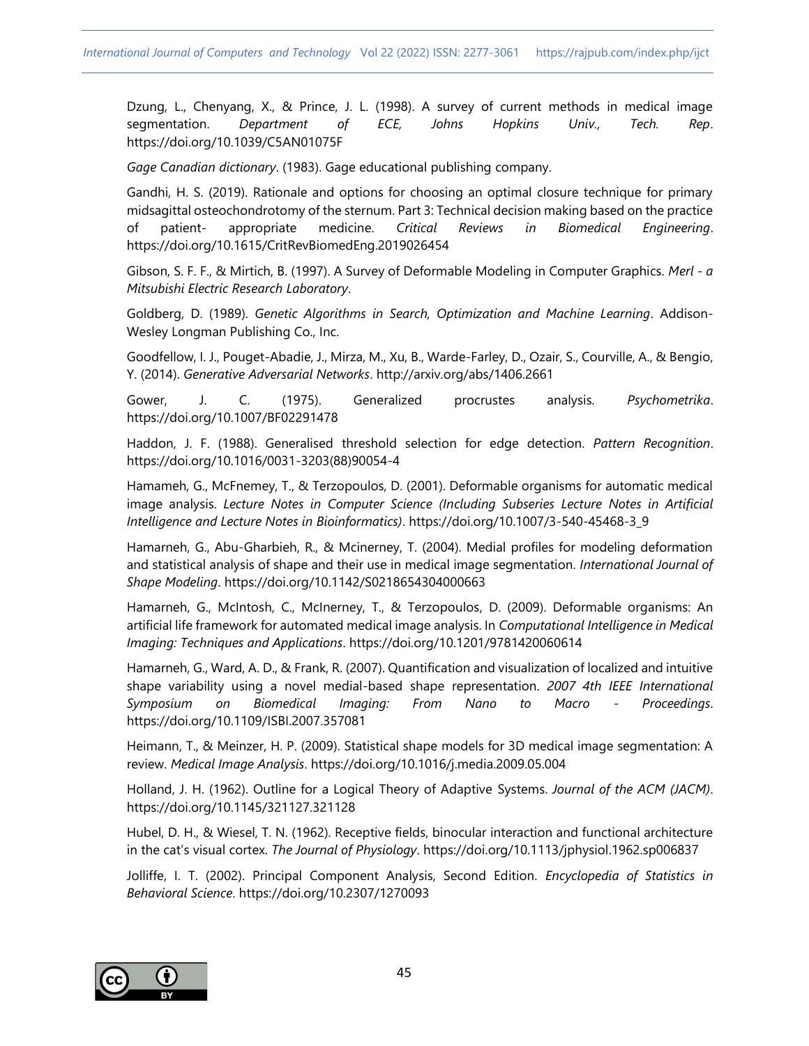Dzung, L., Chenyang, X., & Prince, J. L. (1998). A survey of current methods in medical image segmentation. *Department of ECE, Johns Hopkins Univ., Tech. Rep*. https://doi.org/10.1039/C5AN01075F

*Gage Canadian dictionary*. (1983). Gage educational publishing company.

Gandhi, H. S. (2019). Rationale and options for choosing an optimal closure technique for primary midsagittal osteochondrotomy of the sternum. Part 3: Technical decision making based on the practice of patient- appropriate medicine. *Critical Reviews in Biomedical Engineering*. https://doi.org/10.1615/CritRevBiomedEng.2019026454

Gibson, S. F. F., & Mirtich, B. (1997). A Survey of Deformable Modeling in Computer Graphics. *Merl - a Mitsubishi Electric Research Laboratory*.

Goldberg, D. (1989). *Genetic Algorithms in Search, Optimization and Machine Learning*. Addison-Wesley Longman Publishing Co., Inc.

Goodfellow, I. J., Pouget-Abadie, J., Mirza, M., Xu, B., Warde-Farley, D., Ozair, S., Courville, A., & Bengio, Y. (2014). *Generative Adversarial Networks*. http://arxiv.org/abs/1406.2661

Gower, J. C. (1975). Generalized procrustes analysis. *Psychometrika*. https://doi.org/10.1007/BF02291478

Haddon, J. F. (1988). Generalised threshold selection for edge detection. *Pattern Recognition*. https://doi.org/10.1016/0031-3203(88)90054-4

Hamameh, G., McFnemey, T., & Terzopoulos, D. (2001). Deformable organisms for automatic medical image analysis. *Lecture Notes in Computer Science (Including Subseries Lecture Notes in Artificial Intelligence and Lecture Notes in Bioinformatics)*. https://doi.org/10.1007/3-540-45468-3_9

Hamarneh, G., Abu-Gharbieh, R., & Mcinerney, T. (2004). Medial profiles for modeling deformation and statistical analysis of shape and their use in medical image segmentation. *International Journal of Shape Modeling*. https://doi.org/10.1142/S0218654304000663

Hamarneh, G., McIntosh, C., McInerney, T., & Terzopoulos, D. (2009). Deformable organisms: An artificial life framework for automated medical image analysis. In *Computational Intelligence in Medical Imaging: Techniques and Applications*. https://doi.org/10.1201/9781420060614

Hamarneh, G., Ward, A. D., & Frank, R. (2007). Quantification and visualization of localized and intuitive shape variability using a novel medial-based shape representation. *2007 4th IEEE International Symposium on Biomedical Imaging: From Nano to Macro - Proceedings*. https://doi.org/10.1109/ISBI.2007.357081

Heimann, T., & Meinzer, H. P. (2009). Statistical shape models for 3D medical image segmentation: A review. *Medical Image Analysis*. https://doi.org/10.1016/j.media.2009.05.004

Holland, J. H. (1962). Outline for a Logical Theory of Adaptive Systems. *Journal of the ACM (JACM)*. https://doi.org/10.1145/321127.321128

Hubel, D. H., & Wiesel, T. N. (1962). Receptive fields, binocular interaction and functional architecture in the cat's visual cortex. *The Journal of Physiology*. https://doi.org/10.1113/jphysiol.1962.sp006837

Jolliffe, I. T. (2002). Principal Component Analysis, Second Edition. *Encyclopedia of Statistics in Behavioral Science*. https://doi.org/10.2307/1270093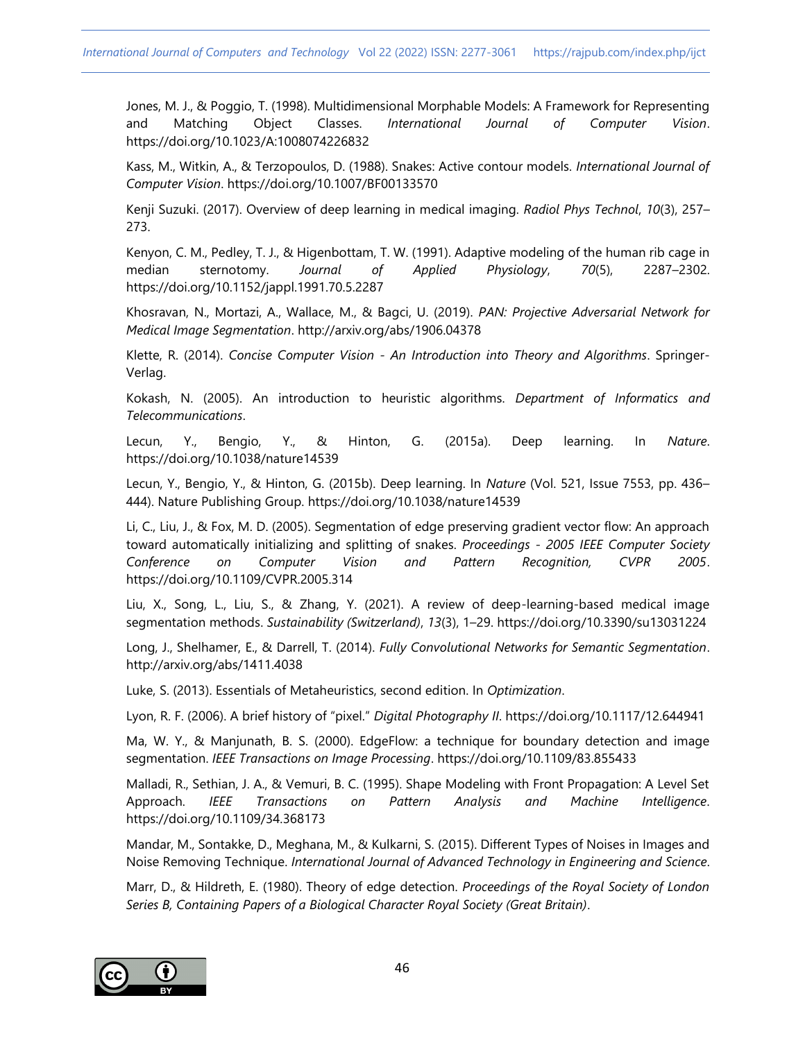Jones, M. J., & Poggio, T. (1998). Multidimensional Morphable Models: A Framework for Representing and Matching Object Classes. *International Journal of Computer Vision*. https://doi.org/10.1023/A:1008074226832

Kass, M., Witkin, A., & Terzopoulos, D. (1988). Snakes: Active contour models. *International Journal of Computer Vision*. https://doi.org/10.1007/BF00133570

Kenji Suzuki. (2017). Overview of deep learning in medical imaging. *Radiol Phys Technol*, *10*(3), 257–273.

Kenyon, C. M., Pedley, T. J., & Higenbottam, T. W. (1991). Adaptive modeling of the human rib cage in median sternotomy. *Journal of Applied Physiology*, *70*(5), 2287–2302. https://doi.org/10.1152/jappl.1991.70.5.2287

Khosravan, N., Mortazi, A., Wallace, M., & Bagci, U. (2019). *PAN: Projective Adversarial Network for Medical Image Segmentation*. http://arxiv.org/abs/1906.04378

Klette, R. (2014). *Concise Computer Vision - An Introduction into Theory and Algorithms*. Springer-Verlag.

Kokash, N. (2005). An introduction to heuristic algorithms. *Department of Informatics and Telecommunications*.

Lecun, Y., Bengio, Y., & Hinton, G. (2015a). Deep learning. In *Nature*. https://doi.org/10.1038/nature14539

Lecun, Y., Bengio, Y., & Hinton, G. (2015b). Deep learning. In *Nature* (Vol. 521, Issue 7553, pp. 436–444). Nature Publishing Group. https://doi.org/10.1038/nature14539

Li, C., Liu, J., & Fox, M. D. (2005). Segmentation of edge preserving gradient vector flow: An approach toward automatically initializing and splitting of snakes. *Proceedings - 2005 IEEE Computer Society Conference on Computer Vision and Pattern Recognition, CVPR 2005*. https://doi.org/10.1109/CVPR.2005.314

Liu, X., Song, L., Liu, S., & Zhang, Y. (2021). A review of deep-learning-based medical image segmentation methods. *Sustainability (Switzerland)*, *13*(3), 1–29. https://doi.org/10.3390/su13031224

Long, J., Shelhamer, E., & Darrell, T. (2014). *Fully Convolutional Networks for Semantic Segmentation*. http://arxiv.org/abs/1411.4038

Luke, S. (2013). Essentials of Metaheuristics, second edition. In *Optimization*.

Lyon, R. F. (2006). A brief history of "pixel." *Digital Photography II*. https://doi.org/10.1117/12.644941

Ma, W. Y., & Manjunath, B. S. (2000). EdgeFlow: a technique for boundary detection and image segmentation. *IEEE Transactions on Image Processing*. https://doi.org/10.1109/83.855433

Malladi, R., Sethian, J. A., & Vemuri, B. C. (1995). Shape Modeling with Front Propagation: A Level Set Approach. *IEEE Transactions on Pattern Analysis and Machine Intelligence*. https://doi.org/10.1109/34.368173

Mandar, M., Sontakke, D., Meghana, M., & Kulkarni, S. (2015). Different Types of Noises in Images and Noise Removing Technique. *International Journal of Advanced Technology in Engineering and Science*.

Marr, D., & Hildreth, E. (1980). Theory of edge detection. *Proceedings of the Royal Society of London Series B, Containing Papers of a Biological Character Royal Society (Great Britain)*.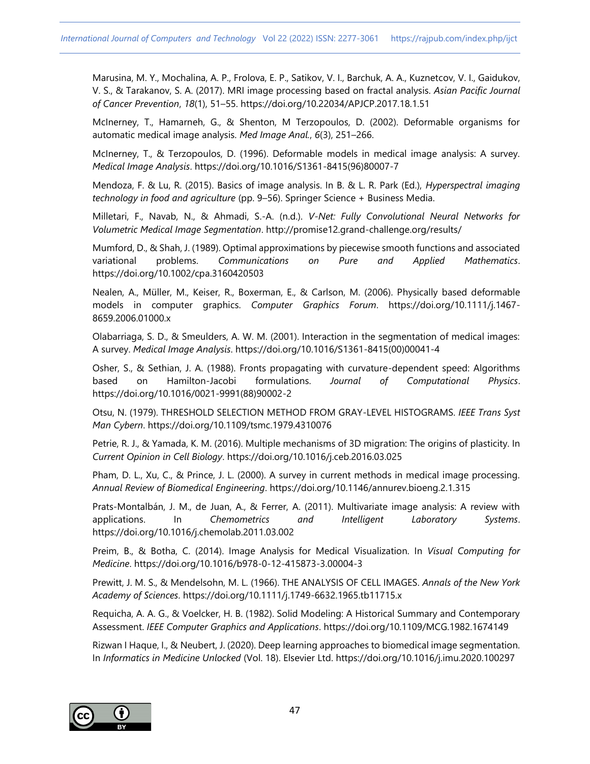Marusina, M. Y., Mochalina, A. P., Frolova, E. P., Satikov, V. I., Barchuk, A. A., Kuznetcov, V. I., Gaidukov, V. S., & Tarakanov, S. A. (2017). MRI image processing based on fractal analysis. *Asian Pacific Journal of Cancer Prevention*, *18*(1), 51–55. https://doi.org/10.22034/APJCP.2017.18.1.51

McInerney, T., Hamarneh, G., & Shenton, M Terzopoulos, D. (2002). Deformable organisms for automatic medical image analysis. *Med Image Anal.*, *6*(3), 251–266.

McInerney, T., & Terzopoulos, D. (1996). Deformable models in medical image analysis: A survey. *Medical Image Analysis*. https://doi.org/10.1016/S1361-8415(96)80007-7

Mendoza, F. & Lu, R. (2015). Basics of image analysis. In B. & L. R. Park (Ed.), *Hyperspectral imaging technology in food and agriculture* (pp. 9–56). Springer Science + Business Media.

Milletari, F., Navab, N., & Ahmadi, S.-A. (n.d.). *V-Net: Fully Convolutional Neural Networks for Volumetric Medical Image Segmentation*. http://promise12.grand-challenge.org/results/

Mumford, D., & Shah, J. (1989). Optimal approximations by piecewise smooth functions and associated variational problems. *Communications on Pure and Applied Mathematics*. https://doi.org/10.1002/cpa.3160420503

Nealen, A., Müller, M., Keiser, R., Boxerman, E., & Carlson, M. (2006). Physically based deformable models in computer graphics. *Computer Graphics Forum*. https://doi.org/10.1111/j.1467-8659.2006.01000.x

Olabarriaga, S. D., & Smeulders, A. W. M. (2001). Interaction in the segmentation of medical images: A survey. *Medical Image Analysis*. https://doi.org/10.1016/S1361-8415(00)00041-4

Osher, S., & Sethian, J. A. (1988). Fronts propagating with curvature-dependent speed: Algorithms based on Hamilton-Jacobi formulations. *Journal of Computational Physics*. https://doi.org/10.1016/0021-9991(88)90002-2

Otsu, N. (1979). THRESHOLD SELECTION METHOD FROM GRAY-LEVEL HISTOGRAMS. *IEEE Trans Syst Man Cybern*. https://doi.org/10.1109/tsmc.1979.4310076

Petrie, R. J., & Yamada, K. M. (2016). Multiple mechanisms of 3D migration: The origins of plasticity. In *Current Opinion in Cell Biology*. https://doi.org/10.1016/j.ceb.2016.03.025

Pham, D. L., Xu, C., & Prince, J. L. (2000). A survey in current methods in medical image processing. *Annual Review of Biomedical Engineering*. https://doi.org/10.1146/annurev.bioeng.2.1.315

Prats-Montalbán, J. M., de Juan, A., & Ferrer, A. (2011). Multivariate image analysis: A review with applications. In *Chemometrics and Intelligent Laboratory Systems*. https://doi.org/10.1016/j.chemolab.2011.03.002

Preim, B., & Botha, C. (2014). Image Analysis for Medical Visualization. In *Visual Computing for Medicine*. https://doi.org/10.1016/b978-0-12-415873-3.00004-3

Prewitt, J. M. S., & Mendelsohn, M. L. (1966). THE ANALYSIS OF CELL IMAGES. *Annals of the New York Academy of Sciences*. https://doi.org/10.1111/j.1749-6632.1965.tb11715.x

Requicha, A. A. G., & Voelcker, H. B. (1982). Solid Modeling: A Historical Summary and Contemporary Assessment. *IEEE Computer Graphics and Applications*. https://doi.org/10.1109/MCG.1982.1674149

Rizwan I Haque, I., & Neubert, J. (2020). Deep learning approaches to biomedical image segmentation. In *Informatics in Medicine Unlocked* (Vol. 18). Elsevier Ltd. https://doi.org/10.1016/j.imu.2020.100297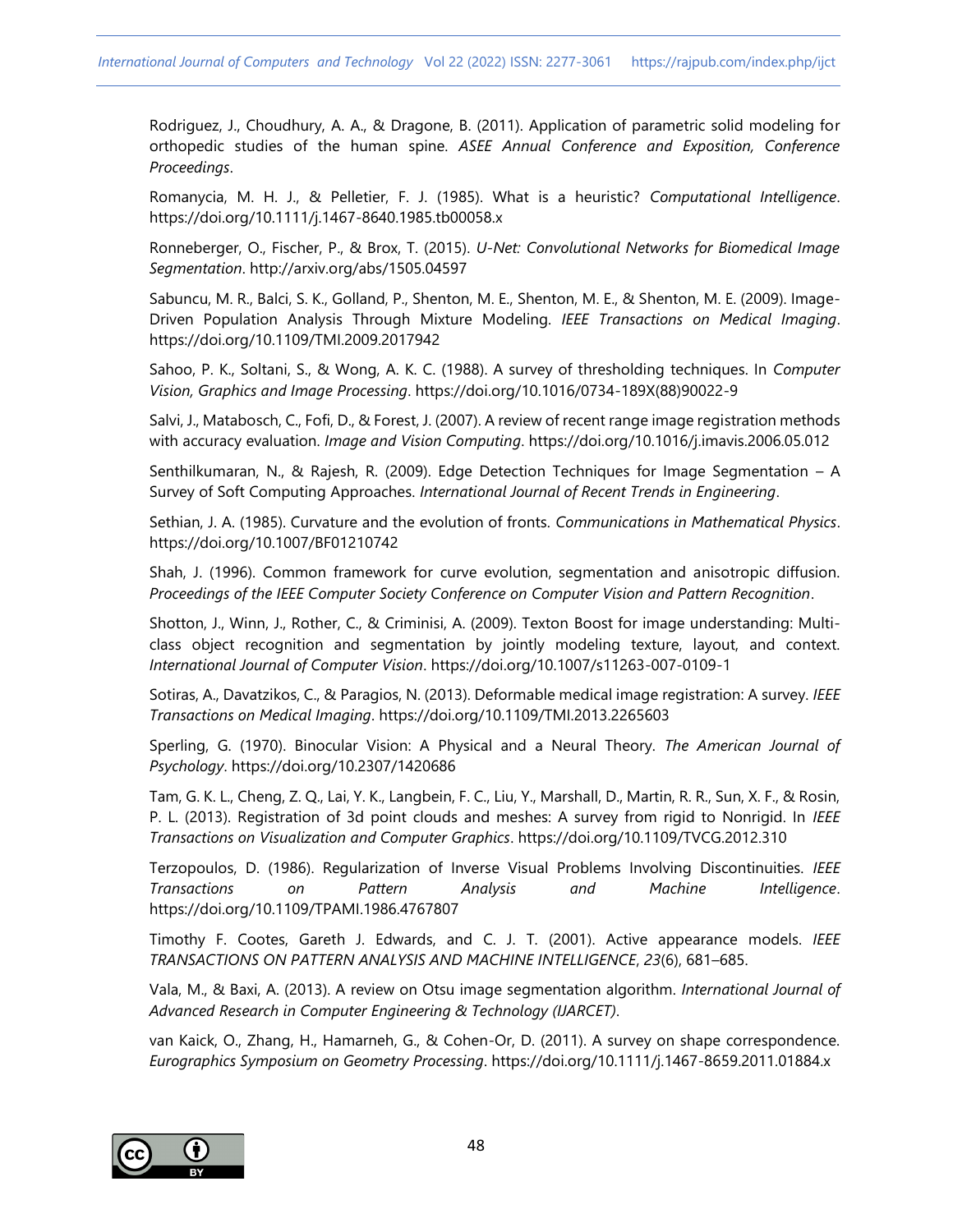Rodriguez, J., Choudhury, A. A., & Dragone, B. (2011). Application of parametric solid modeling for orthopedic studies of the human spine. *ASEE Annual Conference and Exposition, Conference Proceedings*.

Romanycia, M. H. J., & Pelletier, F. J. (1985). What is a heuristic? *Computational Intelligence*. https://doi.org/10.1111/j.1467-8640.1985.tb00058.x

Ronneberger, O., Fischer, P., & Brox, T. (2015). *U-Net: Convolutional Networks for Biomedical Image Segmentation*. http://arxiv.org/abs/1505.04597

Sabuncu, M. R., Balci, S. K., Golland, P., Shenton, M. E., Shenton, M. E., & Shenton, M. E. (2009). Image-Driven Population Analysis Through Mixture Modeling. *IEEE Transactions on Medical Imaging*. https://doi.org/10.1109/TMI.2009.2017942

Sahoo, P. K., Soltani, S., & Wong, A. K. C. (1988). A survey of thresholding techniques. In *Computer Vision, Graphics and Image Processing*. https://doi.org/10.1016/0734-189X(88)90022-9

Salvi, J., Matabosch, C., Fofi, D., & Forest, J. (2007). A review of recent range image registration methods with accuracy evaluation. *Image and Vision Computing*. https://doi.org/10.1016/j.imavis.2006.05.012

Senthilkumaran, N., & Rajesh, R. (2009). Edge Detection Techniques for Image Segmentation – A Survey of Soft Computing Approaches. *International Journal of Recent Trends in Engineering*.

Sethian, J. A. (1985). Curvature and the evolution of fronts. *Communications in Mathematical Physics*. https://doi.org/10.1007/BF01210742

Shah, J. (1996). Common framework for curve evolution, segmentation and anisotropic diffusion. *Proceedings of the IEEE Computer Society Conference on Computer Vision and Pattern Recognition*.

Shotton, J., Winn, J., Rother, C., & Criminisi, A. (2009). Texton Boost for image understanding: Multi-class object recognition and segmentation by jointly modeling texture, layout, and context. *International Journal of Computer Vision*. https://doi.org/10.1007/s11263-007-0109-1

Sotiras, A., Davatzikos, C., & Paragios, N. (2013). Deformable medical image registration: A survey. *IEEE Transactions on Medical Imaging*. https://doi.org/10.1109/TMI.2013.2265603

Sperling, G. (1970). Binocular Vision: A Physical and a Neural Theory. *The American Journal of Psychology*. https://doi.org/10.2307/1420686

Tam, G. K. L., Cheng, Z. Q., Lai, Y. K., Langbein, F. C., Liu, Y., Marshall, D., Martin, R. R., Sun, X. F., & Rosin, P. L. (2013). Registration of 3d point clouds and meshes: A survey from rigid to Nonrigid. In *IEEE Transactions on Visualization and Computer Graphics*. https://doi.org/10.1109/TVCG.2012.310

Terzopoulos, D. (1986). Regularization of Inverse Visual Problems Involving Discontinuities. *IEEE Transactions on Pattern Analysis and Machine Intelligence*. https://doi.org/10.1109/TPAMI.1986.4767807

Timothy F. Cootes, Gareth J. Edwards, and C. J. T. (2001). Active appearance models. *IEEE TRANSACTIONS ON PATTERN ANALYSIS AND MACHINE INTELLIGENCE*, *23*(6), 681–685.

Vala, M., & Baxi, A. (2013). A review on Otsu image segmentation algorithm. *International Journal of Advanced Research in Computer Engineering & Technology (IJARCET)*.

van Kaick, O., Zhang, H., Hamarneh, G., & Cohen-Or, D. (2011). A survey on shape correspondence. *Eurographics Symposium on Geometry Processing*. https://doi.org/10.1111/j.1467-8659.2011.01884.x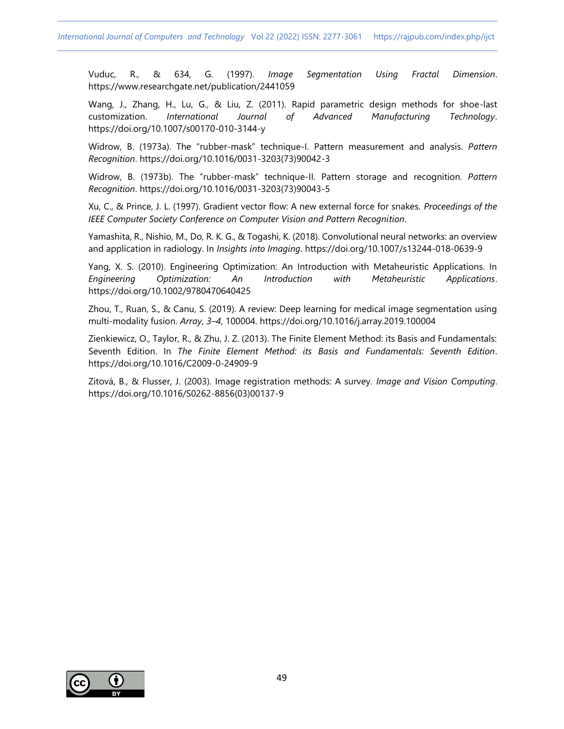Vuduc, R., & 634, G. (1997). *Image Segmentation Using Fractal Dimension*. https://www.researchgate.net/publication/2441059

Wang, J., Zhang, H., Lu, G., & Liu, Z. (2011). Rapid parametric design methods for shoe-last customization. *International Journal of Advanced Manufacturing Technology*. https://doi.org/10.1007/s00170-010-3144-y

Widrow, B. (1973a). The "rubber-mask" technique-I. Pattern measurement and analysis. *Pattern Recognition*. https://doi.org/10.1016/0031-3203(73)90042-3

Widrow, B. (1973b). The "rubber-mask" technique-II. Pattern storage and recognition. *Pattern Recognition*. https://doi.org/10.1016/0031-3203(73)90043-5

Xu, C., & Prince, J. L. (1997). Gradient vector flow: A new external force for snakes. *Proceedings of the IEEE Computer Society Conference on Computer Vision and Pattern Recognition*.

Yamashita, R., Nishio, M., Do, R. K. G., & Togashi, K. (2018). Convolutional neural networks: an overview and application in radiology. In *Insights into Imaging*. https://doi.org/10.1007/s13244-018-0639-9

Yang, X. S. (2010). Engineering Optimization: An Introduction with Metaheuristic Applications. In *Engineering Optimization: An Introduction with Metaheuristic Applications*. https://doi.org/10.1002/9780470640425

Zhou, T., Ruan, S., & Canu, S. (2019). A review: Deep learning for medical image segmentation using multi-modality fusion. *Array*, *3–4*, 100004. https://doi.org/10.1016/j.array.2019.100004

Zienkiewicz, O., Taylor, R., & Zhu, J. Z. (2013). The Finite Element Method: its Basis and Fundamentals: Seventh Edition. In *The Finite Element Method: its Basis and Fundamentals: Seventh Edition*. https://doi.org/10.1016/C2009-0-24909-9

Zitová, B., & Flusser, J. (2003). Image registration methods: A survey. *Image and Vision Computing*. https://doi.org/10.1016/S0262-8856(03)00137-9